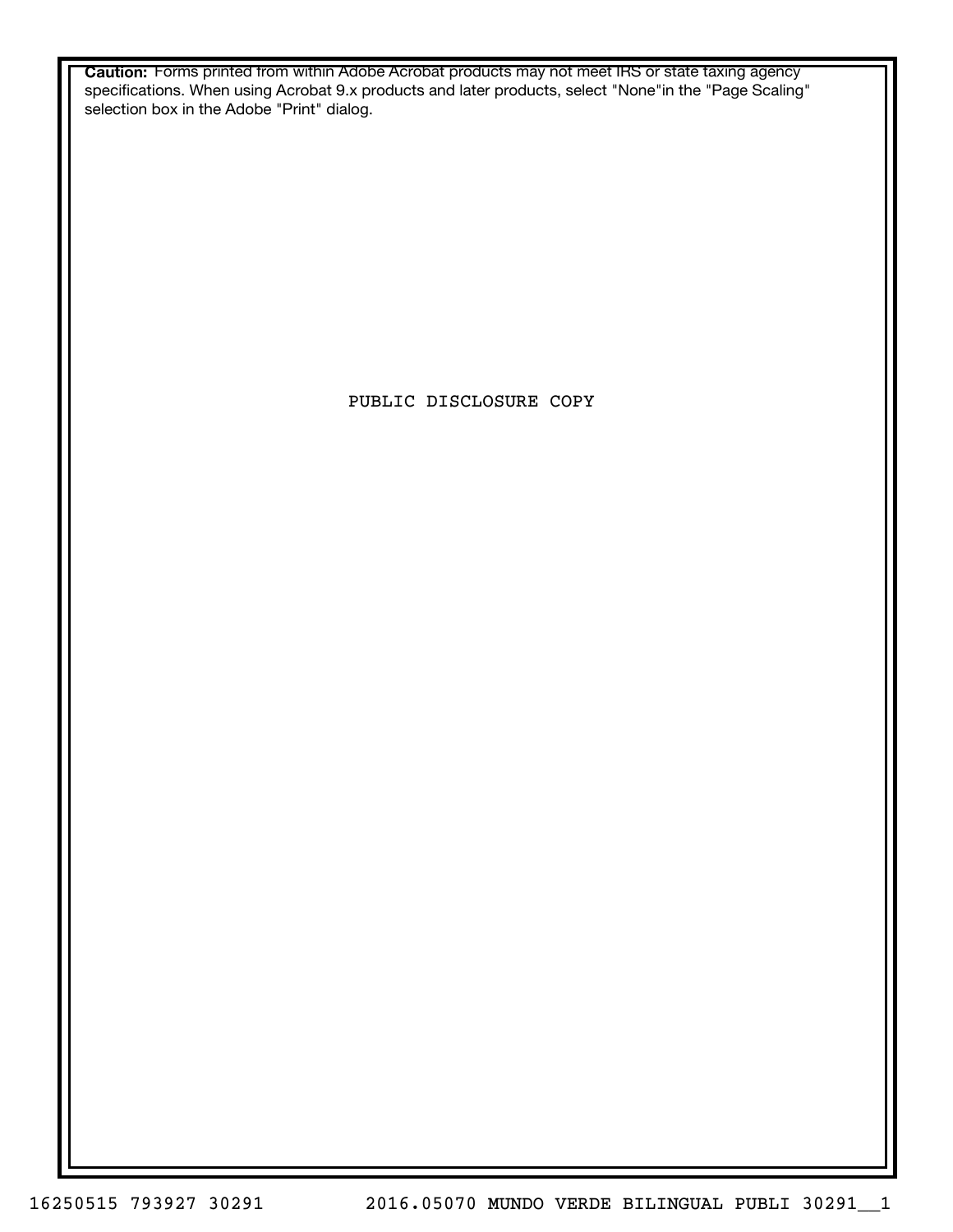**Caution:** Forms printed from within Adobe Acrobat products may not meet IRS or state taxing agency specifications. When using Acrobat 9.x products and later products, select "None"in the "Page Scaling" selection box in the Adobe "Print" dialog.

PUBLIC DISCLOSURE COPY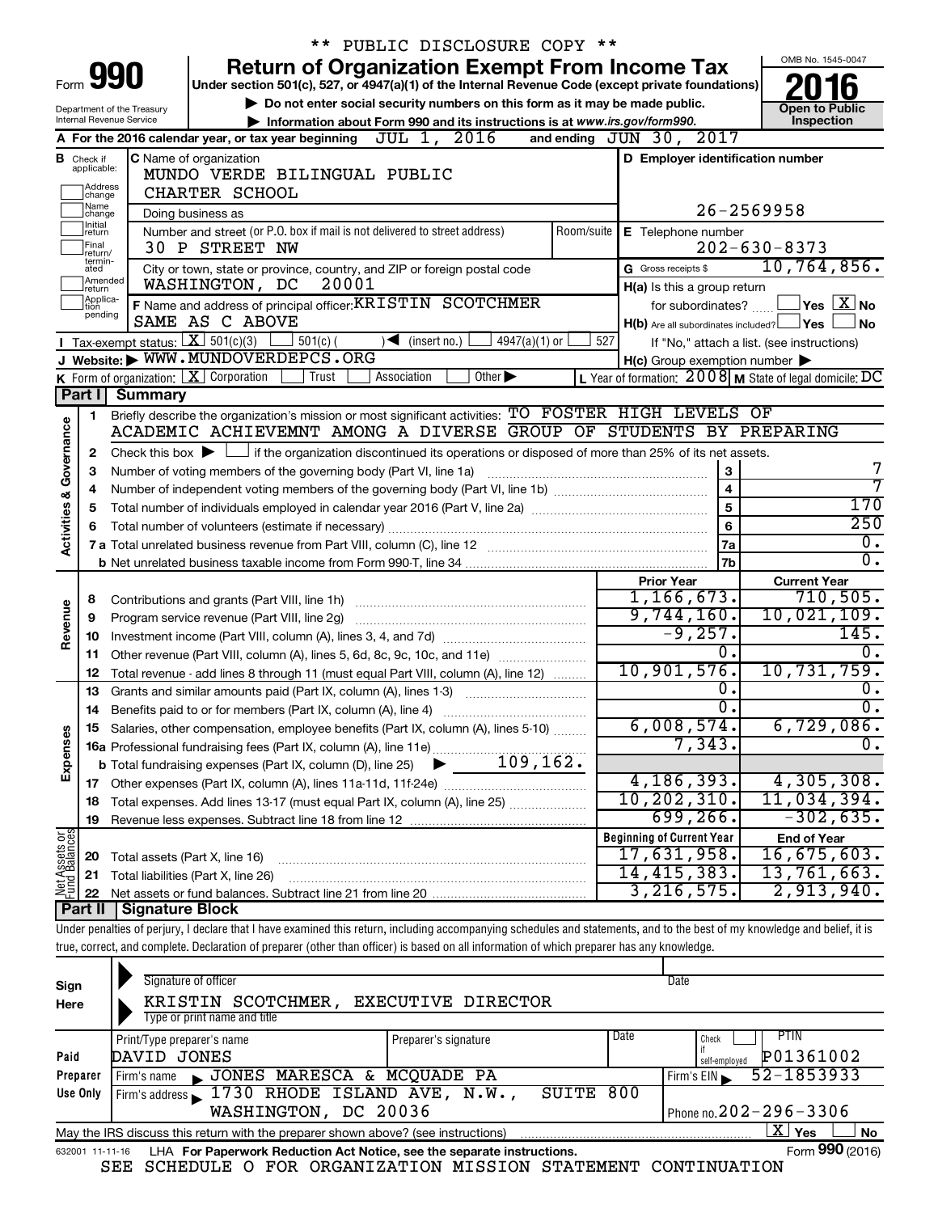\*\* PUBLIC DISCLOSURE COPY \*\*

# Form 990 — Return of Organization Exempt From Income Tax (2016)

Under section 501(c), 527, or 4947(a)(1) of the Internal Revenue Code (except private foundations)

▶ Do not enter social security numbers on this form as it may be made public.

▶ Information about Form 990 and its instructions is at www.irs.gov/form990.

Department of the Treasury
Internal Revenue Service

OMB No. 1545-0047

**Open to Public Inspection**

**A** For the 2016 calendar year, or tax year beginning JUL 1, 2016 and ending JUN 30, 2017

**B** Check if applicable: Address change, Name change, Initial return, Final return/terminated, Amended return, Application pending

**C** Name of organization: MUNDO VERDE BILINGUAL PUBLIC CHARTER SCHOOL

Doing business as

Number and street (or P.O. box if mail is not delivered to street address): 30 P STREET NW

City or town, state or province, country, and ZIP or foreign postal code: WASHINGTON, DC 20001

**D** Employer identification number: 26-2569958

**E** Telephone number: 202-630-8373

**G** Gross receipts $ 10,764,856.

**F** Name and address of principal officer: KRISTIN SCOTCHMER, SAME AS C ABOVE

**H(a)** Is this a group return for subordinates? ☐ Yes ☒ No

**H(b)** Are all subordinates included? ☐ Yes ☐ No — If "No," attach a list. (see instructions)

**H(c)** Group exemption number ▶

**I** Tax-exempt status: ☒ 501(c)(3) ☐ 501(c) ( ) ◀ (insert no.) ☐ 4947(a)(1) or ☐ 527

**J** Website: ▶ WWW.MUNDOVERDEPCS.ORG

**K** Form of organization: ☒ Corporation ☐ Trust ☐ Association ☐ Other ▶

**L** Year of formation: 2008 **M** State of legal domicile: DC

## Part I Summary

**Activities & Governance**

1. Briefly describe the organization's mission or most significant activities: TO FOSTER HIGH LEVELS OF ACADEMIC ACHIEVEMNT AMONG A DIVERSE GROUP OF STUDENTS BY PREPARING
2. Check this box ▶ ☐ if the organization discontinued its operations or disposed of more than 25% of its net assets.

| Line | Description | | Value |
|---|---|---|---|
| 3 | Number of voting members of the governing body (Part VI, line 1a) | 3 | 7 |
| 4 | Number of independent voting members of the governing body (Part VI, line 1b) | 4 | 7 |
| 5 | Total number of individuals employed in calendar year 2016 (Part V, line 2a) | 5 | 170 |
| 6 | Total number of volunteers (estimate if necessary) | 6 | 250 |
| 7a | Total unrelated business revenue from Part VIII, column (C), line 12 | 7a | 0. |
| 7b | Net unrelated business taxable income from Form 990-T, line 34 | 7b | 0. |

| Line | Description | Prior Year | Current Year |
|---|---|---|---|
| **Revenue** | | | |
| 8 | Contributions and grants (Part VIII, line 1h) | 1,166,673. | 710,505. |
| 9 | Program service revenue (Part VIII, line 2g) | 9,744,160. | 10,021,109. |
| 10 | Investment income (Part VIII, column (A), lines 3, 4, and 7d) | -9,257. | 145. |
| 11 | Other revenue (Part VIII, column (A), lines 5, 6d, 8c, 9c, 10c, and 11e) | 0. | 0. |
| 12 | Total revenue - add lines 8 through 11 (must equal Part VIII, column (A), line 12) | 10,901,576. | 10,731,759. |
| **Expenses** | | | |
| 13 | Grants and similar amounts paid (Part IX, column (A), lines 1-3) | 0. | 0. |
| 14 | Benefits paid to or for members (Part IX, column (A), line 4) | 0. | 0. |
| 15 | Salaries, other compensation, employee benefits (Part IX, column (A), lines 5-10) | 6,008,574. | 6,729,086. |
| 16a | Professional fundraising fees (Part IX, column (A), line 11e) | 7,343. | 0. |
| b | Total fundraising expenses (Part IX, column (D), line 25) ▶ 109,162. | | |
| 17 | Other expenses (Part IX, column (A), lines 11a-11d, 11f-24e) | 4,186,393. | 4,305,308. |
| 18 | Total expenses. Add lines 13-17 (must equal Part IX, column (A), line 25) | 10,202,310. | 11,034,394. |
| 19 | Revenue less expenses. Subtract line 18 from line 12 | 699,266. | -302,635. |

| Line | Net Assets or Fund Balances | Beginning of Current Year | End of Year |
|---|---|---|---|
| 20 | Total assets (Part X, line 16) | 17,631,958. | 16,675,603. |
| 21 | Total liabilities (Part X, line 26) | 14,415,383. | 13,761,663. |
| 22 | Net assets or fund balances. Subtract line 21 from line 20 | 3,216,575. | 2,913,940. |

## Part II Signature Block

Under penalties of perjury, I declare that I have examined this return, including accompanying schedules and statements, and to the best of my knowledge and belief, it is true, correct, and complete. Declaration of preparer (other than officer) is based on all information of which preparer has any knowledge.

**Sign Here**

Signature of officer — Date

KRISTIN SCOTCHMER, EXECUTIVE DIRECTOR
Type or print name and title

**Paid Preparer Use Only**

| Print/Type preparer's name | Preparer's signature | Date | Check if self-employed | PTIN |
|---|---|---|---|---|
| DAVID JONES | | | ☐ | P01361002 |

Firm's name ▶ JONES MARESCA & MCQUADE PA — Firm's EIN ▶ 52-1853933

Firm's address ▶ 1730 RHODE ISLAND AVE, N.W., SUITE 800, WASHINGTON, DC 20036 — Phone no. 202-296-3306

May the IRS discuss this return with the preparer shown above? (see instructions) ☒ Yes ☐ No

632001 11-11-16 LHA For Paperwork Reduction Act Notice, see the separate instructions. Form **990** (2016)

SEE SCHEDULE O FOR ORGANIZATION MISSION STATEMENT CONTINUATION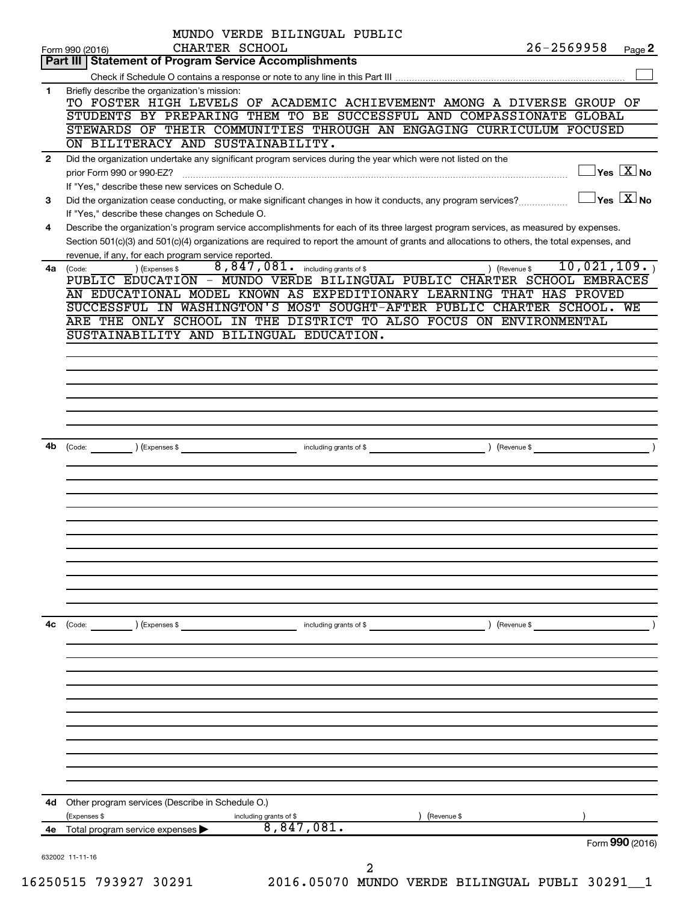MUNDO VERDE BILINGUAL PUBLIC CHARTER SCHOOL

Form 990 (2016) 26-2569958 Page 2

## Part III | Statement of Program Service Accomplishments

Check if Schedule O contains a response or note to any line in this Part III ☐

**1** Briefly describe the organization's mission:

TO FOSTER HIGH LEVELS OF ACADEMIC ACHIEVEMENT AMONG A DIVERSE GROUP OF STUDENTS BY PREPARING THEM TO BE SUCCESSFUL AND COMPASSIONATE GLOBAL STEWARDS OF THEIR COMMUNITIES THROUGH AN ENGAGING CURRICULUM FOCUSED ON BILITERACY AND SUSTAINABILITY.

**2** Did the organization undertake any significant program services during the year which were not listed on the prior Form 990 or 990-EZ? ☐ Yes ☒ No

If "Yes," describe these new services on Schedule O.

**3** Did the organization cease conducting, or make significant changes in how it conducts, any program services? ☐ Yes ☒ No

If "Yes," describe these changes on Schedule O.

**4** Describe the organization's program service accomplishments for each of its three largest program services, as measured by expenses. Section 501(c)(3) and 501(c)(4) organizations are required to report the amount of grants and allocations to others, the total expenses, and revenue, if any, for each program service reported.

**4a** (Code: ) (Expenses $ 8,847,081. including grants of $ ) (Revenue $ 10,021,109. )

PUBLIC EDUCATION - MUNDO VERDE BILINGUAL PUBLIC CHARTER SCHOOL EMBRACES AN EDUCATIONAL MODEL KNOWN AS EXPEDITIONARY LEARNING THAT HAS PROVED SUCCESSFUL IN WASHINGTON'S MOST SOUGHT-AFTER PUBLIC CHARTER SCHOOL. WE ARE THE ONLY SCHOOL IN THE DISTRICT TO ALSO FOCUS ON ENVIRONMENTAL SUSTAINABILITY AND BILINGUAL EDUCATION.

**4b** (Code: ) (Expenses $ including grants of $ ) (Revenue $ )

**4c** (Code: ) (Expenses $ including grants of $ ) (Revenue $ )

**4d** Other program services (Describe in Schedule O.)

(Expenses $ including grants of $ ) (Revenue $ )

**4e** Total program services expenses ▶ 8,847,081.

Form **990** (2016)

632002 11-11-16

16250515 793927 30291 2016.05070 MUNDO VERDE BILINGUAL PUBLI 30291__1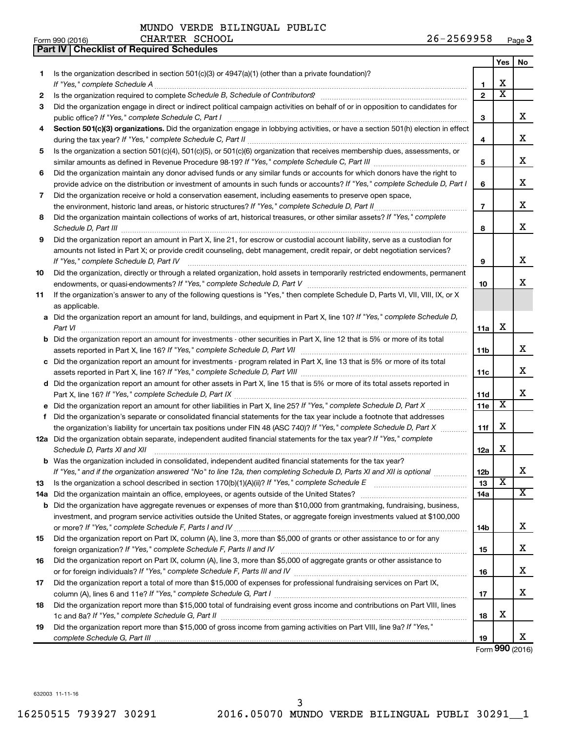MUNDO VERDE BILINGUAL PUBLIC CHARTER SCHOOL 26-2569958

Form 990 (2016) Page 3

**Part IV | Checklist of Required Schedules**

| | | | Yes | No |
|---|---|---|---|---|
| 1 | Is the organization described in section 501(c)(3) or 4947(a)(1) (other than a private foundation)? *If "Yes," complete Schedule A* | 1 | X | |
| 2 | Is the organization required to complete *Schedule B, Schedule of Contributors*? | 2 | X | |
| 3 | Did the organization engage in direct or indirect political campaign activities on behalf of or in opposition to candidates for public office? *If "Yes," complete Schedule C, Part I* | 3 | | X |
| 4 | **Section 501(c)(3) organizations.** Did the organization engage in lobbying activities, or have a section 501(h) election in effect during the tax year? *If "Yes," complete Schedule C, Part II* | 4 | | X |
| 5 | Is the organization a section 501(c)(4), 501(c)(5), or 501(c)(6) organization that receives membership dues, assessments, or similar amounts as defined in Revenue Procedure 98-19? *If "Yes," complete Schedule C, Part III* | 5 | | X |
| 6 | Did the organization maintain any donor advised funds or any similar funds or accounts for which donors have the right to provide advice on the distribution or investment of amounts in such funds or accounts? *If "Yes," complete Schedule D, Part I* | 6 | | X |
| 7 | Did the organization receive or hold a conservation easement, including easements to preserve open space, the environment, historic land areas, or historic structures? *If "Yes," complete Schedule D, Part II* | 7 | | X |
| 8 | Did the organization maintain collections of works of art, historical treasures, or other similar assets? *If "Yes," complete Schedule D, Part III* | 8 | | X |
| 9 | Did the organization report an amount in Part X, line 21, for escrow or custodial account liability, serve as a custodian for amounts not listed in Part X; or provide credit counseling, debt management, credit repair, or debt negotiation services? *If "Yes," complete Schedule D, Part IV* | 9 | | X |
| 10 | Did the organization, directly or through a related organization, hold assets in temporarily restricted endowments, permanent endowments, or quasi-endowments? *If "Yes," complete Schedule D, Part V* | 10 | | X |
| 11 | If the organization's answer to any of the following questions is "Yes," then complete Schedule D, Parts VI, VII, VIII, IX, or X as applicable. | | | |
| a | Did the organization report an amount for land, buildings, and equipment in Part X, line 10? *If "Yes," complete Schedule D, Part VI* | 11a | X | |
| b | Did the organization report an amount for investments - other securities in Part X, line 12 that is 5% or more of its total assets reported in Part X, line 16? *If "Yes," complete Schedule D, Part VII* | 11b | | X |
| c | Did the organization report an amount for investments - program related in Part X, line 13 that is 5% or more of its total assets reported in Part X, line 16? *If "Yes," complete Schedule D, Part VIII* | 11c | | X |
| d | Did the organization report an amount for other assets in Part X, line 15 that is 5% or more of its total assets reported in Part X, line 16? *If "Yes," complete Schedule D, Part IX* | 11d | | X |
| e | Did the organization report an amount for other liabilities in Part X, line 25? *If "Yes," complete Schedule D, Part X* | 11e | X | |
| f | Did the organization's separate or consolidated financial statements for the tax year include a footnote that addresses the organization's liability for uncertain tax positions under FIN 48 (ASC 740)? *If "Yes," complete Schedule D, Part X* | 11f | X | |
| 12a | Did the organization obtain separate, independent audited financial statements for the tax year? *If "Yes," complete Schedule D, Parts XI and XII* | 12a | X | |
| b | Was the organization included in consolidated, independent audited financial statements for the tax year? *If "Yes," and if the organization answered "No" to line 12a, then completing Schedule D, Parts XI and XII is optional* | 12b | | X |
| 13 | Is the organization a school described in section 170(b)(1)(A)(ii)? *If "Yes," complete Schedule E* | 13 | X | |
| 14a | Did the organization maintain an office, employees, or agents outside of the United States? | 14a | | X |
| b | Did the organization have aggregate revenues or expenses of more than $10,000 from grantmaking, fundraising, business, investment, and program service activities outside the United States, or aggregate foreign investments valued at $100,000 or more? *If "Yes," complete Schedule F, Parts I and IV* | 14b | | X |
| 15 | Did the organization report on Part IX, column (A), line 3, more than $5,000 of grants or other assistance to or for any foreign organization? *If "Yes," complete Schedule F, Parts II and IV* | 15 | | X |
| 16 | Did the organization report on Part IX, column (A), line 3, more than $5,000 of aggregate grants or other assistance to or for foreign individuals? *If "Yes," complete Schedule F, Parts III and IV* | 16 | | X |
| 17 | Did the organization report a total of more than $15,000 of expenses for professional fundraising services on Part IX, column (A), lines 6 and 11e? *If "Yes," complete Schedule G, Part I* | 17 | | X |
| 18 | Did the organization report more than $15,000 total of fundraising event gross income and contributions on Part VIII, lines 1c and 8a? *If "Yes," complete Schedule G, Part II* | 18 | X | |
| 19 | Did the organization report more than $15,000 of gross income from gaming activities on Part VIII, line 9a? *If "Yes," complete Schedule G, Part III* | 19 | | X |

Form **990** (2016)

632003 11-11-16

16250515 793927 30291 2016.05070 MUNDO VERDE BILINGUAL PUBLI 30291__1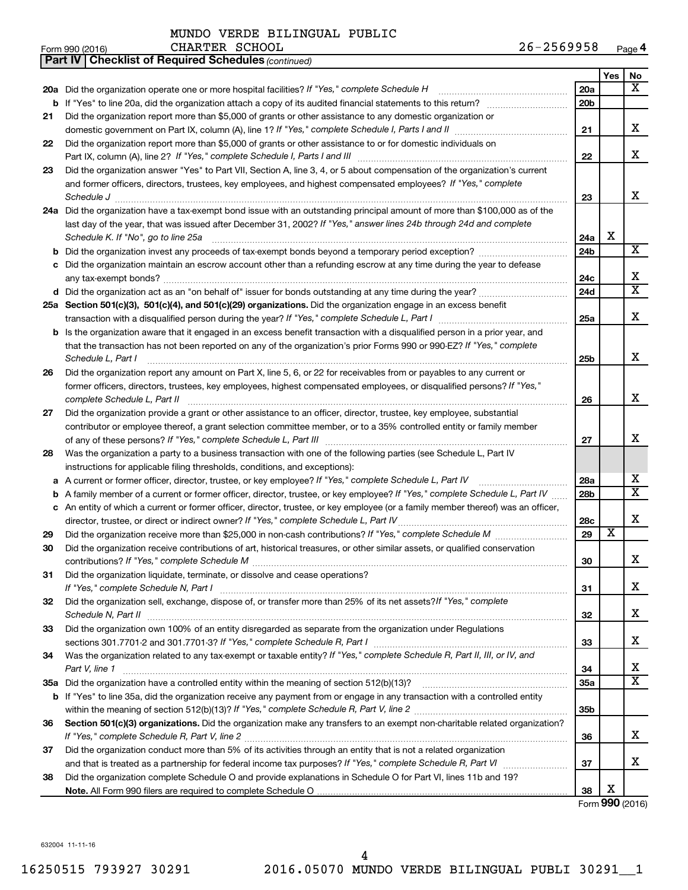Form 990 (2016) MUNDO VERDE BILINGUAL PUBLIC CHARTER SCHOOL 26-2569958 Page 4

**Part IV | Checklist of Required Schedules** *(continued)*

| | | | Yes | No |
|---|---|---|---|---|
| **20a** | Did the organization operate one or more hospital facilities? *If "Yes," complete Schedule H* | **20a** | | X |
| **b** | If "Yes" to line 20a, did the organization attach a copy of its audited financial statements to this return? | **20b** | | |
| **21** | Did the organization report more than $5,000 of grants or other assistance to any domestic organization or domestic government on Part IX, column (A), line 1? *If "Yes," complete Schedule I, Parts I and II* | **21** | | X |
| **22** | Did the organization report more than $5,000 of grants or other assistance to or for domestic individuals on Part IX, column (A), line 2? *If "Yes," complete Schedule I, Parts I and III* | **22** | | X |
| **23** | Did the organization answer "Yes" to Part VII, Section A, line 3, 4, or 5 about compensation of the organization's current and former officers, directors, trustees, key employees, and highest compensated employees? *If "Yes," complete Schedule J* | **23** | | X |
| **24a** | Did the organization have a tax-exempt bond issue with an outstanding principal amount of more than $100,000 as of the last day of the year, that was issued after December 31, 2002? *If "Yes," answer lines 24b through 24d and complete Schedule K. If "No", go to line 25a* | **24a** | X | |
| **b** | Did the organization invest any proceeds of tax-exempt bonds beyond a temporary period exception? | **24b** | | X |
| **c** | Did the organization maintain an escrow account other than a refunding escrow at any time during the year to defease any tax-exempt bonds? | **24c** | | X |
| **d** | Did the organization act as an "on behalf of" issuer for bonds outstanding at any time during the year? | **24d** | | X |
| **25a** | **Section 501(c)(3), 501(c)(4), and 501(c)(29) organizations.** Did the organization engage in an excess benefit transaction with a disqualified person during the year? *If "Yes," complete Schedule L, Part I* | **25a** | | X |
| **b** | Is the organization aware that it engaged in an excess benefit transaction with a disqualified person in a prior year, and that the transaction has not been reported on any of the organization's prior Forms 990 or 990-EZ? *If "Yes," complete Schedule L, Part I* | **25b** | | X |
| **26** | Did the organization report any amount on Part X, line 5, 6, or 22 for receivables from or payables to any current or former officers, directors, trustees, key employees, highest compensated employees, or disqualified persons? *If "Yes," complete Schedule L, Part II* | **26** | | X |
| **27** | Did the organization provide a grant or other assistance to an officer, director, trustee, key employee, substantial contributor or employee thereof, a grant selection committee member, or to a 35% controlled entity or family member of any of these persons? *If "Yes," complete Schedule L, Part III* | **27** | | X |
| **28** | Was the organization a party to a business transaction with one of the following parties (see Schedule L, Part IV instructions for applicable filing thresholds, conditions, and exceptions): | | | |
| **a** | A current or former officer, director, trustee, or key employee? *If "Yes," complete Schedule L, Part IV* | **28a** | | X |
| **b** | A family member of a current or former officer, director, trustee, or key employee? *If "Yes," complete Schedule L, Part IV* | **28b** | | X |
| **c** | An entity of which a current or former officer, director, trustee, or key employee (or a family member thereof) was an officer, director, trustee, or direct or indirect owner? *If "Yes," complete Schedule L, Part IV* | **28c** | | X |
| **29** | Did the organization receive more than $25,000 in non-cash contributions? *If "Yes," complete Schedule M* | **29** | X | |
| **30** | Did the organization receive contributions of art, historical treasures, or other similar assets, or qualified conservation contributions? *If "Yes," complete Schedule M* | **30** | | X |
| **31** | Did the organization liquidate, terminate, or dissolve and cease operations? *If "Yes," complete Schedule N, Part I* | **31** | | X |
| **32** | Did the organization sell, exchange, dispose of, or transfer more than 25% of its net assets? *If "Yes," complete Schedule N, Part II* | **32** | | X |
| **33** | Did the organization own 100% of an entity disregarded as separate from the organization under Regulations sections 301.7701-2 and 301.7701-3? *If "Yes," complete Schedule R, Part I* | **33** | | X |
| **34** | Was the organization related to any tax-exempt or taxable entity? *If "Yes," complete Schedule R, Part II, III, or IV, and Part V, line 1* | **34** | | X |
| **35a** | Did the organization have a controlled entity within the meaning of section 512(b)(13)? | **35a** | | X |
| **b** | If "Yes" to line 35a, did the organization receive any payment from or engage in any transaction with a controlled entity within the meaning of section 512(b)(13)? *If "Yes," complete Schedule R, Part V, line 2* | **35b** | | |
| **36** | **Section 501(c)(3) organizations.** Did the organization make any transfers to an exempt non-charitable related organization? *If "Yes," complete Schedule R, Part V, line 2* | **36** | | X |
| **37** | Did the organization conduct more than 5% of its activities through an entity that is not a related organization and that is treated as a partnership for federal income tax purposes? *If "Yes," complete Schedule R, Part VI* | **37** | | X |
| **38** | Did the organization complete Schedule O and provide explanations in Schedule O for Part VI, lines 11b and 19? **Note.** All Form 990 filers are required to complete Schedule O | **38** | X | |

Form **990** (2016)

632004 11-11-16

16250515 793927 30291 2016.05070 MUNDO VERDE BILINGUAL PUBLI 30291__1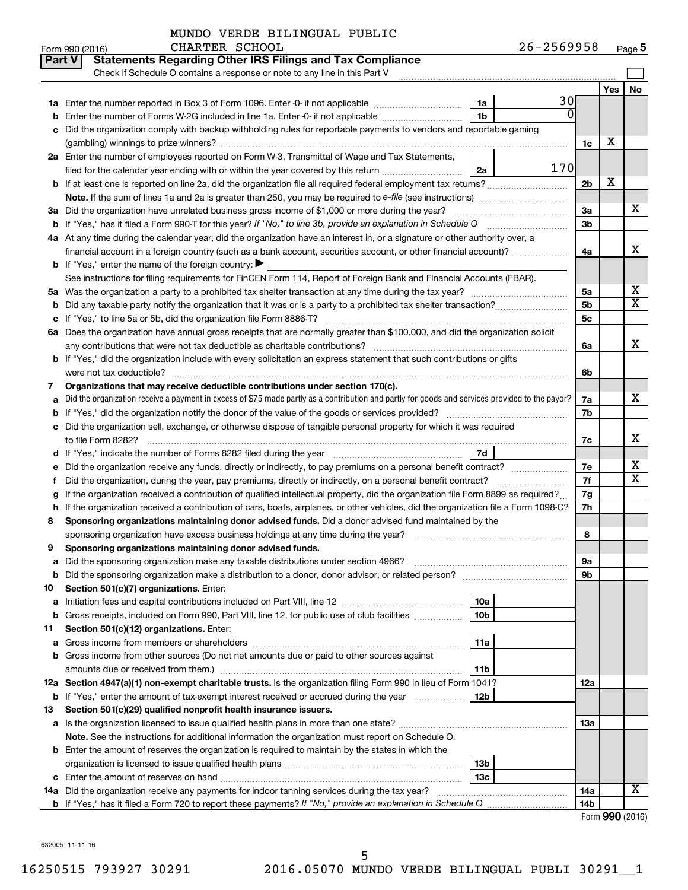MUNDO VERDE BILINGUAL PUBLIC CHARTER SCHOOL

Form 990 (2016) 26-2569958 Page 5

**Part V Statements Regarding Other IRS Filings and Tax Compliance**

Check if Schedule O contains a response or note to any line in this Part V

| | | | | | Yes | No |
|---|---|---|---|---|---|---|
| **1a** | Enter the number reported in Box 3 of Form 1096. Enter -0- if not applicable | 1a | 30 | | | |
| **b** | Enter the number of Forms W-2G included in line 1a. Enter -0- if not applicable | 1b | 0 | | | |
| **c** | Did the organization comply with backup withholding rules for reportable payments to vendors and reportable gaming (gambling) winnings to prize winners? | | | 1c | X | |
| **2a** | Enter the number of employees reported on Form W-3, Transmittal of Wage and Tax Statements, filed for the calendar year ending with or within the year covered by this return | 2a | 170 | | | |
| **b** | If at least one is reported on line 2a, did the organization file all required federal employment tax returns? | | | 2b | X | |
| | **Note.** If the sum of lines 1a and 2a is greater than 250, you may be required to *e-file* (see instructions) | | | | | |
| **3a** | Did the organization have unrelated business gross income of $1,000 or more during the year? | | | 3a | | X |
| **b** | If "Yes," has it filed a Form 990-T for this year? *If "No," to line 3b, provide an explanation in Schedule O* | | | 3b | | |
| **4a** | At any time during the calendar year, did the organization have an interest in, or a signature or other authority over, a financial account in a foreign country (such as a bank account, securities account, or other financial account)? | | | 4a | | X |
| **b** | If "Yes," enter the name of the foreign country: ▶ | | | | | |
| | See instructions for filing requirements for FinCEN Form 114, Report of Foreign Bank and Financial Accounts (FBAR). | | | | | |
| **5a** | Was the organization a party to a prohibited tax shelter transaction at any time during the tax year? | | | 5a | | X |
| **b** | Did any taxable party notify the organization that it was or is a party to a prohibited tax shelter transaction? | | | 5b | | X |
| **c** | If "Yes," to line 5a or 5b, did the organization file Form 8886-T? | | | 5c | | |
| **6a** | Does the organization have annual gross receipts that are normally greater than $100,000, and did the organization solicit any contributions that were not tax deductible as charitable contributions? | | | 6a | | X |
| **b** | If "Yes," did the organization include with every solicitation an express statement that such contributions or gifts were not tax deductible? | | | 6b | | |
| **7** | **Organizations that may receive deductible contributions under section 170(c).** | | | | | |
| **a** | Did the organization receive a payment in excess of $75 made partly as a contribution and partly for goods and services provided to the payor? | | | 7a | | X |
| **b** | If "Yes," did the organization notify the donor of the value of the goods or services provided? | | | 7b | | |
| **c** | Did the organization sell, exchange, or otherwise dispose of tangible personal property for which it was required to file Form 8282? | | | 7c | | X |
| **d** | If "Yes," indicate the number of Forms 8282 filed during the year | 7d | | | | |
| **e** | Did the organization receive any funds, directly or indirectly, to pay premiums on a personal benefit contract? | | | 7e | | X |
| **f** | Did the organization, during the year, pay premiums, directly or indirectly, on a personal benefit contract? | | | 7f | | X |
| **g** | If the organization received a contribution of qualified intellectual property, did the organization file Form 8899 as required? | | | 7g | | |
| **h** | If the organization received a contribution of cars, boats, airplanes, or other vehicles, did the organization file a Form 1098-C? | | | 7h | | |
| **8** | **Sponsoring organizations maintaining donor advised funds.** Did a donor advised fund maintained by the sponsoring organization have excess business holdings at any time during the year? | | | 8 | | |
| **9** | **Sponsoring organizations maintaining donor advised funds.** | | | | | |
| **a** | Did the sponsoring organization make any taxable distributions under section 4966? | | | 9a | | |
| **b** | Did the sponsoring organization make a distribution to a donor, donor advisor, or related person? | | | 9b | | |
| **10** | **Section 501(c)(7) organizations.** Enter: | | | | | |
| **a** | Initiation fees and capital contributions included on Part VIII, line 12 | 10a | | | | |
| **b** | Gross receipts, included on Form 990, Part VIII, line 12, for public use of club facilities | 10b | | | | |
| **11** | **Section 501(c)(12) organizations.** Enter: | | | | | |
| **a** | Gross income from members or shareholders | 11a | | | | |
| **b** | Gross income from other sources (Do not net amounts due or paid to other sources against amounts due or received from them.) | 11b | | | | |
| **12a** | **Section 4947(a)(1) non-exempt charitable trusts.** Is the organization filing Form 990 in lieu of Form 1041? | | | 12a | | |
| **b** | If "Yes," enter the amount of tax-exempt interest received or accrued during the year | 12b | | | | |
| **13** | **Section 501(c)(29) qualified nonprofit health insurance issuers.** | | | | | |
| **a** | Is the organization licensed to issue qualified health plans in more than one state? | | | 13a | | |
| | **Note.** See the instructions for additional information the organization must report on Schedule O. | | | | | |
| **b** | Enter the amount of reserves the organization is required to maintain by the states in which the organization is licensed to issue qualified health plans | 13b | | | | |
| **c** | Enter the amount of reserves on hand | 13c | | | | |
| **14a** | Did the organization receive any payments for indoor tanning services during the tax year? | | | 14a | | X |
| **b** | If "Yes," has it filed a Form 720 to report these payments? *If "No," provide an explanation in Schedule O* | | | 14b | | |

Form **990** (2016)

632005 11-11-16

16250515 793927 30291 2016.05070 MUNDO VERDE BILINGUAL PUBLI 30291__1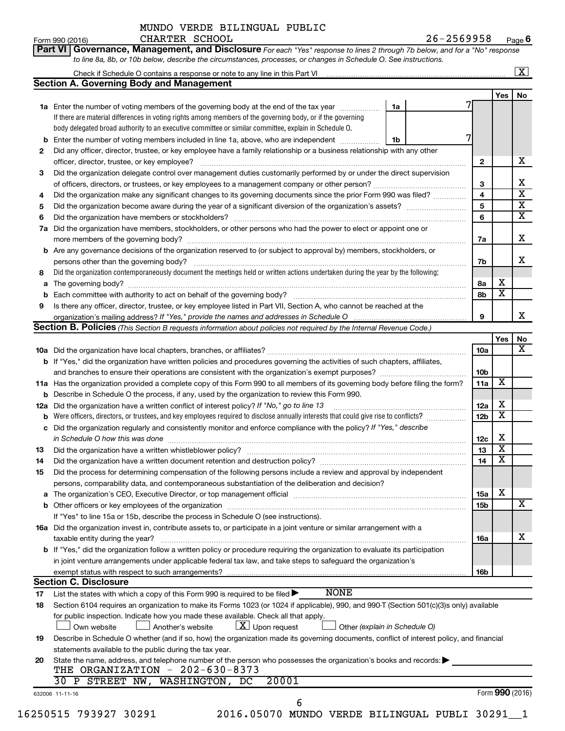MUNDO VERDE BILINGUAL PUBLIC CHARTER SCHOOL

Form 990 (2016) 26-2569958 Page 6

**Part VI Governance, Management, and Disclosure** *For each "Yes" response to lines 2 through 7b below, and for a "No" response to line 8a, 8b, or 10b below, describe the circumstances, processes, or changes in Schedule O. See instructions.*

Check if Schedule O contains a response or note to any line in this Part VI .......... [X]

### Section A. Governing Body and Management

| | | | Yes | No |
|---|---|---|---|---|
| **1a** | Enter the number of voting members of the governing body at the end of the tax year ..... **1a** 7<br>If there are material differences in voting rights among members of the governing body, or if the governing body delegated broad authority to an executive committee or similar committee, explain in Schedule O. | | | |
| **b** | Enter the number of voting members included in line 1a, above, who are independent ..... **1b** 7 | | | |
| **2** | Did any officer, director, trustee, or key employee have a family relationship or a business relationship with any other officer, director, trustee, or key employee? | 2 | | X |
| **3** | Did the organization delegate control over management duties customarily performed by or under the direct supervision of officers, directors, or trustees, or key employees to a management company or other person? | 3 | | X |
| **4** | Did the organization make any significant changes to its governing documents since the prior Form 990 was filed? | 4 | | X |
| **5** | Did the organization become aware during the year of a significant diversion of the organization's assets? | 5 | | X |
| **6** | Did the organization have members or stockholders? | 6 | | X |
| **7a** | Did the organization have members, stockholders, or other persons who had the power to elect or appoint one or more members of the governing body? | 7a | | X |
| **b** | Are any governance decisions of the organization reserved to (or subject to approval by) members, stockholders, or persons other than the governing body? | 7b | | X |
| **8** | Did the organization contemporaneously document the meetings held or written actions undertaken during the year by the following: | | | |
| **a** | The governing body? | 8a | X | |
| **b** | Each committee with authority to act on behalf of the governing body? | 8b | X | |
| **9** | Is there any officer, director, trustee, or key employee listed in Part VII, Section A, who cannot be reached at the organization's mailing address? *If "Yes," provide the names and addresses in Schedule O* | 9 | | X |

### Section B. Policies *(This Section B requests information about policies not required by the Internal Revenue Code.)*

| | | | Yes | No |
|---|---|---|---|---|
| **10a** | Did the organization have local chapters, branches, or affiliates? | 10a | | X |
| **b** | If "Yes," did the organization have written policies and procedures governing the activities of such chapters, affiliates, and branches to ensure their operations are consistent with the organization's exempt purposes? | 10b | | |
| **11a** | Has the organization provided a complete copy of this Form 990 to all members of its governing body before filing the form? | 11a | X | |
| **b** | Describe in Schedule O the process, if any, used by the organization to review this Form 990. | | | |
| **12a** | Did the organization have a written conflict of interest policy? *If "No," go to line 13* | 12a | X | |
| **b** | Were officers, directors, or trustees, and key employees required to disclose annually interests that could give rise to conflicts? | 12b | X | |
| **c** | Did the organization regularly and consistently monitor and enforce compliance with the policy? *If "Yes," describe in Schedule O how this was done* | 12c | X | |
| **13** | Did the organization have a written whistleblower policy? | 13 | X | |
| **14** | Did the organization have a written document retention and destruction policy? | 14 | X | |
| **15** | Did the process for determining compensation of the following persons include a review and approval by independent persons, comparability data, and contemporaneous substantiation of the deliberation and decision? | | | |
| **a** | The organization's CEO, Executive Director, or top management official | 15a | X | |
| **b** | Other officers or key employees of the organization | 15b | | X |
| | If "Yes" to line 15a or 15b, describe the process in Schedule O (see instructions). | | | |
| **16a** | Did the organization invest in, contribute assets to, or participate in a joint venture or similar arrangement with a taxable entity during the year? | 16a | | X |
| **b** | If "Yes," did the organization follow a written policy or procedure requiring the organization to evaluate its participation in joint venture arrangements under applicable federal tax law, and take steps to safeguard the organization's exempt status with respect to such arrangements? | 16b | | |

### Section C. Disclosure

**17** List the states with which a copy of this Form 990 is required to be filed ▶ NONE

**18** Section 6104 requires an organization to make its Forms 1023 (or 1024 if applicable), 990, and 990-T (Section 501(c)(3)s only) available for public inspection. Indicate how you made these available. Check all that apply.

[ ] Own website [ ] Another's website [X] Upon request [ ] Other *(explain in Schedule O)*

**19** Describe in Schedule O whether (and if so, how) the organization made its governing documents, conflict of interest policy, and financial statements available to the public during the tax year.

**20** State the name, address, and telephone number of the person who possesses the organization's books and records: ▶
THE ORGANIZATION - 202-630-8373
30 P STREET NW, WASHINGTON, DC 20001

632006 11-11-16 Form **990** (2016)

16250515 793927 30291 2016.05070 MUNDO VERDE BILINGUAL PUBLI 30291__1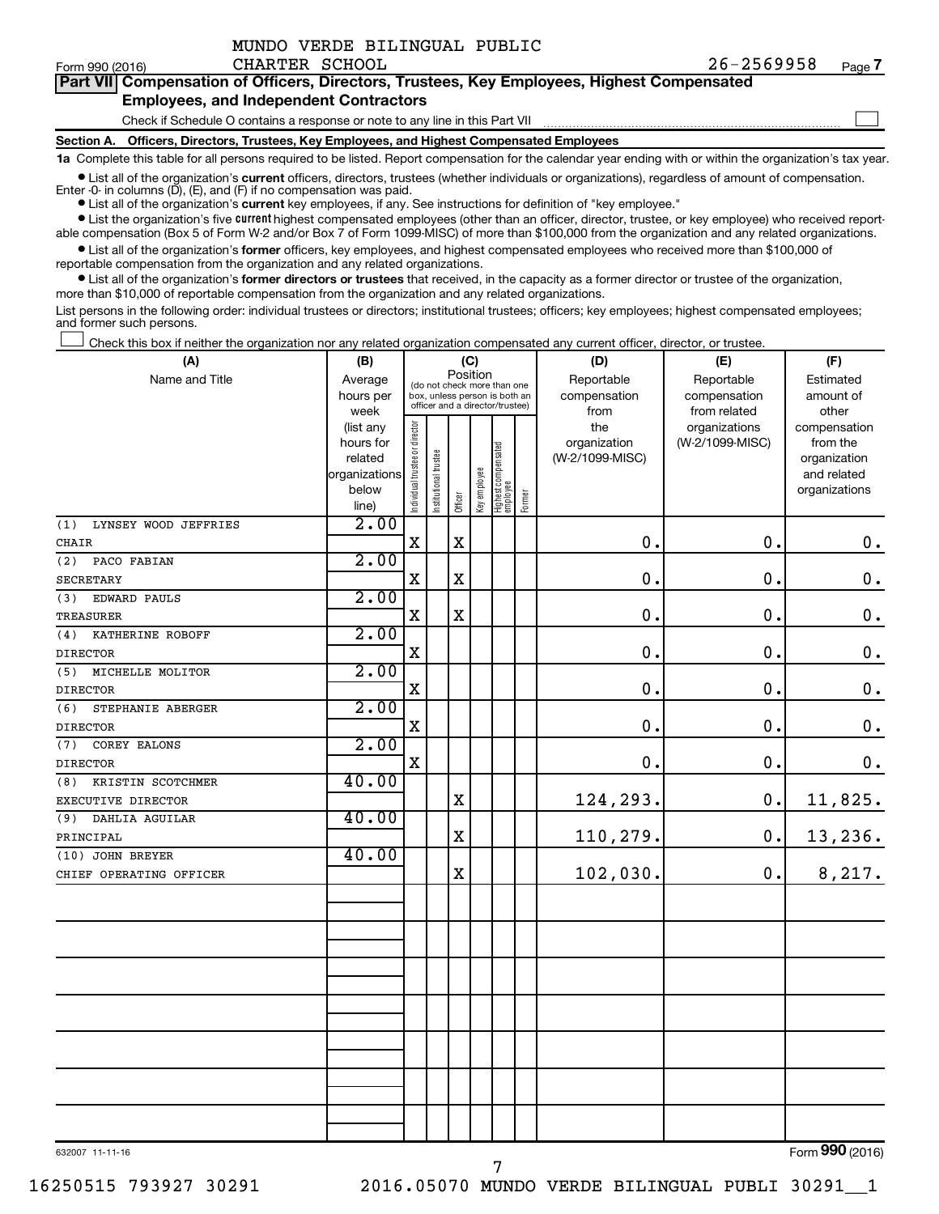MUNDO VERDE BILINGUAL PUBLIC CHARTER SCHOOL 26-2569958

Form 990 (2016) Page 7

**Part VII Compensation of Officers, Directors, Trustees, Key Employees, Highest Compensated Employees, and Independent Contractors**

Check if Schedule O contains a response or note to any line in this Part VII

**Section A. Officers, Directors, Trustees, Key Employees, and Highest Compensated Employees**

**1a** Complete this table for all persons required to be listed. Report compensation for the calendar year ending with or within the organization's tax year.

- List all of the organization's **current** officers, directors, trustees (whether individuals or organizations), regardless of amount of compensation. Enter -0- in columns (D), (E), and (F) if no compensation was paid.
- List all of the organization's **current** key employees, if any. See instructions for definition of "key employee."
- List the organization's five **current** highest compensated employees (other than an officer, director, trustee, or key employee) who received reportable compensation (Box 5 of Form W-2 and/or Box 7 of Form 1099-MISC) of more than $100,000 from the organization and any related organizations.
- List all of the organization's **former** officers, key employees, and highest compensated employees who received more than $100,000 of reportable compensation from the organization and any related organizations.
- List all of the organization's **former directors or trustees** that received, in the capacity as a former director or trustee of the organization, more than $10,000 of reportable compensation from the organization and any related organizations.

List persons in the following order: individual trustees or directors; institutional trustees; officers; key employees; highest compensated employees; and former such persons.

Check this box if neither the organization nor any related organization compensated any current officer, director, or trustee.

| (A) Name and Title | (B) Average hours per week (list any hours for related organizations below line) | (C) Position: Individual trustee or director | Institutional trustee | Officer | Key employee | Highest compensated employee | Former | (D) Reportable compensation from the organization (W-2/1099-MISC) | (E) Reportable compensation from related organizations (W-2/1099-MISC) | (F) Estimated amount of other compensation from the organization and related organizations |
|---|---|---|---|---|---|---|---|---|---|---|
| (1) LYNSEY WOOD JEFFRIES<br>CHAIR | 2.00 | X | | X | | | | 0. | 0. | 0. |
| (2) PACO FABIAN<br>SECRETARY | 2.00 | X | | X | | | | 0. | 0. | 0. |
| (3) EDWARD PAULS<br>TREASURER | 2.00 | X | | X | | | | 0. | 0. | 0. |
| (4) KATHERINE ROBOFF<br>DIRECTOR | 2.00 | X | | | | | | 0. | 0. | 0. |
| (5) MICHELLE MOLITOR<br>DIRECTOR | 2.00 | X | | | | | | 0. | 0. | 0. |
| (6) STEPHANIE ABERGER<br>DIRECTOR | 2.00 | X | | | | | | 0. | 0. | 0. |
| (7) COREY EALONS<br>DIRECTOR | 2.00 | X | | | | | | 0. | 0. | 0. |
| (8) KRISTIN SCOTCHMER<br>EXECUTIVE DIRECTOR | 40.00 | | | X | | | | 124,293. | 0. | 11,825. |
| (9) DAHLIA AGUILAR<br>PRINCIPAL | 40.00 | | | X | | | | 110,279. | 0. | 13,236. |
| (10) JOHN BREYER<br>CHIEF OPERATING OFFICER | 40.00 | | | X | | | | 102,030. | 0. | 8,217. |

632007 11-11-16

Form 990 (2016)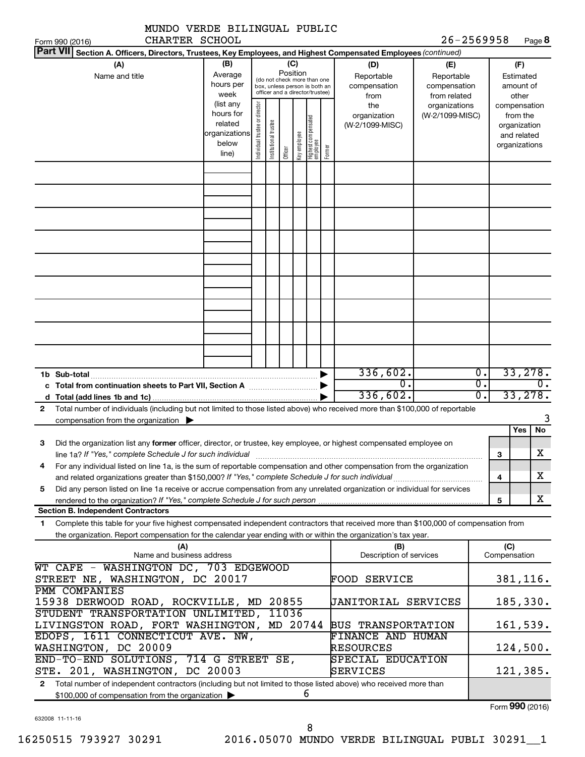MUNDO VERDE BILINGUAL PUBLIC CHARTER SCHOOL 26-2569958

Form 990 (2016) Page **8**

**Part VII Section A. Officers, Directors, Trustees, Key Employees, and Highest Compensated Employees** *(continued)*

| (A) Name and title | (B) Average hours per week (list any hours for related organizations below line) | (C) Position: Individual trustee or director | Institutional trustee | Officer | Key employee | Highest compensated employee | Former | (D) Reportable compensation from the organization (W-2/1099-MISC) | (E) Reportable compensation from related organizations (W-2/1099-MISC) | (F) Estimated amount of other compensation from the organization and related organizations |
|---|---|---|---|---|---|---|---|---|---|---|
| | | | | | | | | | | |
| **1b Sub-total** | | | | | | | | 336,602. | 0. | 33,278. |
| **c Total from continuation sheets to Part VII, Section A** | | | | | | | | 0. | 0. | 0. |
| **d Total (add lines 1b and 1c)** | | | | | | | | 336,602. | 0. | 33,278. |

**2** Total number of individuals (including but not limited to those listed above) who received more than $100,000 of reportable compensation from the organization ▶ 3

| | | Yes | No |
|---|---|---|---|
| **3** Did the organization list any **former** officer, director, or trustee, key employee, or highest compensated employee on line 1a? *If "Yes," complete Schedule J for such individual* | 3 | | X |
| **4** For any individual listed on line 1a, is the sum of reportable compensation and other compensation from the organization and related organizations greater than $150,000? *If "Yes," complete Schedule J for such individual* | 4 | | X |
| **5** Did any person listed on line 1a receive or accrue compensation from any unrelated organization or individual for services rendered to the organization? *If "Yes," complete Schedule J for such person* | 5 | | X |

**Section B. Independent Contractors**

**1** Complete this table for your five highest compensated independent contractors that received more than $100,000 of compensation from the organization. Report compensation for the calendar year ending with or within the organization's tax year.

| (A) Name and business address | (B) Description of services | (C) Compensation |
|---|---|---|
| WT CAFE - WASHINGTON DC, 703 EDGEWOOD STREET NE, WASHINGTON, DC 20017 | FOOD SERVICE | 381,116. |
| PMM COMPANIES 15938 DERWOOD ROAD, ROCKVILLE, MD 20855 | JANITORIAL SERVICES | 185,330. |
| STUDENT TRANSPORTATION UNLIMITED, 11036 LIVINGSTON ROAD, FORT WASHINGTON, MD 20744 | BUS TRANSPORTATION | 161,539. |
| EDOPS, 1611 CONNECTICUT AVE. NW, WASHINGTON, DC 20009 | FINANCE AND HUMAN RESOURCES | 124,500. |
| END-TO-END SOLUTIONS, 714 G STREET SE, STE. 201, WASHINGTON, DC 20003 | SPECIAL EDUCATION SERVICES | 121,385. |

**2** Total number of independent contractors (including but not limited to those listed above) who received more than $100,000 of compensation from the organization ▶ 6

Form **990** (2016)

632008 11-11-16

16250515 793927 30291 2016.05070 MUNDO VERDE BILINGUAL PUBLI 30291__1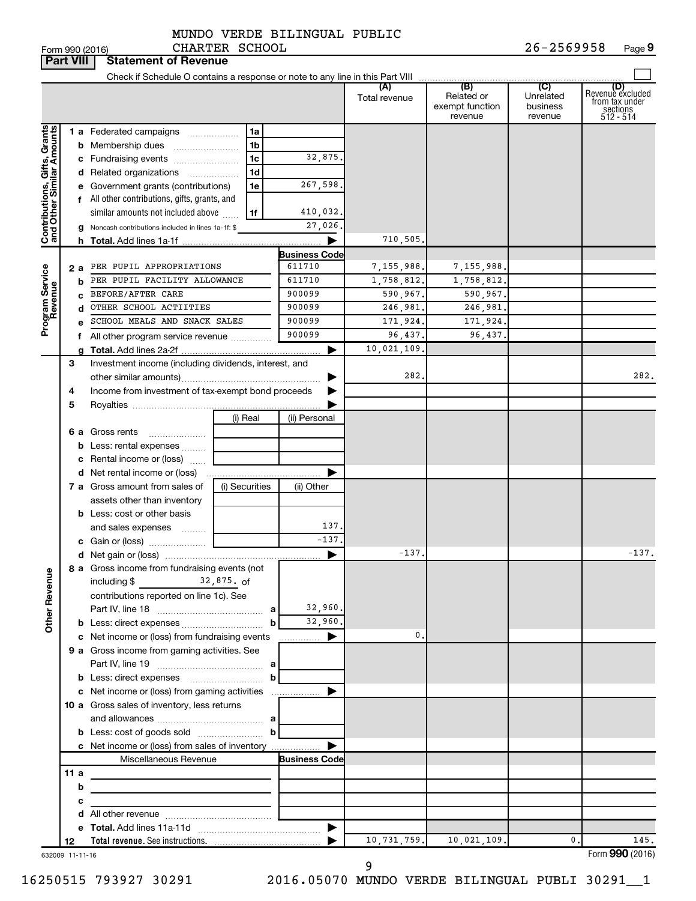MUNDO VERDE BILINGUAL PUBLIC CHARTER SCHOOL

Form 990 (2016) 26-2569958 Page 9

**Part VIII Statement of Revenue**

Check if Schedule O contains a response or note to any line in this Part VIII

| | | | (A) Total revenue | (B) Related or exempt function revenue | (C) Unrelated business revenue | (D) Revenue excluded from tax under sections 512 - 514 |
|---|---|---|---|---|---|---|
| **Contributions, Gifts, Grants and Other Similar Amounts** | 1 a Federated campaigns | 1a | | | | |
| | b Membership dues | 1b | | | | |
| | c Fundraising events | 1c 32,875. | | | | |
| | d Related organizations | 1d | | | | |
| | e Government grants (contributions) | 1e 267,598. | | | | |
| | f All other contributions, gifts, grants, and similar amounts not included above | 1f 410,032. | | | | |
| | g Noncash contributions included in lines 1a-1f: $ | 27,026. | | | | |
| | h **Total.** Add lines 1a-1f | | 710,505. | | | |
| **Program Service Revenue** | | **Business Code** | | | | |
| | 2 a PER PUPIL APPROPRIATIONS | 611710 | 7,155,988. | 7,155,988. | | |
| | b PER PUPIL FACILITY ALLOWANCE | 611710 | 1,758,812. | 1,758,812. | | |
| | c BEFORE/AFTER CARE | 900099 | 590,967. | 590,967. | | |
| | d OTHER SCHOOL ACTITIES | 900099 | 246,981. | 246,981. | | |
| | e SCHOOL MEALS AND SNACK SALES | 900099 | 171,924. | 171,924. | | |
| | f All other program service revenue | 900099 | 96,437. | 96,437. | | |
| | g **Total.** Add lines 2a-2f | | 10,021,109. | | | |
| **Other Revenue** | 3 Investment income (including dividends, interest, and other similar amounts) | | 282. | | | 282. |
| | 4 Income from investment of tax-exempt bond proceeds | | | | | |
| | 5 Royalties | | | | | |
| | | (i) Real / (ii) Personal | | | | |
| | 6 a Gross rents | | | | | |
| | b Less: rental expenses | | | | | |
| | c Rental income or (loss) | | | | | |
| | d Net rental income or (loss) | | | | | |
| | 7 a Gross amount from sales of assets other than inventory | (i) Securities / (ii) Other | | | | |
| | b Less: cost or other basis and sales expenses | (ii) 137. | | | | |
| | c Gain or (loss) | (ii) -137. | | | | |
| | d Net gain or (loss) | | -137. | | | -137. |
| | 8 a Gross income from fundraising events (not including $ 32,875. of contributions reported on line 1c). See Part IV, line 18 | a 32,960. | | | | |
| | b Less: direct expenses | b 32,960. | | | | |
| | c Net income or (loss) from fundraising events | | 0. | | | |
| | 9 a Gross income from gaming activities. See Part IV, line 19 | a | | | | |
| | b Less: direct expenses | b | | | | |
| | c Net income or (loss) from gaming activities | | | | | |
| | 10 a Gross sales of inventory, less returns and allowances | a | | | | |
| | b Less: cost of goods sold | b | | | | |
| | c Net income or (loss) from sales of inventory | | | | | |
| | Miscellaneous Revenue | **Business Code** | | | | |
| | 11 a | | | | | |
| | b | | | | | |
| | c | | | | | |
| | d All other revenue | | | | | |
| | e **Total.** Add lines 11a-11d | | | | | |
| | 12 **Total revenue.** See instructions. | | 10,731,759. | 10,021,109. | 0. | 145. |

632009 11-11-16

Form **990** (2016)

16250515 793927 30291 2016.05070 MUNDO VERDE BILINGUAL PUBLI 30291__1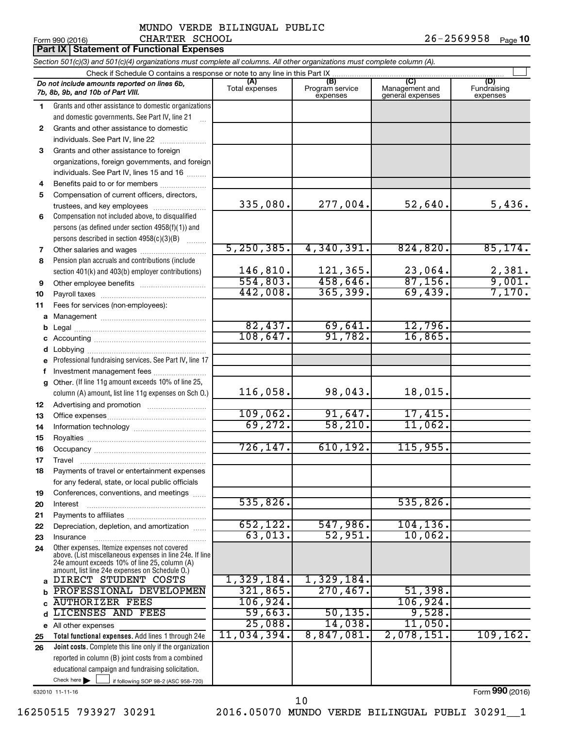MUNDO VERDE BILINGUAL PUBLIC CHARTER SCHOOL

Form 990 (2016) 26-2569958 Page 10

## Part IX Statement of Functional Expenses

*Section 501(c)(3) and 501(c)(4) organizations must complete all columns. All other organizations must complete column (A).*

Check if Schedule O contains a response or note to any line in this Part IX

| *Do not include amounts reported on lines 6b, 7b, 8b, 9b, and 10b of Part VIII.* | (A) Total expenses | (B) Program service expenses | (C) Management and general expenses | (D) Fundraising expenses |
|---|---|---|---|---|
| 1 Grants and other assistance to domestic organizations and domestic governments. See Part IV, line 21 | | | | |
| 2 Grants and other assistance to domestic individuals. See Part IV, line 22 | | | | |
| 3 Grants and other assistance to foreign organizations, foreign governments, and foreign individuals. See Part IV, lines 15 and 16 | | | | |
| 4 Benefits paid to or for members | | | | |
| 5 Compensation of current officers, directors, trustees, and key employees | 335,080. | 277,004. | 52,640. | 5,436. |
| 6 Compensation not included above, to disqualified persons (as defined under section 4958(f)(1)) and persons described in section 4958(c)(3)(B) | | | | |
| 7 Other salaries and wages | 5,250,385. | 4,340,391. | 824,820. | 85,174. |
| 8 Pension plan accruals and contributions (include section 401(k) and 403(b) employer contributions) | 146,810. | 121,365. | 23,064. | 2,381. |
| 9 Other employee benefits | 554,803. | 458,646. | 87,156. | 9,001. |
| 10 Payroll taxes | 442,008. | 365,399. | 69,439. | 7,170. |
| 11 Fees for services (non-employees): | | | | |
| a Management | | | | |
| b Legal | 82,437. | 69,641. | 12,796. | |
| c Accounting | 108,647. | 91,782. | 16,865. | |
| d Lobbying | | | | |
| e Professional fundraising services. See Part IV, line 17 | | | | |
| f Investment management fees | | | | |
| g Other. (If line 11g amount exceeds 10% of line 25, column (A) amount, list line 11g expenses on Sch O.) | 116,058. | 98,043. | 18,015. | |
| 12 Advertising and promotion | | | | |
| 13 Office expenses | 109,062. | 91,647. | 17,415. | |
| 14 Information technology | 69,272. | 58,210. | 11,062. | |
| 15 Royalties | | | | |
| 16 Occupancy | 726,147. | 610,192. | 115,955. | |
| 17 Travel | | | | |
| 18 Payments of travel or entertainment expenses for any federal, state, or local public officials | | | | |
| 19 Conferences, conventions, and meetings | | | | |
| 20 Interest | 535,826. | | 535,826. | |
| 21 Payments to affiliates | | | | |
| 22 Depreciation, depletion, and amortization | 652,122. | 547,986. | 104,136. | |
| 23 Insurance | 63,013. | 52,951. | 10,062. | |
| 24 Other expenses. Itemize expenses not covered above. (List miscellaneous expenses in line 24e. If line 24e amount exceeds 10% of line 25, column (A) amount, list line 24e expenses on Schedule O.) | | | | |
| a DIRECT STUDENT COSTS | 1,329,184. | 1,329,184. | | |
| b PROFESSIONAL DEVELOPMEN | 321,865. | 270,467. | 51,398. | |
| c AUTHORIZER FEES | 106,924. | | 106,924. | |
| d LICENSES AND FEES | 59,663. | 50,135. | 9,528. | |
| e All other expenses | 25,088. | 14,038. | 11,050. | |
| 25 **Total functional expenses.** Add lines 1 through 24e | 11,034,394. | 8,847,081. | 2,078,151. | 109,162. |
| 26 **Joint costs.** Complete this line only if the organization reported in column (B) joint costs from a combined educational campaign and fundraising solicitation. Check here ☐ if following SOP 98-2 (ASC 958-720) | | | | |

632010 11-11-16

Form **990** (2016)

16250515 793927 30291 2016.05070 MUNDO VERDE BILINGUAL PUBLI 30291__1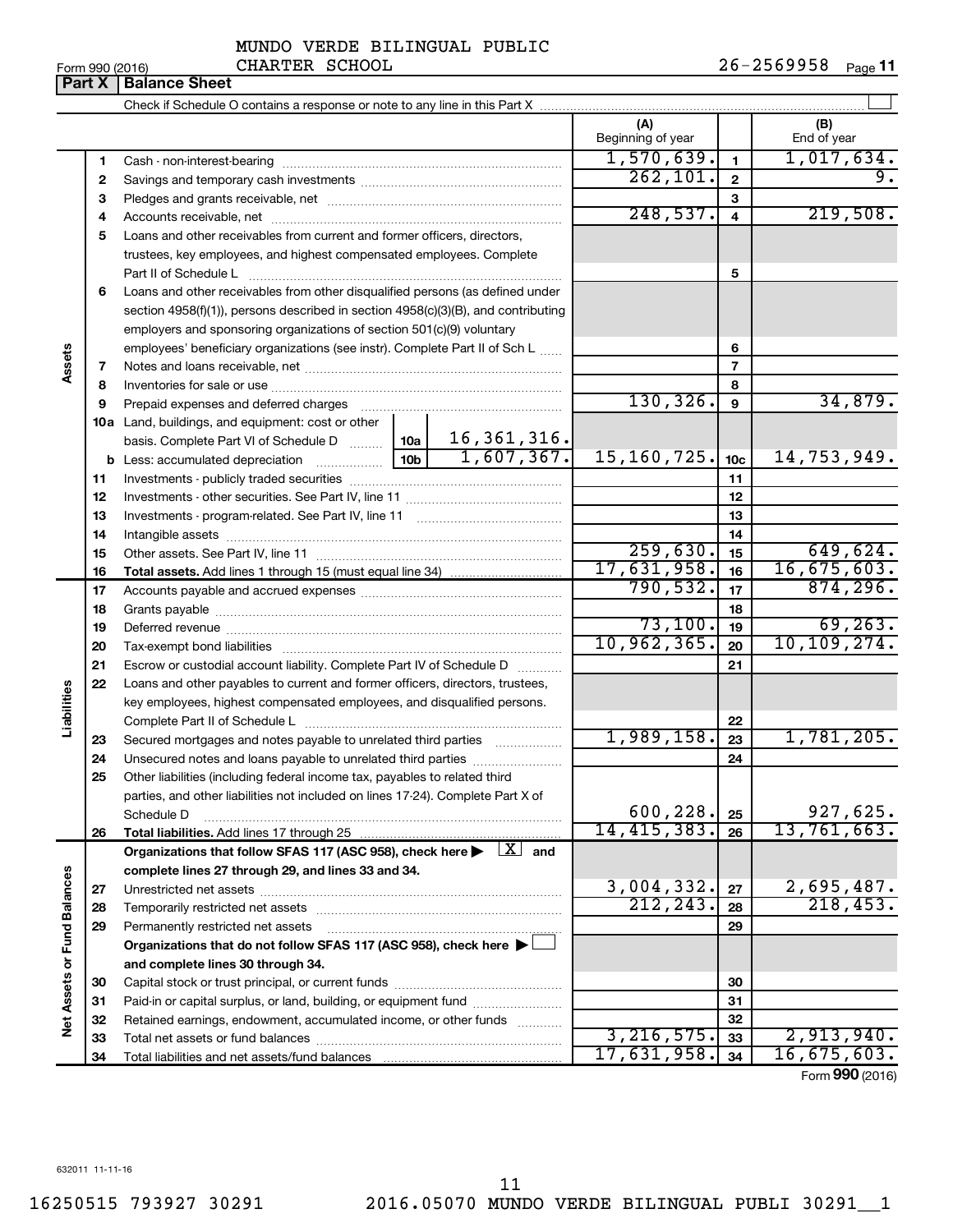Form 990 (2016) MUNDO VERDE BILINGUAL PUBLIC CHARTER SCHOOL 26-2569958 Page 11

## Part X Balance Sheet

Check if Schedule O contains a response or note to any line in this Part X

| | | | | (A) Beginning of year | | (B) End of year |
|---|---|---|---|---|---|---|
| Assets | 1 | Cash - non-interest-bearing | | 1,570,639. | 1 | 1,017,634. |
| | 2 | Savings and temporary cash investments | | 262,101. | 2 | 9. |
| | 3 | Pledges and grants receivable, net | | | 3 | |
| | 4 | Accounts receivable, net | | 248,537. | 4 | 219,508. |
| | 5 | Loans and other receivables from current and former officers, directors, trustees, key employees, and highest compensated employees. Complete Part II of Schedule L | | | 5 | |
| | 6 | Loans and other receivables from other disqualified persons (as defined under section 4958(f)(1)), persons described in section 4958(c)(3)(B), and contributing employers and sponsoring organizations of section 501(c)(9) voluntary employees' beneficiary organizations (see instr). Complete Part II of Sch L | | | 6 | |
| | 7 | Notes and loans receivable, net | | | 7 | |
| | 8 | Inventories for sale or use | | | 8 | |
| | 9 | Prepaid expenses and deferred charges | | 130,326. | 9 | 34,879. |
| | 10a | Land, buildings, and equipment: cost or other basis. Complete Part VI of Schedule D | 10a 16,361,316. | | | |
| | b | Less: accumulated depreciation | 10b 1,607,367. | 15,160,725. | 10c | 14,753,949. |
| | 11 | Investments - publicly traded securities | | | 11 | |
| | 12 | Investments - other securities. See Part IV, line 11 | | | 12 | |
| | 13 | Investments - program-related. See Part IV, line 11 | | | 13 | |
| | 14 | Intangible assets | | | 14 | |
| | 15 | Other assets. See Part IV, line 11 | | 259,630. | 15 | 649,624. |
| | 16 | **Total assets.** Add lines 1 through 15 (must equal line 34) | | 17,631,958. | 16 | 16,675,603. |
| Liabilities | 17 | Accounts payable and accrued expenses | | 790,532. | 17 | 874,296. |
| | 18 | Grants payable | | | 18 | |
| | 19 | Deferred revenue | | 73,100. | 19 | 69,263. |
| | 20 | Tax-exempt bond liabilities | | 10,962,365. | 20 | 10,109,274. |
| | 21 | Escrow or custodial account liability. Complete Part IV of Schedule D | | | 21 | |
| | 22 | Loans and other payables to current and former officers, directors, trustees, key employees, highest compensated employees, and disqualified persons. Complete Part II of Schedule L | | | 22 | |
| | 23 | Secured mortgages and notes payable to unrelated third parties | | 1,989,158. | 23 | 1,781,205. |
| | 24 | Unsecured notes and loans payable to unrelated third parties | | | 24 | |
| | 25 | Other liabilities (including federal income tax, payables to related third parties, and other liabilities not included on lines 17-24). Complete Part X of Schedule D | | 600,228. | 25 | 927,625. |
| | 26 | **Total liabilities.** Add lines 17 through 25 | | 14,415,383. | 26 | 13,761,663. |
| Net Assets or Fund Balances | | **Organizations that follow SFAS 117 (ASC 958), check here** [X] **and complete lines 27 through 29, and lines 33 and 34.** | | | | |
| | 27 | Unrestricted net assets | | 3,004,332. | 27 | 2,695,487. |
| | 28 | Temporarily restricted net assets | | 212,243. | 28 | 218,453. |
| | 29 | Permanently restricted net assets | | | 29 | |
| | | **Organizations that do not follow SFAS 117 (ASC 958), check here** [ ] **and complete lines 30 through 34.** | | | | |
| | 30 | Capital stock or trust principal, or current funds | | | 30 | |
| | 31 | Paid-in or capital surplus, or land, building, or equipment fund | | | 31 | |
| | 32 | Retained earnings, endowment, accumulated income, or other funds | | | 32 | |
| | 33 | Total net assets or fund balances | | 3,216,575. | 33 | 2,913,940. |
| | 34 | Total liabilities and net assets/fund balances | | 17,631,958. | 34 | 16,675,603. |

Form **990** (2016)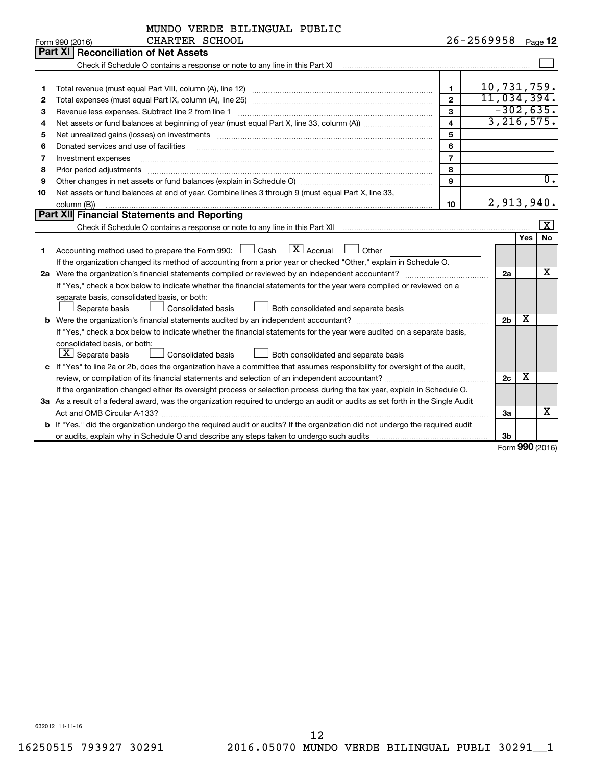MUNDO VERDE BILINGUAL PUBLIC CHARTER SCHOOL

Form 990 (2016) 26-2569958 Page 12

## Part XI Reconciliation of Net Assets

Check if Schedule O contains a response or note to any line in this Part XI ☐

| | | | |
|---|---|---|---|
| 1 | Total revenue (must equal Part VIII, column (A), line 12) | 1 | 10,731,759. |
| 2 | Total expenses (must equal Part IX, column (A), line 25) | 2 | 11,034,394. |
| 3 | Revenue less expenses. Subtract line 2 from line 1 | 3 | -302,635. |
| 4 | Net assets or fund balances at beginning of year (must equal Part X, line 33, column (A)) | 4 | 3,216,575. |
| 5 | Net unrealized gains (losses) on investments | 5 | |
| 6 | Donated services and use of facilities | 6 | |
| 7 | Investment expenses | 7 | |
| 8 | Prior period adjustments | 8 | |
| 9 | Other changes in net assets or fund balances (explain in Schedule O) | 9 | 0. |
| 10 | Net assets or fund balances at end of year. Combine lines 3 through 9 (must equal Part X, line 33, column (B)) | 10 | 2,913,940. |

## Part XII Financial Statements and Reporting

Check if Schedule O contains a response or note to any line in this Part XII ☒

| | | | Yes | No |
|---|---|---|---|---|
| 1 | Accounting method used to prepare the Form 990: ☐ Cash ☒ Accrual ☐ Other<br>If the organization changed its method of accounting from a prior year or checked "Other," explain in Schedule O. | | | |
| 2a | Were the organization's financial statements compiled or reviewed by an independent accountant?<br>If "Yes," check a box below to indicate whether the financial statements for the year were compiled or reviewed on a separate basis, consolidated basis, or both:<br>☐ Separate basis ☐ Consolidated basis ☐ Both consolidated and separate basis | 2a | | X |
| b | Were the organization's financial statements audited by an independent accountant?<br>If "Yes," check a box below to indicate whether the financial statements for the year were audited on a separate basis, consolidated basis, or both:<br>☒ Separate basis ☐ Consolidated basis ☐ Both consolidated and separate basis | 2b | X | |
| c | If "Yes" to line 2a or 2b, does the organization have a committee that assumes responsibility for oversight of the audit, review, or compilation of its financial statements and selection of an independent accountant?<br>If the organization changed either its oversight process or selection process during the tax year, explain in Schedule O. | 2c | X | |
| 3a | As a result of a federal award, was the organization required to undergo an audit or audits as set forth in the Single Audit Act and OMB Circular A-133? | 3a | | X |
| b | If "Yes," did the organization undergo the required audit or audits? If the organization did not undergo the required audit or audits, explain why in Schedule O and describe any steps taken to undergo such audits | 3b | | |

Form 990 (2016)

632012 11-11-16

16250515 793927 30291 2016.05070 MUNDO VERDE BILINGUAL PUBLI 30291__1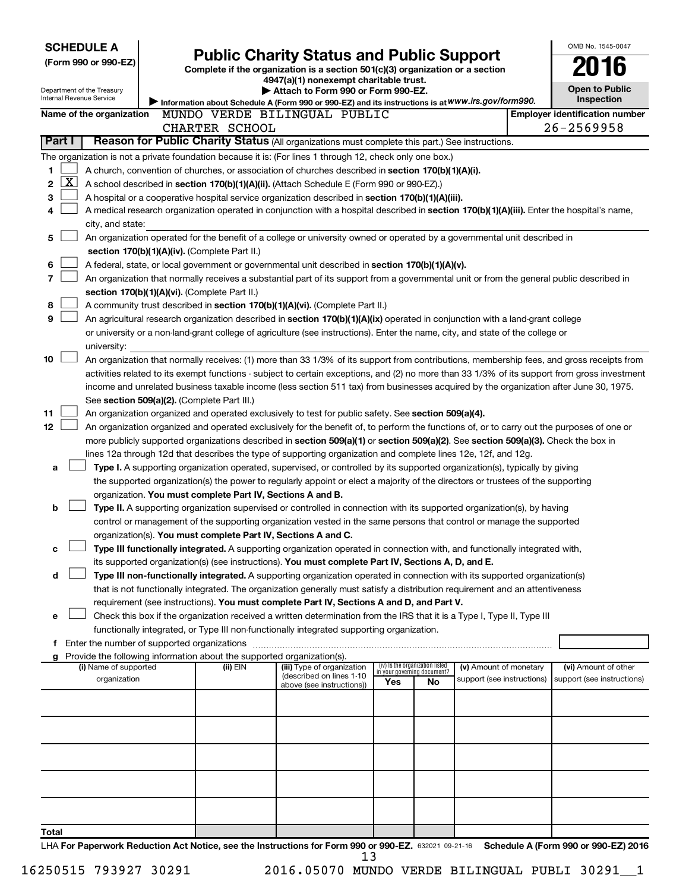**SCHEDULE A**
**(Form 990 or 990-EZ)**

Department of the Treasury
Internal Revenue Service

# Public Charity Status and Public Support

**Complete if the organization is a section 501(c)(3) organization or a section 4947(a)(1) nonexempt charitable trust.**
**▶ Attach to Form 990 or Form 990-EZ.**
**▶ Information about Schedule A (Form 990 or 990-EZ) and its instructions is at** *www.irs.gov/form990.*

OMB No. 1545-0047
**2016**
**Open to Public Inspection**

**Name of the organization** MUNDO VERDE BILINGUAL PUBLIC CHARTER SCHOOL
**Employer identification number** 26-2569958

**Part I** **Reason for Public Charity Status** (All organizations must complete this part.) See instructions.

The organization is not a private foundation because it is: (For lines 1 through 12, check only one box.)

1 [ ] A church, convention of churches, or association of churches described in **section 170(b)(1)(A)(i).**

2 [X] A school described in **section 170(b)(1)(A)(ii).** (Attach Schedule E (Form 990 or 990-EZ).)

3 [ ] A hospital or a cooperative hospital service organization described in **section 170(b)(1)(A)(iii).**

4 [ ] A medical research organization operated in conjunction with a hospital described in **section 170(b)(1)(A)(iii).** Enter the hospital's name, city, and state:

5 [ ] An organization operated for the benefit of a college or university owned or operated by a governmental unit described in **section 170(b)(1)(A)(iv).** (Complete Part II.)

6 [ ] A federal, state, or local government or governmental unit described in **section 170(b)(1)(A)(v).**

7 [ ] An organization that normally receives a substantial part of its support from a governmental unit or from the general public described in **section 170(b)(1)(A)(vi).** (Complete Part II.)

8 [ ] A community trust described in **section 170(b)(1)(A)(vi).** (Complete Part II.)

9 [ ] An agricultural research organization described in **section 170(b)(1)(A)(ix)** operated in conjunction with a land-grant college or university or a non-land-grant college of agriculture (see instructions). Enter the name, city, and state of the college or university:

10 [ ] An organization that normally receives: (1) more than 33 1/3% of its support from contributions, membership fees, and gross receipts from activities related to its exempt functions - subject to certain exceptions, and (2) no more than 33 1/3% of its support from gross investment income and unrelated business taxable income (less section 511 tax) from businesses acquired by the organization after June 30, 1975. See **section 509(a)(2).** (Complete Part III.)

11 [ ] An organization organized and operated exclusively to test for public safety. See **section 509(a)(4).**

12 [ ] An organization organized and operated exclusively for the benefit of, to perform the functions of, or to carry out the purposes of one or more publicly supported organizations described in **section 509(a)(1)** or **section 509(a)(2)**. See **section 509(a)(3).** Check the box in lines 12a through 12d that describes the type of supporting organization and complete lines 12e, 12f, and 12g.

a [ ] **Type I.** A supporting organization operated, supervised, or controlled by its supported organization(s), typically by giving the supported organization(s) the power to regularly appoint or elect a majority of the directors or trustees of the supporting organization. **You must complete Part IV, Sections A and B.**

b [ ] **Type II.** A supporting organization supervised or controlled in connection with its supported organization(s), by having control or management of the supporting organization vested in the same persons that control or manage the supported organization(s). **You must complete Part IV, Sections A and C.**

c [ ] **Type III functionally integrated.** A supporting organization operated in connection with, and functionally integrated with, its supported organization(s) (see instructions). **You must complete Part IV, Sections A, D, and E.**

d [ ] **Type III non-functionally integrated.** A supporting organization operated in connection with its supported organization(s) that is not functionally integrated. The organization generally must satisfy a distribution requirement and an attentiveness requirement (see instructions). **You must complete Part IV, Sections A and D, and Part V.**

e [ ] Check this box if the organization received a written determination from the IRS that it is a Type I, Type II, Type III functionally integrated, or Type III non-functionally integrated supporting organization.

f Enter the number of supported organizations

g Provide the following information about the supported organization(s).

| (i) Name of supported organization | (ii) EIN | (iii) Type of organization (described on lines 1-10 above (see instructions)) | (iv) Is the organization listed in your governing document? Yes | No | (v) Amount of monetary support (see instructions) | (vi) Amount of other support (see instructions) |
|---|---|---|---|---|---|---|
| | | | | | | |
| | | | | | | |
| | | | | | | |
| | | | | | | |
| | | | | | | |
| **Total** | | | | | | |

LHA **For Paperwork Reduction Act Notice, see the Instructions for Form 990 or 990-EZ.** 632021 09-21-16 **Schedule A (Form 990 or 990-EZ) 2016**

16250515 793927 30291 2016.05070 MUNDO VERDE BILINGUAL PUBLI 30291__1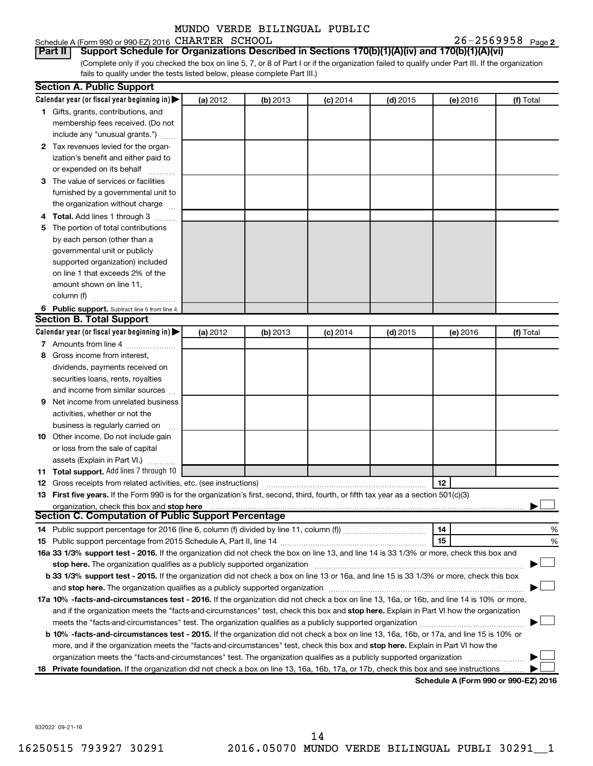MUNDO VERDE BILINGUAL PUBLIC

Schedule A (Form 990 or 990-EZ) 2016 CHARTER SCHOOL 26-2569958 Page 2

**Part II** **Support Schedule for Organizations Described in Sections 170(b)(1)(A)(iv) and 170(b)(1)(A)(vi)**

(Complete only if you checked the box on line 5, 7, or 8 of Part I or if the organization failed to qualify under Part III. If the organization fails to qualify under the tests listed below, please complete Part III.)

**Section A. Public Support**

| Calendar year (or fiscal year beginning in) ▶ | (a) 2012 | (b) 2013 | (c) 2014 | (d) 2015 | (e) 2016 | (f) Total |
|---|---|---|---|---|---|---|
| **1** Gifts, grants, contributions, and membership fees received. (Do not include any "unusual grants.") | | | | | | |
| **2** Tax revenues levied for the organization's benefit and either paid to or expended on its behalf | | | | | | |
| **3** The value of services or facilities furnished by a governmental unit to the organization without charge | | | | | | |
| **4 Total.** Add lines 1 through 3 | | | | | | |
| **5** The portion of total contributions by each person (other than a governmental unit or publicly supported organization) included on line 1 that exceeds 2% of the amount shown on line 11, column (f) | | | | | | |
| **6 Public support.** Subtract line 5 from line 4. | | | | | | |

**Section B. Total Support**

| Calendar year (or fiscal year beginning in) ▶ | (a) 2012 | (b) 2013 | (c) 2014 | (d) 2015 | (e) 2016 | (f) Total |
|---|---|---|---|---|---|---|
| **7** Amounts from line 4 | | | | | | |
| **8** Gross income from interest, dividends, payments received on securities loans, rents, royalties and income from similar sources | | | | | | |
| **9** Net income from unrelated business activities, whether or not the business is regularly carried on | | | | | | |
| **10** Other income. Do not include gain or loss from the sale of capital assets (Explain in Part VI.) | | | | | | |
| **11 Total support.** Add lines 7 through 10 | | | | | | |

**12** Gross receipts from related activities, etc. (see instructions) | **12** |

**13 First five years.** If the Form 990 is for the organization's first, second, third, fourth, or fifth tax year as a section 501(c)(3) organization, check this box and **stop here** ▶ ☐

**Section C. Computation of Public Support Percentage**

**14** Public support percentage for 2016 (line 6, column (f) divided by line 11, column (f)) | **14** | %

**15** Public support percentage from 2015 Schedule A, Part II, line 14 | **15** | %

**16a 33 1/3% support test - 2016.** If the organization did not check the box on line 13, and line 14 is 33 1/3% or more, check this box and **stop here.** The organization qualifies as a publicly supported organization ▶ ☐

**b 33 1/3% support test - 2015.** If the organization did not check a box on line 13 or 16a, and line 15 is 33 1/3% or more, check this box and **stop here.** The organization qualifies as a publicly supported organization ▶ ☐

**17a 10% -facts-and-circumstances test - 2016.** If the organization did not check a box on line 13, 16a, or 16b, and line 14 is 10% or more, and if the organization meets the "facts-and-circumstances" test, check this box and **stop here.** Explain in Part VI how the organization meets the "facts-and-circumstances" test. The organization qualifies as a publicly supported organization ▶ ☐

**b 10% -facts-and-circumstances test - 2015.** If the organization did not check a box on line 13, 16a, 16b, or 17a, and line 15 is 10% or more, and if the organization meets the "facts-and-circumstances" test, check this box and **stop here.** Explain in Part VI how the organization meets the "facts-and-circumstances" test. The organization qualifies as a publicly supported organization ▶ ☐

**18 Private foundation.** If the organization did not check a box on line 13, 16a, 16b, 17a, or 17b, check this box and see instructions ▶ ☐

**Schedule A (Form 990 or 990-EZ) 2016**

632022 09-21-16

16250515 793927 30291 2016.05070 MUNDO VERDE BILINGUAL PUBLI 30291__1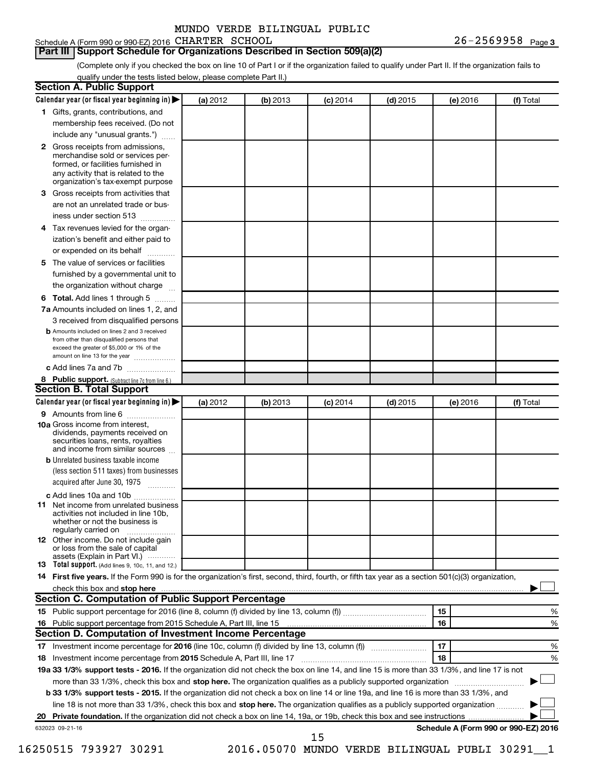MUNDO VERDE BILINGUAL PUBLIC

Schedule A (Form 990 or 990-EZ) 2016 CHARTER SCHOOL 26-2569958 Page 3

**Part III Support Schedule for Organizations Described in Section 509(a)(2)**

(Complete only if you checked the box on line 10 of Part I or if the organization failed to qualify under Part II. If the organization fails to qualify under the tests listed below, please complete Part II.)

## Section A. Public Support

| Calendar year (or fiscal year beginning in) ▶ | (a) 2012 | (b) 2013 | (c) 2014 | (d) 2015 | (e) 2016 | (f) Total |
|---|---|---|---|---|---|---|
| **1** Gifts, grants, contributions, and membership fees received. (Do not include any "unusual grants.") | | | | | | |
| **2** Gross receipts from admissions, merchandise sold or services performed, or facilities furnished in any activity that is related to the organization's tax-exempt purpose | | | | | | |
| **3** Gross receipts from activities that are not an unrelated trade or business under section 513 | | | | | | |
| **4** Tax revenues levied for the organization's benefit and either paid to or expended on its behalf | | | | | | |
| **5** The value of services or facilities furnished by a governmental unit to the organization without charge | | | | | | |
| **6 Total.** Add lines 1 through 5 | | | | | | |
| **7a** Amounts included on lines 1, 2, and 3 received from disqualified persons | | | | | | |
| **b** Amounts included on lines 2 and 3 received from other than disqualified persons that exceed the greater of $5,000 or 1% of the amount on line 13 for the year | | | | | | |
| **c** Add lines 7a and 7b | | | | | | |
| **8 Public support.** (Subtract line 7c from line 6.) | | | | | | |

## Section B. Total Support

| Calendar year (or fiscal year beginning in) ▶ | (a) 2012 | (b) 2013 | (c) 2014 | (d) 2015 | (e) 2016 | (f) Total |
|---|---|---|---|---|---|---|
| **9** Amounts from line 6 | | | | | | |
| **10a** Gross income from interest, dividends, payments received on securities loans, rents, royalties and income from similar sources | | | | | | |
| **b** Unrelated business taxable income (less section 511 taxes) from businesses acquired after June 30, 1975 | | | | | | |
| **c** Add lines 10a and 10b | | | | | | |
| **11** Net income from unrelated business activities not included in line 10b, whether or not the business is regularly carried on | | | | | | |
| **12** Other income. Do not include gain or loss from the sale of capital assets (Explain in Part VI.) | | | | | | |
| **13 Total support.** (Add lines 9, 10c, 11, and 12.) | | | | | | |

**14 First five years.** If the Form 990 is for the organization's first, second, third, fourth, or fifth tax year as a section 501(c)(3) organization, check this box and **stop here** ▶ ☐

## Section C. Computation of Public Support Percentage

| | | | |
|---|---|---|---|
| **15** | Public support percentage for 2016 (line 8, column (f) divided by line 13, column (f)) | 15 | % |
| **16** | Public support percentage from 2015 Schedule A, Part III, line 15 | 16 | % |

## Section D. Computation of Investment Income Percentage

| | | | |
|---|---|---|---|
| **17** | Investment income percentage for **2016** (line 10c, column (f) divided by line 13, column (f)) | 17 | % |
| **18** | Investment income percentage from **2015** Schedule A, Part III, line 17 | 18 | % |

**19a 33 1/3% support tests - 2016.** If the organization did not check the box on line 14, and line 15 is more than 33 1/3%, and line 17 is not more than 33 1/3%, check this box and **stop here.** The organization qualifies as a publicly supported organization ▶ ☐

**b 33 1/3% support tests - 2015.** If the organization did not check a box on line 14 or line 19a, and line 16 is more than 33 1/3%, and line 18 is not more than 33 1/3%, check this box and **stop here.** The organization qualifies as a publicly supported organization ▶ ☐

**20 Private foundation.** If the organization did not check a box on line 14, 19a, or 19b, check this box and see instructions ▶ ☐

632023 09-21-16 **Schedule A (Form 990 or 990-EZ) 2016**

16250515 793927 30291 2016.05070 MUNDO VERDE BILINGUAL PUBLI 30291__1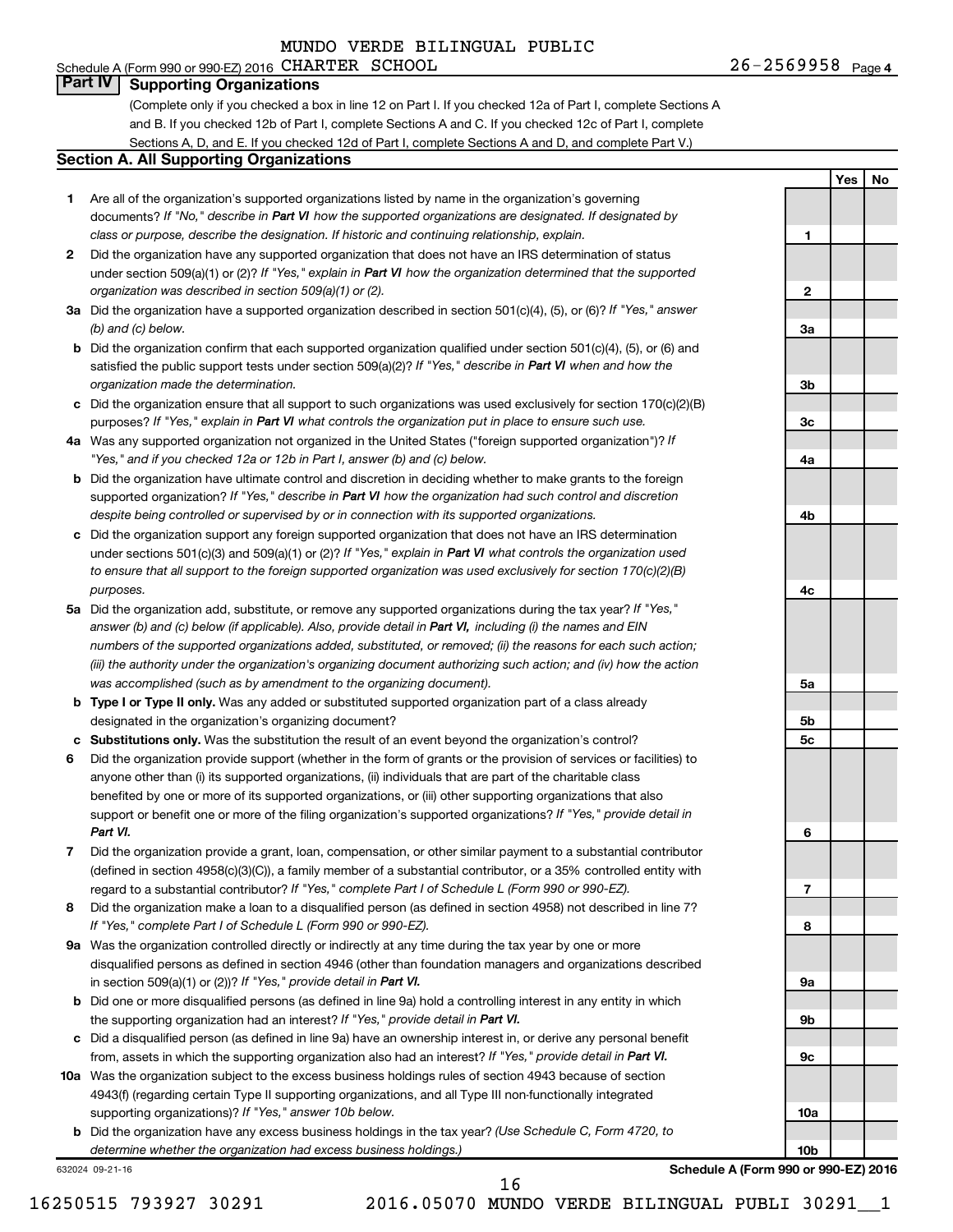MUNDO VERDE BILINGUAL PUBLIC

Schedule A (Form 990 or 990-EZ) 2016 CHARTER SCHOOL 26-2569958 Page 4

## Part IV Supporting Organizations

(Complete only if you checked a box in line 12 on Part I. If you checked 12a of Part I, complete Sections A and B. If you checked 12b of Part I, complete Sections A and C. If you checked 12c of Part I, complete Sections A, D, and E. If you checked 12d of Part I, complete Sections A and D, and complete Part V.)

### Section A. All Supporting Organizations

| | | | Yes | No |
|---|---|---|---|---|
| **1** | Are all of the organization's supported organizations listed by name in the organization's governing documents? *If "No," describe in **Part VI** how the supported organizations are designated. If designated by class or purpose, describe the designation. If historic and continuing relationship, explain.* | 1 | | |
| **2** | Did the organization have any supported organization that does not have an IRS determination of status under section 509(a)(1) or (2)? *If "Yes," explain in **Part VI** how the organization determined that the supported organization was described in section 509(a)(1) or (2).* | 2 | | |
| **3a** | Did the organization have a supported organization described in section 501(c)(4), (5), or (6)? *If "Yes," answer (b) and (c) below.* | 3a | | |
| **b** | Did the organization confirm that each supported organization qualified under section 501(c)(4), (5), or (6) and satisfied the public support tests under section 509(a)(2)? *If "Yes," describe in **Part VI** when and how the organization made the determination.* | 3b | | |
| **c** | Did the organization ensure that all support to such organizations was used exclusively for section 170(c)(2)(B) purposes? *If "Yes," explain in **Part VI** what controls the organization put in place to ensure such use.* | 3c | | |
| **4a** | Was any supported organization not organized in the United States ("foreign supported organization")? *If "Yes," and if you checked 12a or 12b in Part I, answer (b) and (c) below.* | 4a | | |
| **b** | Did the organization have ultimate control and discretion in deciding whether to make grants to the foreign supported organization? *If "Yes," describe in **Part VI** how the organization had such control and discretion despite being controlled or supervised by or in connection with its supported organizations.* | 4b | | |
| **c** | Did the organization support any foreign supported organization that does not have an IRS determination under sections 501(c)(3) and 509(a)(1) or (2)? *If "Yes," explain in **Part VI** what controls the organization used to ensure that all support to the foreign supported organization was used exclusively for section 170(c)(2)(B) purposes.* | 4c | | |
| **5a** | Did the organization add, substitute, or remove any supported organizations during the tax year? *If "Yes," answer (b) and (c) below (if applicable). Also, provide detail in **Part VI,** including (i) the names and EIN numbers of the supported organizations added, substituted, or removed; (ii) the reasons for each such action; (iii) the authority under the organization's organizing document authorizing such action; and (iv) how the action was accomplished (such as by amendment to the organizing document).* | 5a | | |
| **b** | **Type I or Type II only.** Was any added or substituted supported organization part of a class already designated in the organization's organizing document? | 5b | | |
| **c** | **Substitutions only.** Was the substitution the result of an event beyond the organization's control? | 5c | | |
| **6** | Did the organization provide support (whether in the form of grants or the provision of services or facilities) to anyone other than (i) its supported organizations, (ii) individuals that are part of the charitable class benefited by one or more of its supported organizations, or (iii) other supporting organizations that also support or benefit one or more of the filing organization's supported organizations? *If "Yes," provide detail in **Part VI.*** | 6 | | |
| **7** | Did the organization provide a grant, loan, compensation, or other similar payment to a substantial contributor (defined in section 4958(c)(3)(C)), a family member of a substantial contributor, or a 35% controlled entity with regard to a substantial contributor? *If "Yes," complete Part I of Schedule L (Form 990 or 990-EZ).* | 7 | | |
| **8** | Did the organization make a loan to a disqualified person (as defined in section 4958) not described in line 7? *If "Yes," complete Part I of Schedule L (Form 990 or 990-EZ).* | 8 | | |
| **9a** | Was the organization controlled directly or indirectly at any time during the tax year by one or more disqualified persons as defined in section 4946 (other than foundation managers and organizations described in section 509(a)(1) or (2))? *If "Yes," provide detail in **Part VI.*** | 9a | | |
| **b** | Did one or more disqualified persons (as defined in line 9a) hold a controlling interest in any entity in which the supporting organization had an interest? *If "Yes," provide detail in **Part VI.*** | 9b | | |
| **c** | Did a disqualified person (as defined in line 9a) have an ownership interest in, or derive any personal benefit from, assets in which the supporting organization also had an interest? *If "Yes," provide detail in **Part VI.*** | 9c | | |
| **10a** | Was the organization subject to the excess business holdings rules of section 4943 because of section 4943(f) (regarding certain Type II supporting organizations, and all Type III non-functionally integrated supporting organizations)? *If "Yes," answer 10b below.* | 10a | | |
| **b** | Did the organization have any excess business holdings in the tax year? *(Use Schedule C, Form 4720, to determine whether the organization had excess business holdings.)* | 10b | | |

632024 09-21-16

**Schedule A (Form 990 or 990-EZ) 2016**

16250515 793927 30291 2016.05070 MUNDO VERDE BILINGUAL PUBLI 30291__1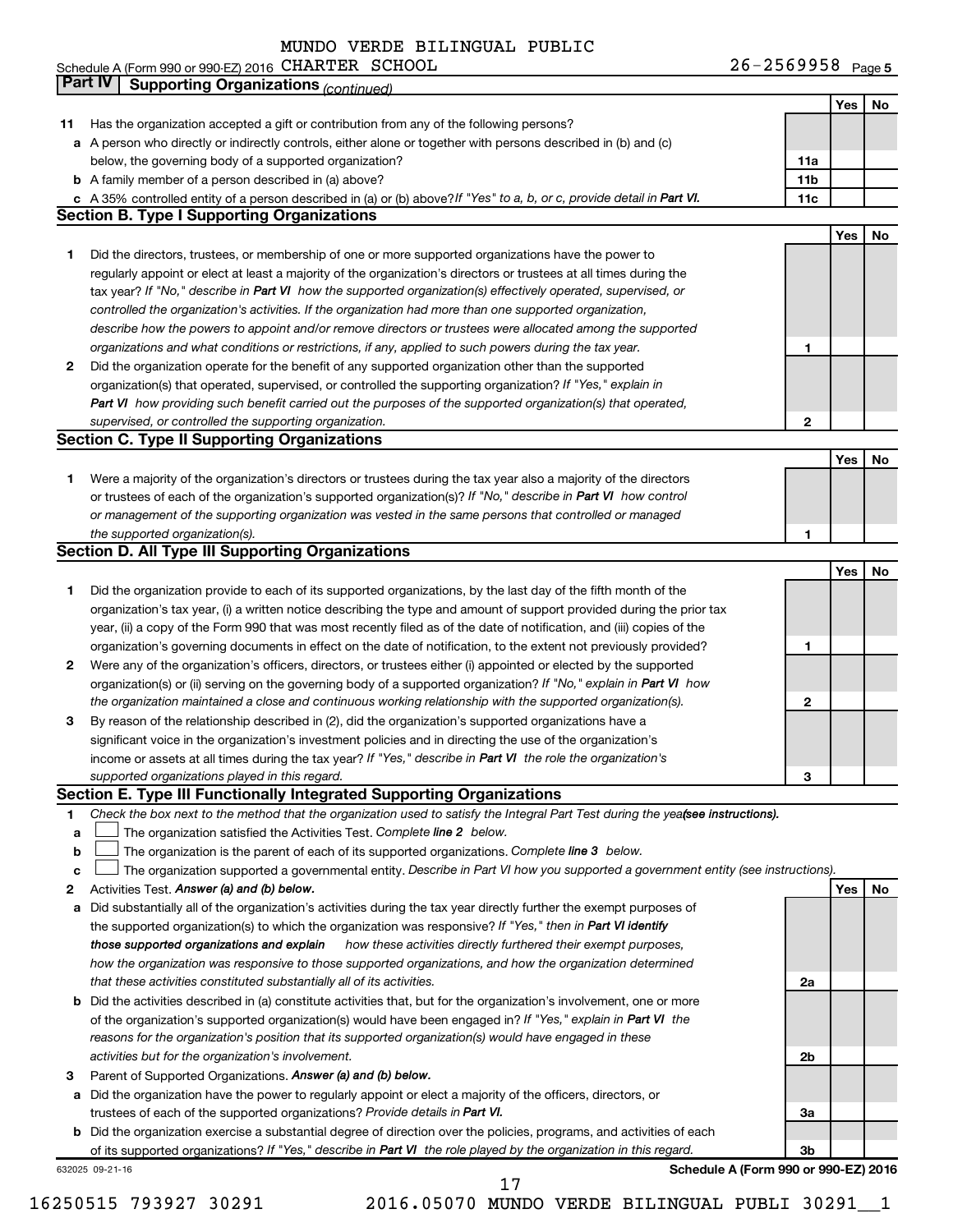MUNDO VERDE BILINGUAL PUBLIC

Schedule A (Form 990 or 990-EZ) 2016 CHARTER SCHOOL 26-2569958 Page 5

## Part IV Supporting Organizations *(continued)*

| | | | Yes | No |
|---|---|---|---|---|
| **11** | Has the organization accepted a gift or contribution from any of the following persons? | | | |
| **a** | A person who directly or indirectly controls, either alone or together with persons described in (b) and (c) below, the governing body of a supported organization? | **11a** | | |
| **b** | A family member of a person described in (a) above? | **11b** | | |
| **c** | A 35% controlled entity of a person described in (a) or (b) above? *If "Yes" to a, b, or c, provide detail in* ***Part VI.*** | **11c** | | |

### Section B. Type I Supporting Organizations

| | | | Yes | No |
|---|---|---|---|---|
| **1** | Did the directors, trustees, or membership of one or more supported organizations have the power to regularly appoint or elect at least a majority of the organization's directors or trustees at all times during the tax year? *If "No," describe in* ***Part VI*** *how the supported organization(s) effectively operated, supervised, or controlled the organization's activities. If the organization had more than one supported organization, describe how the powers to appoint and/or remove directors or trustees were allocated among the supported organizations and what conditions or restrictions, if any, applied to such powers during the tax year.* | **1** | | |
| **2** | Did the organization operate for the benefit of any supported organization other than the supported organization(s) that operated, supervised, or controlled the supporting organization? *If "Yes," explain in* ***Part VI*** *how providing such benefit carried out the purposes of the supported organization(s) that operated, supervised, or controlled the supporting organization.* | **2** | | |

### Section C. Type II Supporting Organizations

| | | | Yes | No |
|---|---|---|---|---|
| **1** | Were a majority of the organization's directors or trustees during the tax year also a majority of the directors or trustees of each of the organization's supported organization(s)? *If "No," describe in* ***Part VI*** *how control or management of the supporting organization was vested in the same persons that controlled or managed the supported organization(s).* | **1** | | |

### Section D. All Type III Supporting Organizations

| | | | Yes | No |
|---|---|---|---|---|
| **1** | Did the organization provide to each of its supported organizations, by the last day of the fifth month of the organization's tax year, (i) a written notice describing the type and amount of support provided during the prior tax year, (ii) a copy of the Form 990 that was most recently filed as of the date of notification, and (iii) copies of the organization's governing documents in effect on the date of notification, to the extent not previously provided? | **1** | | |
| **2** | Were any of the organization's officers, directors, or trustees either (i) appointed or elected by the supported organization(s) or (ii) serving on the governing body of a supported organization? *If "No," explain in* ***Part VI*** *how the organization maintained a close and continuous working relationship with the supported organization(s).* | **2** | | |
| **3** | By reason of the relationship described in (2), did the organization's supported organizations have a significant voice in the organization's investment policies and in directing the use of the organization's income or assets at all times during the tax year? *If "Yes," describe in* ***Part VI*** *the role the organization's supported organizations played in this regard.* | **3** | | |

### Section E. Type III Functionally Integrated Supporting Organizations

**1** *Check the box next to the method that the organization used to satisfy the Integral Part Test during the year* ***(see instructions).***

**a** ☐ The organization satisfied the Activities Test. *Complete* ***line 2*** *below.*

**b** ☐ The organization is the parent of each of its supported organizations. *Complete* ***line 3*** *below.*

**c** ☐ The organization supported a governmental entity. *Describe in Part VI how you supported a government entity (see instructions).*

| | | | Yes | No |
|---|---|---|---|---|
| **2** | Activities Test. ***Answer (a) and (b) below.*** | | | |
| **a** | Did substantially all of the organization's activities during the tax year directly further the exempt purposes of the supported organization(s) to which the organization was responsive? *If "Yes," then in* ***Part VI identify those supported organizations and explain*** *how these activities directly furthered their exempt purposes, how the organization was responsive to those supported organizations, and how the organization determined that these activities constituted substantially all of its activities.* | **2a** | | |
| **b** | Did the activities described in (a) constitute activities that, but for the organization's involvement, one or more of the organization's supported organization(s) would have been engaged in? *If "Yes," explain in* ***Part VI*** *the reasons for the organization's position that its supported organization(s) would have engaged in these activities but for the organization's involvement.* | **2b** | | |
| **3** | Parent of Supported Organizations. ***Answer (a) and (b) below.*** | | | |
| **a** | Did the organization have the power to regularly appoint or elect a majority of the officers, directors, or trustees of each of the supported organizations? *Provide details in* ***Part VI.*** | **3a** | | |
| **b** | Did the organization exercise a substantial degree of direction over the policies, programs, and activities of each of its supported organizations? *If "Yes," describe in* ***Part VI*** *the role played by the organization in this regard.* | **3b** | | |

632025 09-21-16 **Schedule A (Form 990 or 990-EZ) 2016**

16250515 793927 30291 2016.05070 MUNDO VERDE BILINGUAL PUBLI 30291__1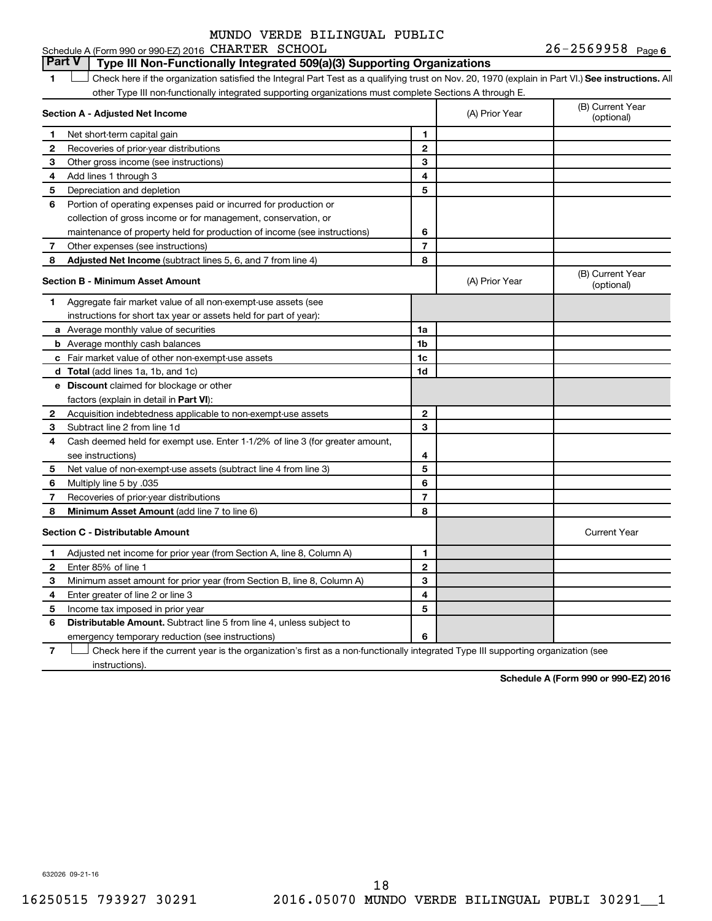MUNDO VERDE BILINGUAL PUBLIC

Schedule A (Form 990 or 990-EZ) 2016 CHARTER SCHOOL 26-2569958 Page 6

## Part V Type III Non-Functionally Integrated 509(a)(3) Supporting Organizations

1 ☐ Check here if the organization satisfied the Integral Part Test as a qualifying trust on Nov. 20, 1970 (explain in Part VI.) **See instructions.** All other Type III non-functionally integrated supporting organizations must complete Sections A through E.

| **Section A - Adjusted Net Income** | | | (A) Prior Year | (B) Current Year (optional) |
|---|---|---|---|---|
| 1 | Net short-term capital gain | 1 | | |
| 2 | Recoveries of prior-year distributions | 2 | | |
| 3 | Other gross income (see instructions) | 3 | | |
| 4 | Add lines 1 through 3 | 4 | | |
| 5 | Depreciation and depletion | 5 | | |
| 6 | Portion of operating expenses paid or incurred for production or collection of gross income or for management, conservation, or maintenance of property held for production of income (see instructions) | 6 | | |
| 7 | Other expenses (see instructions) | 7 | | |
| 8 | **Adjusted Net Income** (subtract lines 5, 6, and 7 from line 4) | 8 | | |

| **Section B - Minimum Asset Amount** | | | (A) Prior Year | (B) Current Year (optional) |
|---|---|---|---|---|
| 1 | Aggregate fair market value of all non-exempt-use assets (see instructions for short tax year or assets held for part of year): | | | |
| a | Average monthly value of securities | 1a | | |
| b | Average monthly cash balances | 1b | | |
| c | Fair market value of other non-exempt-use assets | 1c | | |
| d | **Total** (add lines 1a, 1b, and 1c) | 1d | | |
| e | **Discount** claimed for blockage or other factors (explain in detail in **Part VI**): | | | |
| 2 | Acquisition indebtedness applicable to non-exempt-use assets | 2 | | |
| 3 | Subtract line 2 from line 1d | 3 | | |
| 4 | Cash deemed held for exempt use. Enter 1-1/2% of line 3 (for greater amount, see instructions) | 4 | | |
| 5 | Net value of non-exempt-use assets (subtract line 4 from line 3) | 5 | | |
| 6 | Multiply line 5 by .035 | 6 | | |
| 7 | Recoveries of prior-year distributions | 7 | | |
| 8 | **Minimum Asset Amount** (add line 7 to line 6) | 8 | | |

| **Section C - Distributable Amount** | | | | Current Year |
|---|---|---|---|---|
| 1 | Adjusted net income for prior year (from Section A, line 8, Column A) | 1 | | |
| 2 | Enter 85% of line 1 | 2 | | |
| 3 | Minimum asset amount for prior year (from Section B, line 8, Column A) | 3 | | |
| 4 | Enter greater of line 2 or line 3 | 4 | | |
| 5 | Income tax imposed in prior year | 5 | | |
| 6 | **Distributable Amount.** Subtract line 5 from line 4, unless subject to emergency temporary reduction (see instructions) | 6 | | |

7 ☐ Check here if the current year is the organization's first as a non-functionally integrated Type III supporting organization (see instructions).

**Schedule A (Form 990 or 990-EZ) 2016**

632026 09-21-16

16250515 793927 30291 2016.05070 MUNDO VERDE BILINGUAL PUBLI 30291__1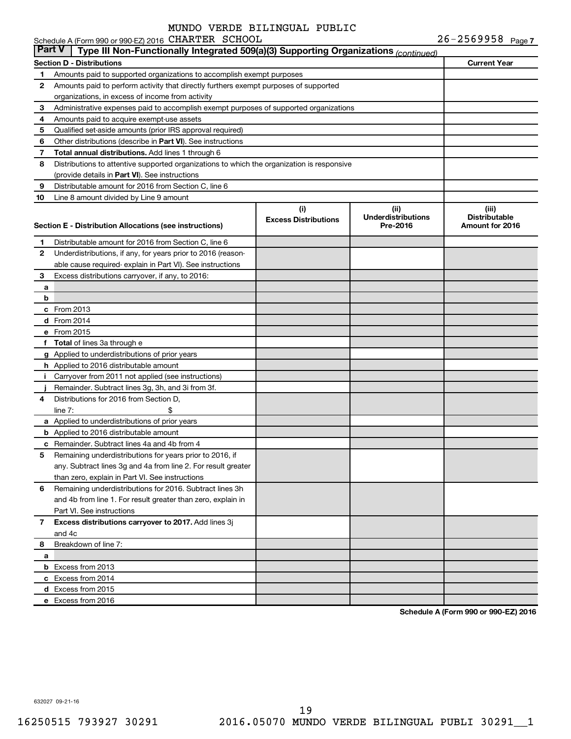MUNDO VERDE BILINGUAL PUBLIC

Schedule A (Form 990 or 990-EZ) 2016 CHARTER SCHOOL 26-2569958 Page 7

**Part V | Type III Non-Functionally Integrated 509(a)(3) Supporting Organizations** *(continued)*

| | Section D - Distributions | Current Year |
|---|---|---|
| 1 | Amounts paid to supported organizations to accomplish exempt purposes | |
| 2 | Amounts paid to perform activity that directly furthers exempt purposes of supported organizations, in excess of income from activity | |
| 3 | Administrative expenses paid to accomplish exempt purposes of supported organizations | |
| 4 | Amounts paid to acquire exempt-use assets | |
| 5 | Qualified set-aside amounts (prior IRS approval required) | |
| 6 | Other distributions (describe in **Part VI**). See instructions | |
| 7 | **Total annual distributions.** Add lines 1 through 6 | |
| 8 | Distributions to attentive supported organizations to which the organization is responsive (provide details in **Part VI**). See instructions | |
| 9 | Distributable amount for 2016 from Section C, line 6 | |
| 10 | Line 8 amount divided by Line 9 amount | |

| | Section E - Distribution Allocations (see instructions) | (i) Excess Distributions | (ii) Underdistributions Pre-2016 | (iii) Distributable Amount for 2016 |
|---|---|---|---|---|
| 1 | Distributable amount for 2016 from Section C, line 6 | | | |
| 2 | Underdistributions, if any, for years prior to 2016 (reasonable cause required- explain in Part VI). See instructions | | | |
| 3 | Excess distributions carryover, if any, to 2016: | | | |
| a | | | | |
| b | | | | |
| c | From 2013 | | | |
| d | From 2014 | | | |
| e | From 2015 | | | |
| f | **Total** of lines 3a through e | | | |
| g | Applied to underdistributions of prior years | | | |
| h | Applied to 2016 distributable amount | | | |
| i | Carryover from 2011 not applied (see instructions) | | | |
| j | Remainder. Subtract lines 3g, 3h, and 3i from 3f. | | | |
| 4 | Distributions for 2016 from Section D, line 7: $ | | | |
| a | Applied to underdistributions of prior years | | | |
| b | Applied to 2016 distributable amount | | | |
| c | Remainder. Subtract lines 4a and 4b from 4 | | | |
| 5 | Remaining underdistributions for years prior to 2016, if any. Subtract lines 3g and 4a from line 2. For result greater than zero, explain in Part VI. See instructions | | | |
| 6 | Remaining underdistributions for 2016. Subtract lines 3h and 4b from line 1. For result greater than zero, explain in Part VI. See instructions | | | |
| 7 | **Excess distributions carryover to 2017.** Add lines 3j and 4c | | | |
| 8 | Breakdown of line 7: | | | |
| a | | | | |
| b | Excess from 2013 | | | |
| c | Excess from 2014 | | | |
| d | Excess from 2015 | | | |
| e | Excess from 2016 | | | |

**Schedule A (Form 990 or 990-EZ) 2016**

632027 09-21-16

16250515 793927 30291 2016.05070 MUNDO VERDE BILINGUAL PUBLI 30291__1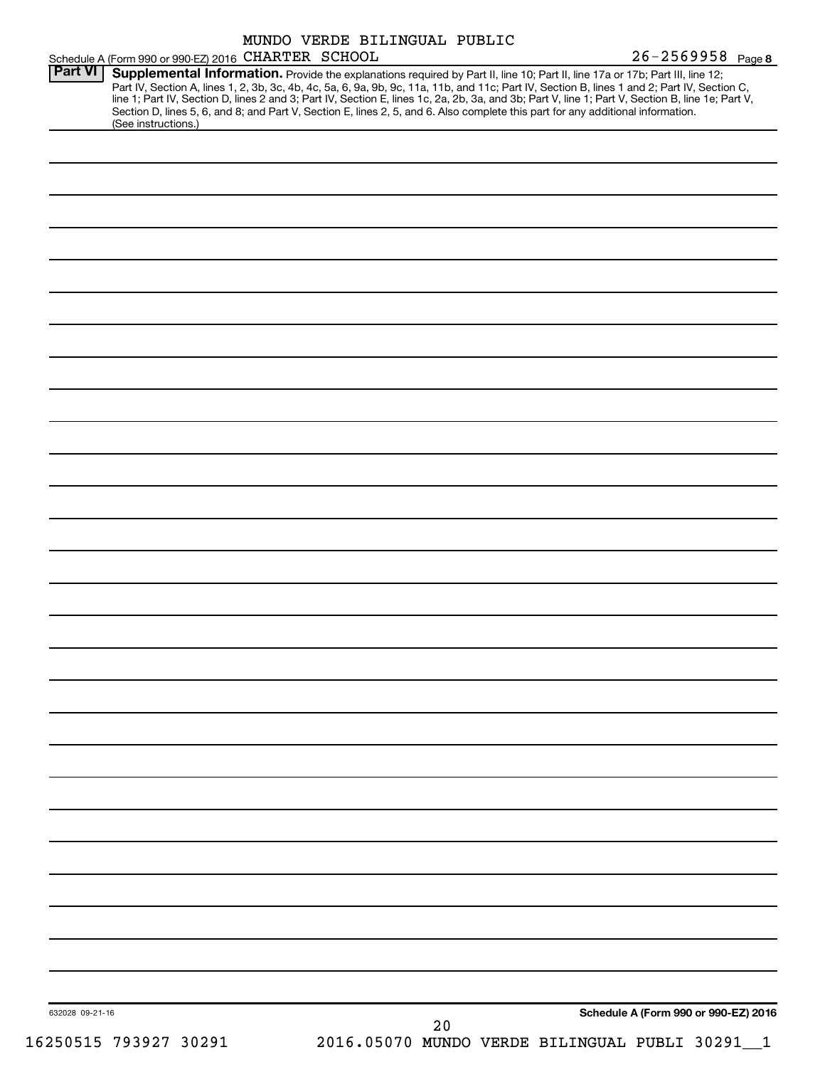MUNDO VERDE BILINGUAL PUBLIC

Schedule A (Form 990 or 990-EZ) 2016 CHARTER SCHOOL 26-2569958 Page 8

**Part VI Supplemental Information.** Provide the explanations required by Part II, line 10; Part II, line 17a or 17b; Part III, line 12; Part IV, Section A, lines 1, 2, 3b, 3c, 4b, 4c, 5a, 6, 9a, 9b, 9c, 11a, 11b, and 11c; Part IV, Section B, lines 1 and 2; Part IV, Section C, line 1; Part IV, Section D, lines 2 and 3; Part IV, Section E, lines 1c, 2a, 2b, 3a, and 3b; Part V, line 1; Part V, Section B, line 1e; Part V, Section D, lines 5, 6, and 8; and Part V, Section E, lines 2, 5, and 6. Also complete this part for any additional information. (See instructions.)

632028 09-21-16

**Schedule A (Form 990 or 990-EZ) 2016**

16250515 793927 30291 2016.05070 MUNDO VERDE BILINGUAL PUBLI 30291__1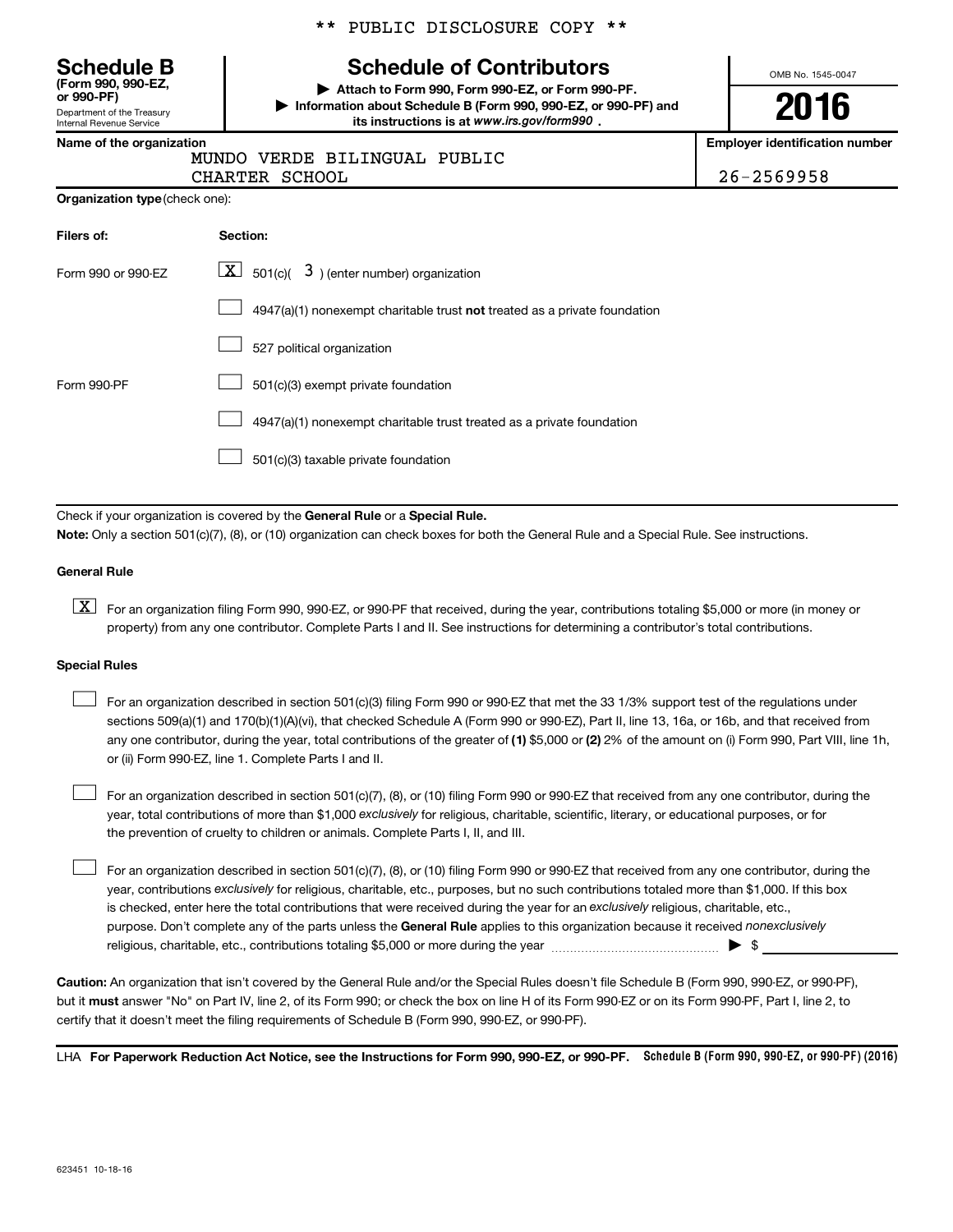\*\* PUBLIC DISCLOSURE COPY \*\*

# Schedule B

**(Form 990, 990-EZ, or 990-PF)**

Department of the Treasury
Internal Revenue Service

## Schedule of Contributors

▶ **Attach to Form 990, Form 990-EZ, or Form 990-PF.**

▶ **Information about Schedule B (Form 990, 990-EZ, or 990-PF) and its instructions is at** ***www.irs.gov/form990*** **.**

OMB No. 1545-0047

**2016**

**Name of the organization**
MUNDO VERDE BILINGUAL PUBLIC CHARTER SCHOOL

**Employer identification number**
26-2569958

**Organization type** (check one):

| Filers of: | Section: |
|---|---|
| Form 990 or 990-EZ | [X] 501(c)( 3 ) (enter number) organization |
| | [ ] 4947(a)(1) nonexempt charitable trust **not** treated as a private foundation |
| | [ ] 527 political organization |
| Form 990-PF | [ ] 501(c)(3) exempt private foundation |
| | [ ] 4947(a)(1) nonexempt charitable trust treated as a private foundation |
| | [ ] 501(c)(3) taxable private foundation |

Check if your organization is covered by the **General Rule** or a **Special Rule.**

**Note:** Only a section 501(c)(7), (8), or (10) organization can check boxes for both the General Rule and a Special Rule. See instructions.

**General Rule**

[X] For an organization filing Form 990, 990-EZ, or 990-PF that received, during the year, contributions totaling $5,000 or more (in money or property) from any one contributor. Complete Parts I and II. See instructions for determining a contributor's total contributions.

**Special Rules**

[ ] For an organization described in section 501(c)(3) filing Form 990 or 990-EZ that met the 33 1/3% support test of the regulations under sections 509(a)(1) and 170(b)(1)(A)(vi), that checked Schedule A (Form 990 or 990-EZ), Part II, line 13, 16a, or 16b, and that received from any one contributor, during the year, total contributions of the greater of **(1)** $5,000 or **(2)** 2% of the amount on (i) Form 990, Part VIII, line 1h, or (ii) Form 990-EZ, line 1. Complete Parts I and II.

[ ] For an organization described in section 501(c)(7), (8), or (10) filing Form 990 or 990-EZ that received from any one contributor, during the year, total contributions of more than $1,000 *exclusively* for religious, charitable, scientific, literary, or educational purposes, or for the prevention of cruelty to children or animals. Complete Parts I, II, and III.

[ ] For an organization described in section 501(c)(7), (8), or (10) filing Form 990 or 990-EZ that received from any one contributor, during the year, contributions *exclusively* for religious, charitable, etc., purposes, but no such contributions totaled more than $1,000. If this box is checked, enter here the total contributions that were received during the year for an *exclusively* religious, charitable, etc., purpose. Don't complete any of the parts unless the **General Rule** applies to this organization because it received *nonexclusively* religious, charitable, etc., contributions totaling $5,000 or more during the year ▶ $ \_\_\_\_\_\_\_\_\_\_

**Caution:** An organization that isn't covered by the General Rule and/or the Special Rules doesn't file Schedule B (Form 990, 990-EZ, or 990-PF), but it **must** answer "No" on Part IV, line 2, of its Form 990; or check the box on line H of its Form 990-EZ or on its Form 990-PF, Part I, line 2, to certify that it doesn't meet the filing requirements of Schedule B (Form 990, 990-EZ, or 990-PF).

LHA **For Paperwork Reduction Act Notice, see the Instructions for Form 990, 990-EZ, or 990-PF.** **Schedule B (Form 990, 990-EZ, or 990-PF) (2016)**

623451 10-18-16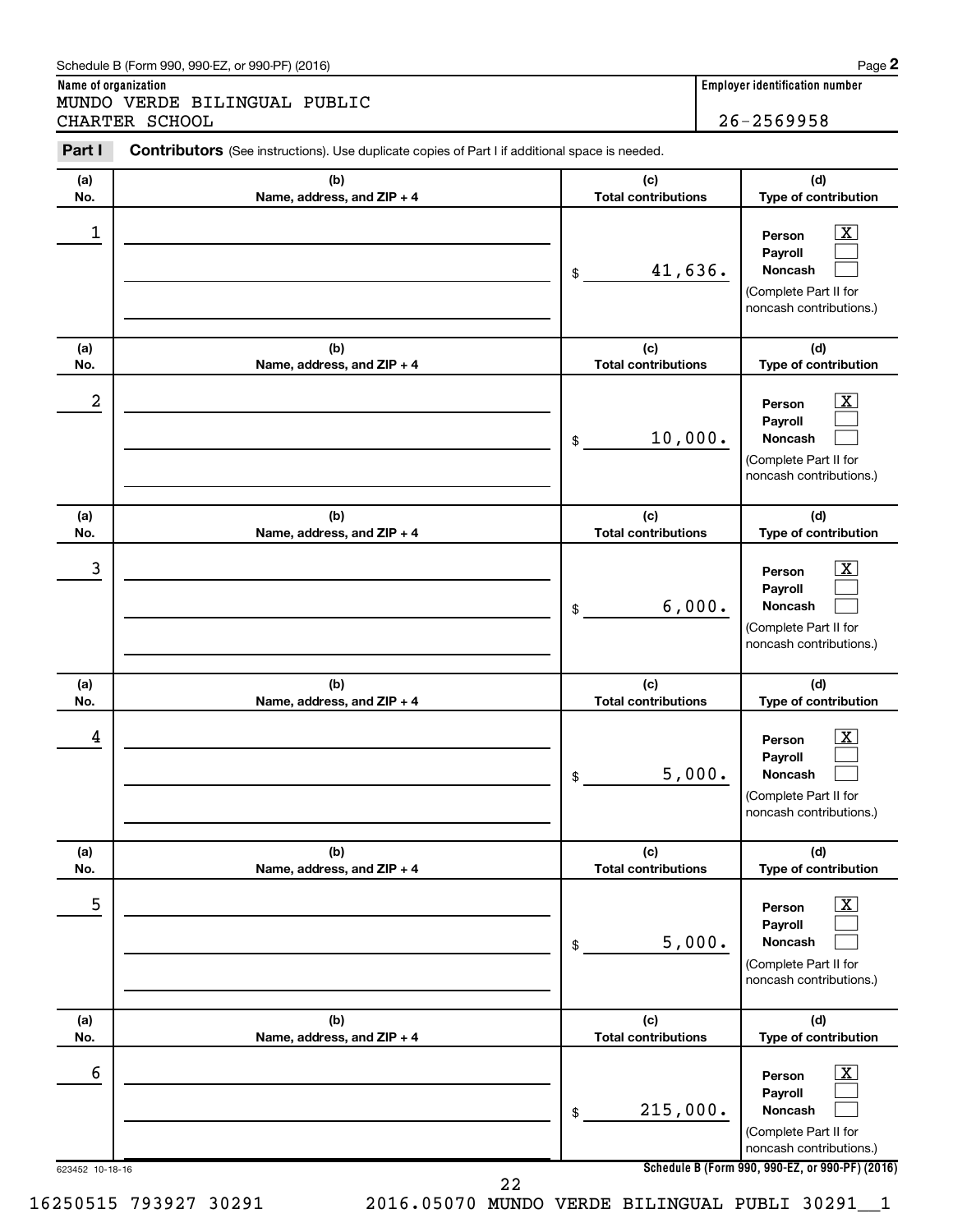Schedule B (Form 990, 990-EZ, or 990-PF) (2016)

**Name of organization**
MUNDO VERDE BILINGUAL PUBLIC CHARTER SCHOOL

**Employer identification number**
26-2569958

**Part I** **Contributors** (See instructions). Use duplicate copies of Part I if additional space is needed.

| (a) No. | (b) Name, address, and ZIP + 4 | (c) Total contributions | (d) Type of contribution |
|---|---|---|---|
| 1 | | $ 41,636. | Person [X] Payroll [ ] Noncash [ ] (Complete Part II for noncash contributions.) |
| 2 | | $ 10,000. | Person [X] Payroll [ ] Noncash [ ] (Complete Part II for noncash contributions.) |
| 3 | | $ 6,000. | Person [X] Payroll [ ] Noncash [ ] (Complete Part II for noncash contributions.) |
| 4 | | $ 5,000. | Person [X] Payroll [ ] Noncash [ ] (Complete Part II for noncash contributions.) |
| 5 | | $ 5,000. | Person [X] Payroll [ ] Noncash [ ] (Complete Part II for noncash contributions.) |
| 6 | | $ 215,000. | Person [X] Payroll [ ] Noncash [ ] (Complete Part II for noncash contributions.) |

623452 10-18-16

16250515 793927 30291 2016.05070 MUNDO VERDE BILINGUAL PUBLI 30291__1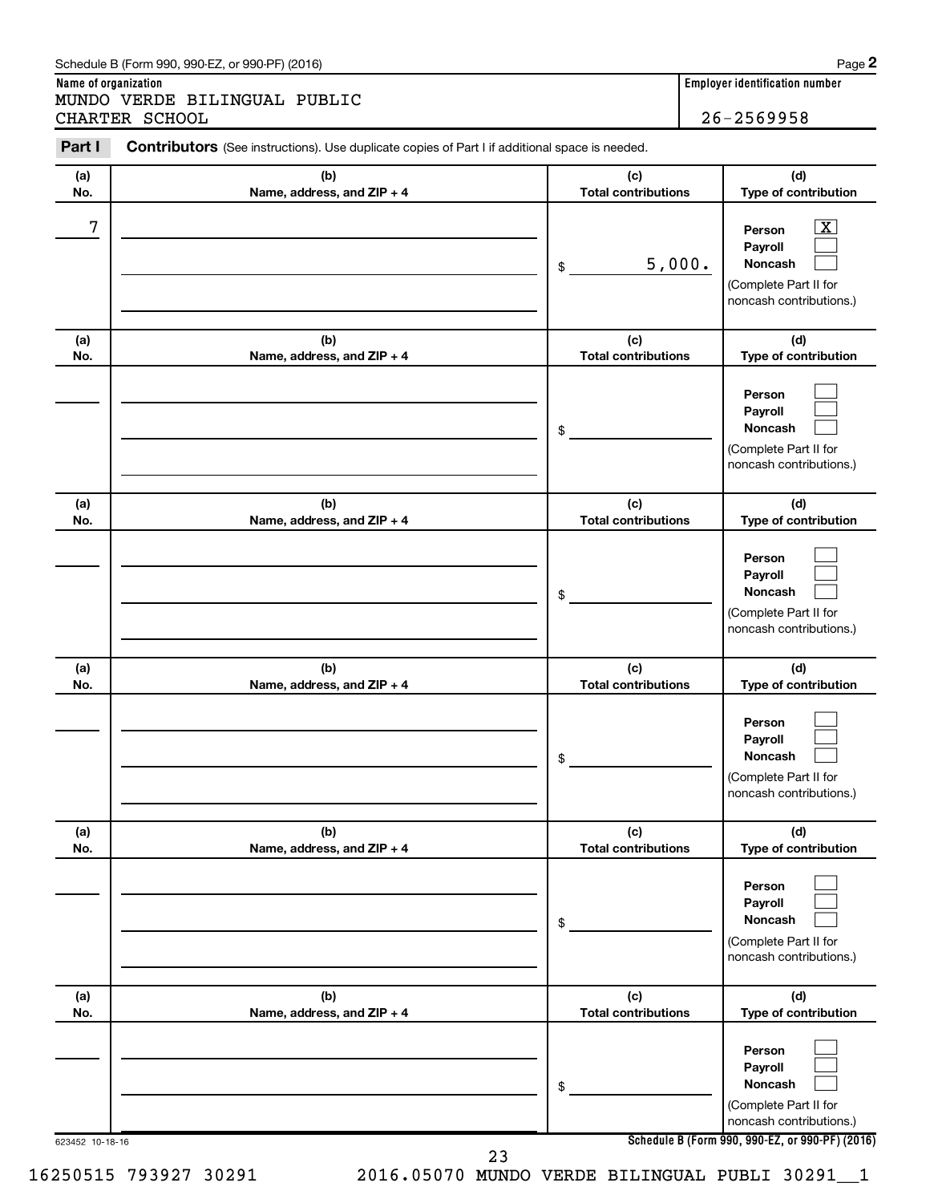Schedule B (Form 990, 990-EZ, or 990-PF) (2016)

**Name of organization**

MUNDO VERDE BILINGUAL PUBLIC CHARTER SCHOOL

**Employer identification number**

26-2569958

**Part I** **Contributors** (See instructions). Use duplicate copies of Part I if additional space is needed.

| (a) No. | (b) Name, address, and ZIP + 4 | (c) Total contributions | (d) Type of contribution |
|---|---|---|---|
| 7 | | $ 5,000. | Person [X] Payroll [ ] Noncash [ ] (Complete Part II for noncash contributions.) |
| | | $ | Person [ ] Payroll [ ] Noncash [ ] (Complete Part II for noncash contributions.) |
| | | $ | Person [ ] Payroll [ ] Noncash [ ] (Complete Part II for noncash contributions.) |
| | | $ | Person [ ] Payroll [ ] Noncash [ ] (Complete Part II for noncash contributions.) |
| | | $ | Person [ ] Payroll [ ] Noncash [ ] (Complete Part II for noncash contributions.) |
| | | $ | Person [ ] Payroll [ ] Noncash [ ] (Complete Part II for noncash contributions.) |

623452 10-18-16

Schedule B (Form 990, 990-EZ, or 990-PF) (2016)

16250515 793927 30291 2016.05070 MUNDO VERDE BILINGUAL PUBLI 30291__1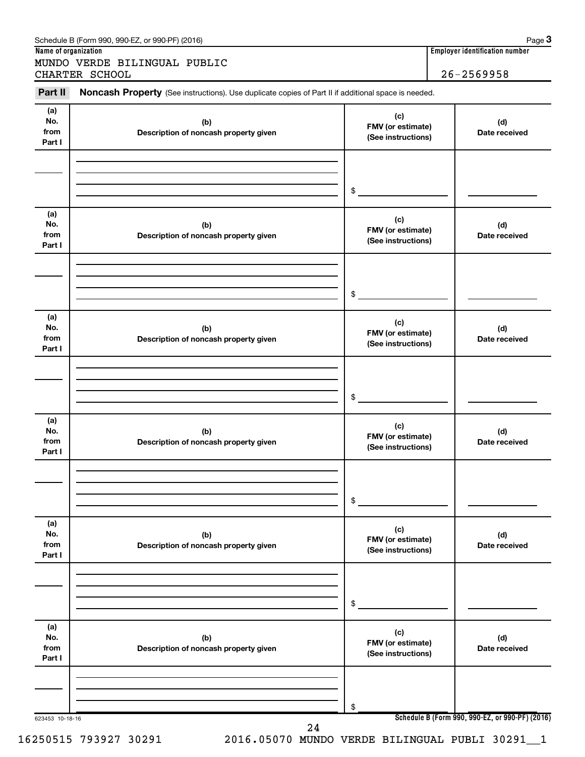Schedule B (Form 990, 990-EZ, or 990-PF) (2016)

**Name of organization**

MUNDO VERDE BILINGUAL PUBLIC CHARTER SCHOOL

**Employer identification number**

26-2569958

## Part II Noncash Property

(See instructions). Use duplicate copies of Part II if additional space is needed.

| (a) No. from Part I | (b) Description of noncash property given | (c) FMV (or estimate) (See instructions) | (d) Date received |
|---|---|---|---|
| | | $ | |

| (a) No. from Part I | (b) Description of noncash property given | (c) FMV (or estimate) (See instructions) | (d) Date received |
|---|---|---|---|
| | | $ | |

| (a) No. from Part I | (b) Description of noncash property given | (c) FMV (or estimate) (See instructions) | (d) Date received |
|---|---|---|---|
| | | $ | |

| (a) No. from Part I | (b) Description of noncash property given | (c) FMV (or estimate) (See instructions) | (d) Date received |
|---|---|---|---|
| | | $ | |

| (a) No. from Part I | (b) Description of noncash property given | (c) FMV (or estimate) (See instructions) | (d) Date received |
|---|---|---|---|
| | | $ | |

| (a) No. from Part I | (b) Description of noncash property given | (c) FMV (or estimate) (See instructions) | (d) Date received |
|---|---|---|---|
| | | $ | |

623453 10-18-16

Schedule B (Form 990, 990-EZ, or 990-PF) (2016)

16250515 793927 30291 2016.05070 MUNDO VERDE BILINGUAL PUBLI 30291__1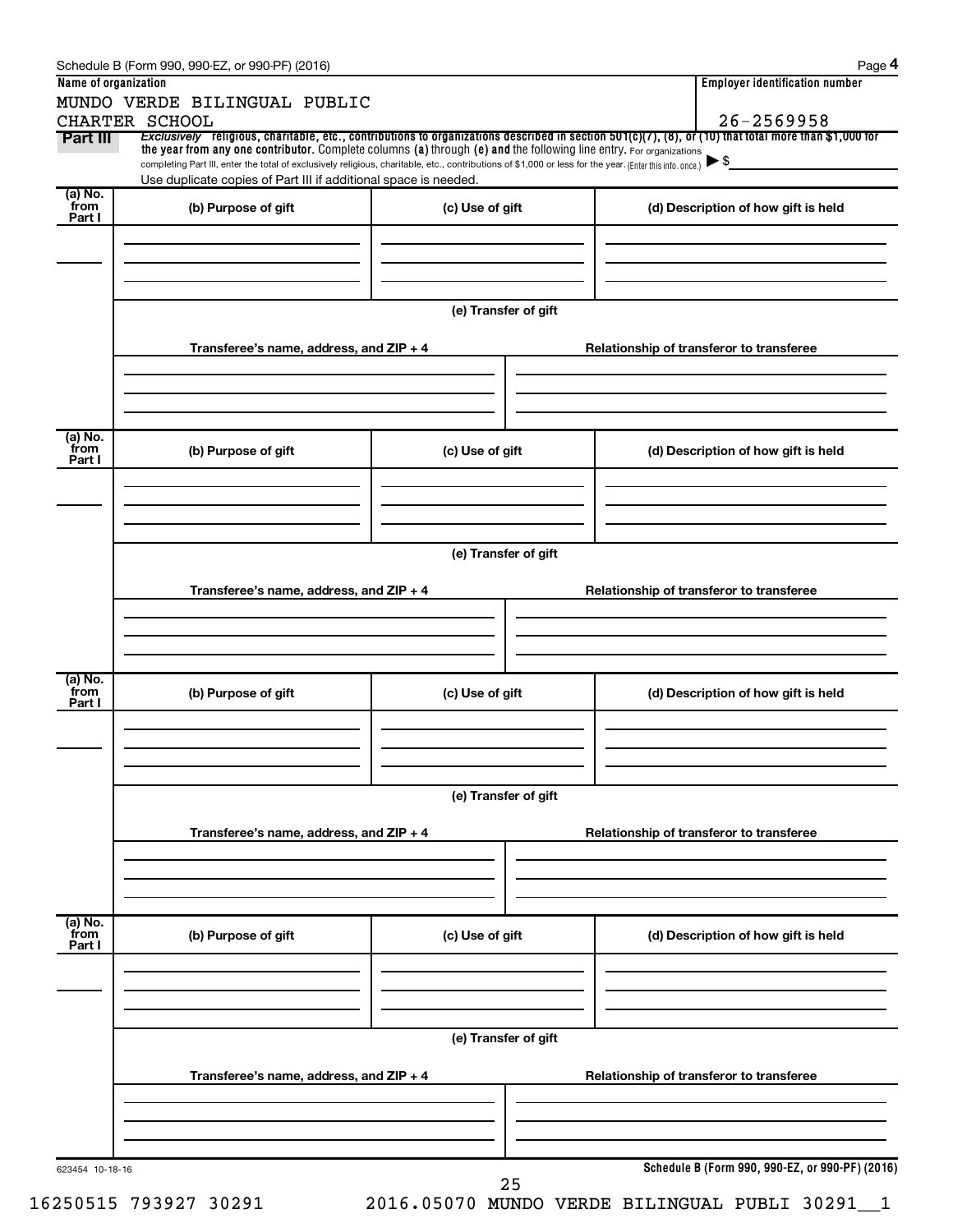Schedule B (Form 990, 990-EZ, or 990-PF) (2016)

**Name of organization**

MUNDO VERDE BILINGUAL PUBLIC CHARTER SCHOOL

**Employer identification number**

26-2569958

**Part III** *Exclusively* religious, charitable, etc., contributions to organizations described in section 501(c)(7), (8), or (10) that total more than $1,000 for the year from any one contributor. Complete columns (a) through (e) and the following line entry. For organizations completing Part III, enter the total of exclusively religious, charitable, etc., contributions of $1,000 or less for the year. (Enter this info. once.) ▶ $

Use duplicate copies of Part III if additional space is needed.

| (a) No. from Part I | (b) Purpose of gift | (c) Use of gift | (d) Description of how gift is held |
| --- | --- | --- | --- |
| | | | |

(e) Transfer of gift

| Transferee's name, address, and ZIP + 4 | Relationship of transferor to transferee |
| --- | --- |
| | |

| (a) No. from Part I | (b) Purpose of gift | (c) Use of gift | (d) Description of how gift is held |
| --- | --- | --- | --- |
| | | | |

(e) Transfer of gift

| Transferee's name, address, and ZIP + 4 | Relationship of transferor to transferee |
| --- | --- |
| | |

| (a) No. from Part I | (b) Purpose of gift | (c) Use of gift | (d) Description of how gift is held |
| --- | --- | --- | --- |
| | | | |

(e) Transfer of gift

| Transferee's name, address, and ZIP + 4 | Relationship of transferor to transferee |
| --- | --- |
| | |

| (a) No. from Part I | (b) Purpose of gift | (c) Use of gift | (d) Description of how gift is held |
| --- | --- | --- | --- |
| | | | |

(e) Transfer of gift

| Transferee's name, address, and ZIP + 4 | Relationship of transferor to transferee |
| --- | --- |
| | |

623454 10-18-16

**Schedule B (Form 990, 990-EZ, or 990-PF) (2016)**

16250515 793927 30291 2016.05070 MUNDO VERDE BILINGUAL PUBLI 30291__1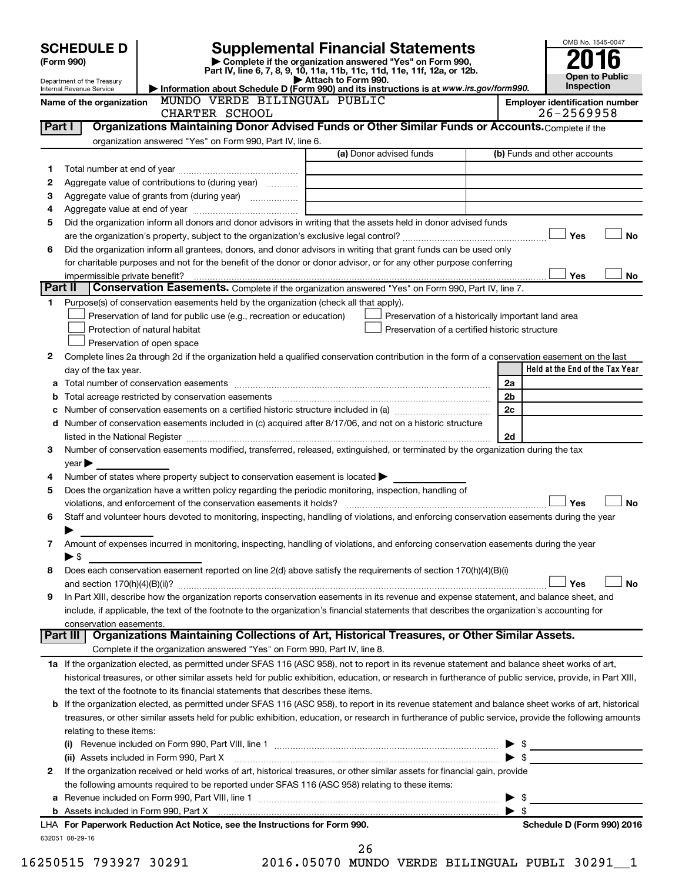# SCHEDULE D (Form 990)

Department of the Treasury
Internal Revenue Service

## Supplemental Financial Statements

▶ Complete if the organization answered "Yes" on Form 990, Part IV, line 6, 7, 8, 9, 10, 11a, 11b, 11c, 11d, 11e, 11f, 12a, or 12b.
▶ Attach to Form 990.
▶ Information about Schedule D (Form 990) and its instructions is at *www.irs.gov/form990*.

OMB No. 1545-0047
**2016**
**Open to Public Inspection**

**Name of the organization:** MUNDO VERDE BILINGUAL PUBLIC CHARTER SCHOOL

**Employer identification number:** 26-2569958

## Part I — Organizations Maintaining Donor Advised Funds or Other Similar Funds or Accounts.

Complete if the organization answered "Yes" on Form 990, Part IV, line 6.

| | | (a) Donor advised funds | (b) Funds and other accounts |
|---|---|---|---|
| 1 | Total number at end of year | | |
| 2 | Aggregate value of contributions to (during year) | | |
| 3 | Aggregate value of grants from (during year) | | |
| 4 | Aggregate value at end of year | | |

5 Did the organization inform all donors and donor advisors in writing that the assets held in donor advised funds are the organization's property, subject to the organization's exclusive legal control? ☐ Yes ☐ No

6 Did the organization inform all grantees, donors, and donor advisors in writing that grant funds can be used only for charitable purposes and not for the benefit of the donor or donor advisor, or for any other purpose conferring impermissible private benefit? ☐ Yes ☐ No

## Part II — Conservation Easements.

Complete if the organization answered "Yes" on Form 990, Part IV, line 7.

1 Purpose(s) of conservation easements held by the organization (check all that apply).

- ☐ Preservation of land for public use (e.g., recreation or education)
- ☐ Preservation of a historically important land area
- ☐ Protection of natural habitat
- ☐ Preservation of a certified historic structure
- ☐ Preservation of open space

2 Complete lines 2a through 2d if the organization held a qualified conservation contribution in the form of a conservation easement on the last day of the tax year.

| | | | Held at the End of the Tax Year |
|---|---|---|---|
| a | Total number of conservation easements | 2a | |
| b | Total acreage restricted by conservation easements | 2b | |
| c | Number of conservation easements on a certified historic structure included in (a) | 2c | |
| d | Number of conservation easements included in (c) acquired after 8/17/06, and not on a historic structure listed in the National Register | 2d | |

3 Number of conservation easements modified, transferred, released, extinguished, or terminated by the organization during the tax year ▶

4 Number of states where property subject to conservation easement is located ▶

5 Does the organization have a written policy regarding the periodic monitoring, inspection, handling of violations, and enforcement of the conservation easements it holds? ☐ Yes ☐ No

6 Staff and volunteer hours devoted to monitoring, inspecting, handling of violations, and enforcing conservation easements during the year ▶

7 Amount of expenses incurred in monitoring, inspecting, handling of violations, and enforcing conservation easements during the year ▶ $

8 Does each conservation easement reported on line 2(d) above satisfy the requirements of section 170(h)(4)(B)(i) and section 170(h)(4)(B)(ii)? ☐ Yes ☐ No

9 In Part XIII, describe how the organization reports conservation easements in its revenue and expense statement, and balance sheet, and include, if applicable, the text of the footnote to the organization's financial statements that describes the organization's accounting for conservation easements.

## Part III — Organizations Maintaining Collections of Art, Historical Treasures, or Other Similar Assets.

Complete if the organization answered "Yes" on Form 990, Part IV, line 8.

1a If the organization elected, as permitted under SFAS 116 (ASC 958), not to report in its revenue statement and balance sheet works of art, historical treasures, or other similar assets held for public exhibition, education, or research in furtherance of public service, provide, in Part XIII, the text of the footnote to its financial statements that describes these items.

b If the organization elected, as permitted under SFAS 116 (ASC 958), to report in its revenue statement and balance sheet works of art, historical treasures, or other similar assets held for public exhibition, education, or research in furtherance of public service, provide the following amounts relating to these items:

(i) Revenue included on Form 990, Part VIII, line 1 ▶ $

(ii) Assets included in Form 990, Part X ▶ $

2 If the organization received or held works of art, historical treasures, or other similar assets for financial gain, provide the following amounts required to be reported under SFAS 116 (ASC 958) relating to these items:

a Revenue included on Form 990, Part VIII, line 1 ▶ $

b Assets included in Form 990, Part X ▶ $

**LHA For Paperwork Reduction Act Notice, see the Instructions for Form 990.** **Schedule D (Form 990) 2016**

632051 08-29-16

16250515 793927 30291 2016.05070 MUNDO VERDE BILINGUAL PUBLI 30291__1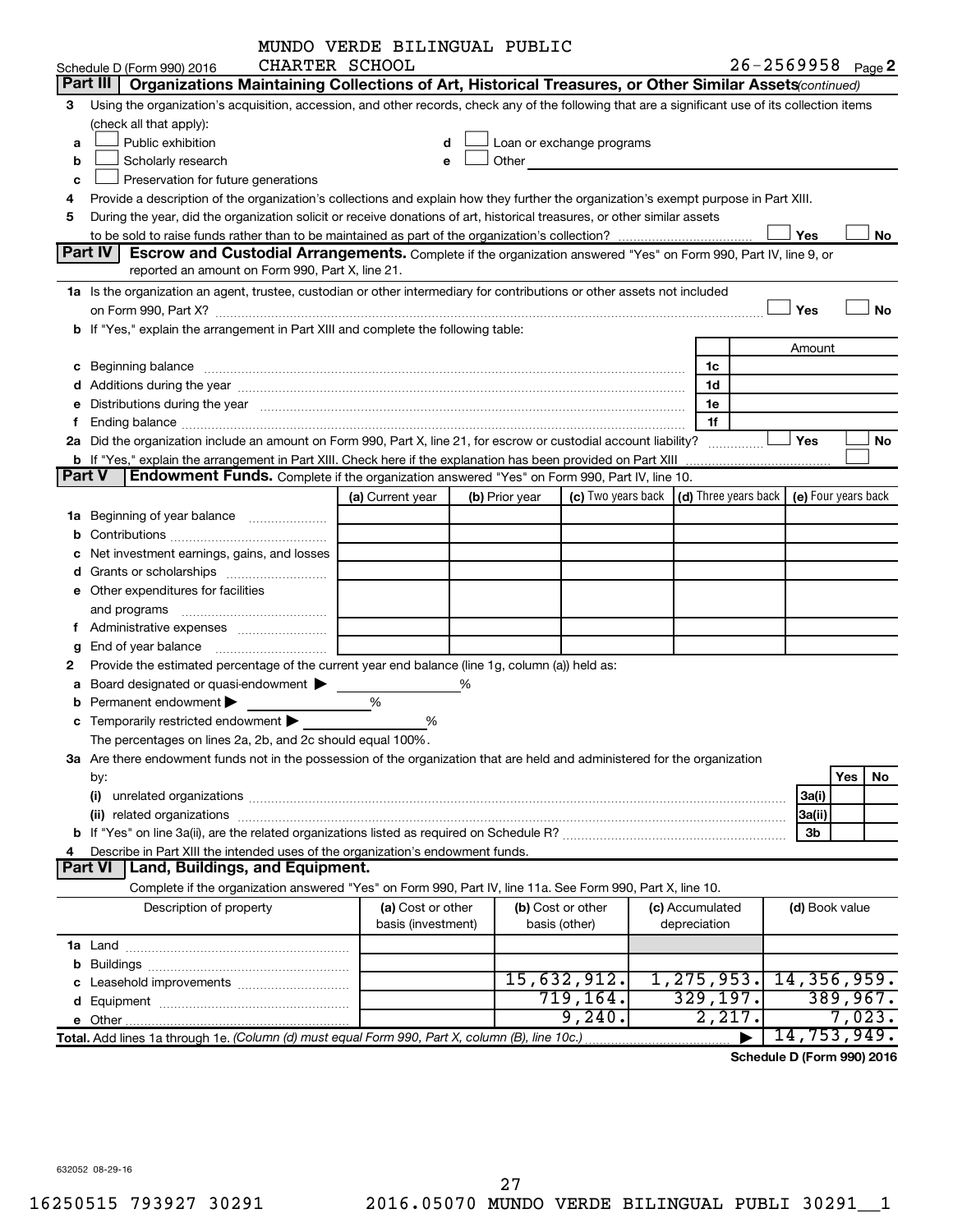MUNDO VERDE BILINGUAL PUBLIC CHARTER SCHOOL

Schedule D (Form 990) 2016 — 26-2569958 Page 2

## Part III Organizations Maintaining Collections of Art, Historical Treasures, or Other Similar Assets *(continued)*

3 Using the organization's acquisition, accession, and other records, check any of the following that are a significant use of its collection items (check all that apply):

- a ☐ Public exhibition
- b ☐ Scholarly research
- c ☐ Preservation for future generations
- d ☐ Loan or exchange programs
- e ☐ Other

4 Provide a description of the organization's collections and explain how they further the organization's exempt purpose in Part XIII.

5 During the year, did the organization solicit or receive donations of art, historical treasures, or other similar assets to be sold to raise funds rather than to be maintained as part of the organization's collection? ☐ Yes ☐ No

## Part IV Escrow and Custodial Arrangements.

Complete if the organization answered "Yes" on Form 990, Part IV, line 9, or reported an amount on Form 990, Part X, line 21.

1a Is the organization an agent, trustee, custodian or other intermediary for contributions or other assets not included on Form 990, Part X? ☐ Yes ☐ No

b If "Yes," explain the arrangement in Part XIII and complete the following table:

| | | Amount |
|---|---|---|
| c Beginning balance | 1c | |
| d Additions during the year | 1d | |
| e Distributions during the year | 1e | |
| f Ending balance | 1f | |

2a Did the organization include an amount on Form 990, Part X, line 21, for escrow or custodial account liability? ☐ Yes ☐ No

b If "Yes," explain the arrangement in Part XIII. Check here if the explanation has been provided on Part XIII ☐

## Part V Endowment Funds.

Complete if the organization answered "Yes" on Form 990, Part IV, line 10.

| | (a) Current year | (b) Prior year | (c) Two years back | (d) Three years back | (e) Four years back |
|---|---|---|---|---|---|
| 1a Beginning of year balance | | | | | |
| b Contributions | | | | | |
| c Net investment earnings, gains, and losses | | | | | |
| d Grants or scholarships | | | | | |
| e Other expenditures for facilities and programs | | | | | |
| f Administrative expenses | | | | | |
| g End of year balance | | | | | |

2 Provide the estimated percentage of the current year end balance (line 1g, column (a)) held as:

- a Board designated or quasi-endowment ▶ %
- b Permanent endowment ▶ %
- c Temporarily restricted endowment ▶ %

The percentages on lines 2a, 2b, and 2c should equal 100%.

3a Are there endowment funds not in the possession of the organization that are held and administered for the organization by:

| | | Yes | No |
|---|---|---|---|
| (i) unrelated organizations | 3a(i) | | |
| (ii) related organizations | 3a(ii) | | |
| b If "Yes" on line 3a(ii), are the related organizations listed as required on Schedule R? | 3b | | |

4 Describe in Part XIII the intended uses of the organization's endowment funds.

## Part VI Land, Buildings, and Equipment.

Complete if the organization answered "Yes" on Form 990, Part IV, line 11a. See Form 990, Part X, line 10.

| Description of property | (a) Cost or other basis (investment) | (b) Cost or other basis (other) | (c) Accumulated depreciation | (d) Book value |
|---|---|---|---|---|
| 1a Land | | | | |
| b Buildings | | | | |
| c Leasehold improvements | | 15,632,912. | 1,275,953. | 14,356,959. |
| d Equipment | | 719,164. | 329,197. | 389,967. |
| e Other | | 9,240. | 2,217. | 7,023. |
| **Total.** Add lines 1a through 1e. *(Column (d) must equal Form 990, Part X, column (B), line 10c.)* | | | ▶ | 14,753,949. |

**Schedule D (Form 990) 2016**

632052 08-29-16

16250515 793927 30291 2016.05070 MUNDO VERDE BILINGUAL PUBLI 30291__1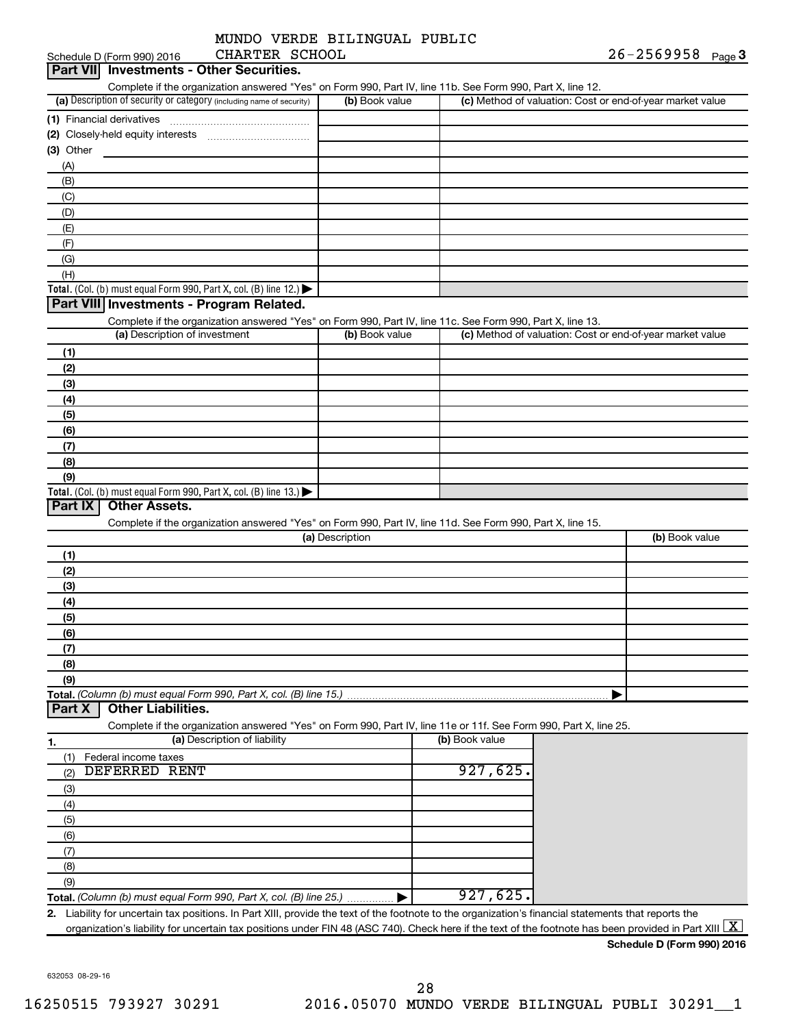MUNDO VERDE BILINGUAL PUBLIC CHARTER SCHOOL 26-2569958

Schedule D (Form 990) 2016

## Part VII Investments - Other Securities.

Complete if the organization answered "Yes" on Form 990, Part IV, line 11b. See Form 990, Part X, line 12.

| (a) Description of security or category (including name of security) | (b) Book value | (c) Method of valuation: Cost or end-of-year market value |
|---|---|---|
| (1) Financial derivatives | | |
| (2) Closely-held equity interests | | |
| (3) Other | | |
| (A) | | |
| (B) | | |
| (C) | | |
| (D) | | |
| (E) | | |
| (F) | | |
| (G) | | |
| (H) | | |
| Total. (Col. (b) must equal Form 990, Part X, col. (B) line 12.) | | |

## Part VIII Investments - Program Related.

Complete if the organization answered "Yes" on Form 990, Part IV, line 11c. See Form 990, Part X, line 13.

| (a) Description of investment | (b) Book value | (c) Method of valuation: Cost or end-of-year market value |
|---|---|---|
| (1) | | |
| (2) | | |
| (3) | | |
| (4) | | |
| (5) | | |
| (6) | | |
| (7) | | |
| (8) | | |
| (9) | | |
| Total. (Col. (b) must equal Form 990, Part X, col. (B) line 13.) | | |

## Part IX Other Assets.

Complete if the organization answered "Yes" on Form 990, Part IV, line 11d. See Form 990, Part X, line 15.

| (a) Description | (b) Book value |
|---|---|
| (1) | |
| (2) | |
| (3) | |
| (4) | |
| (5) | |
| (6) | |
| (7) | |
| (8) | |
| (9) | |
| Total. (Column (b) must equal Form 990, Part X, col. (B) line 15.) | |

## Part X Other Liabilities.

Complete if the organization answered "Yes" on Form 990, Part IV, line 11e or 11f. See Form 990, Part X, line 25.

| 1. (a) Description of liability | (b) Book value |
|---|---|
| (1) Federal income taxes | |
| (2) DEFERRED RENT | 927,625. |
| (3) | |
| (4) | |
| (5) | |
| (6) | |
| (7) | |
| (8) | |
| (9) | |
| Total. (Column (b) must equal Form 990, Part X, col. (B) line 25.) | 927,625. |

2. Liability for uncertain tax positions. In Part XIII, provide the text of the footnote to the organization's financial statements that reports the organization's liability for uncertain tax positions under FIN 48 (ASC 740). Check here if the text of the footnote has been provided in Part XIII [X]

Schedule D (Form 990) 2016

632053 08-29-16

16250515 793927 30291 2016.05070 MUNDO VERDE BILINGUAL PUBLI 30291__1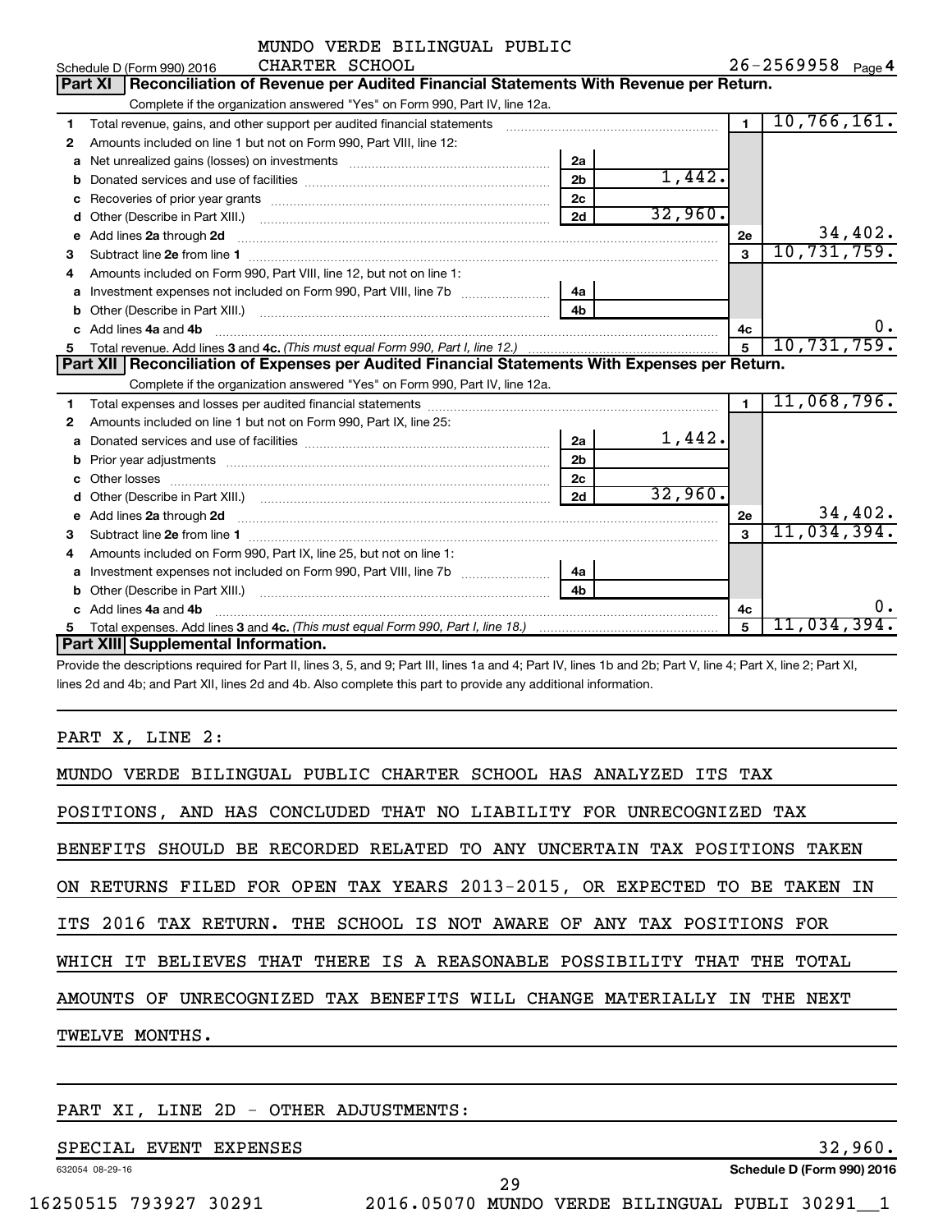MUNDO VERDE BILINGUAL PUBLIC CHARTER SCHOOL 26-2569958

Schedule D (Form 990) 2016 Page 4

## Part XI Reconciliation of Revenue per Audited Financial Statements With Revenue per Return.

Complete if the organization answered "Yes" on Form 990, Part IV, line 12a.

| | | | | | |
|---|---|---|---|---|---|
| 1 | Total revenue, gains, and other support per audited financial statements | | | 1 | 10,766,161. |
| 2 | Amounts included on line 1 but not on Form 990, Part VIII, line 12: | | | | |
| a | Net unrealized gains (losses) on investments | 2a | | | |
| b | Donated services and use of facilities | 2b | 1,442. | | |
| c | Recoveries of prior year grants | 2c | | | |
| d | Other (Describe in Part XIII.) | 2d | 32,960. | | |
| e | Add lines 2a through 2d | | | 2e | 34,402. |
| 3 | Subtract line 2e from line 1 | | | 3 | 10,731,759. |
| 4 | Amounts included on Form 990, Part VIII, line 12, but not on line 1: | | | | |
| a | Investment expenses not included on Form 990, Part VIII, line 7b | 4a | | | |
| b | Other (Describe in Part XIII.) | 4b | | | |
| c | Add lines 4a and 4b | | | 4c | 0. |
| 5 | Total revenue. Add lines 3 and 4c. *(This must equal Form 990, Part I, line 12.)* | | | 5 | 10,731,759. |

## Part XII Reconciliation of Expenses per Audited Financial Statements With Expenses per Return.

Complete if the organization answered "Yes" on Form 990, Part IV, line 12a.

| | | | | | |
|---|---|---|---|---|---|
| 1 | Total expenses and losses per audited financial statements | | | 1 | 11,068,796. |
| 2 | Amounts included on line 1 but not on Form 990, Part IX, line 25: | | | | |
| a | Donated services and use of facilities | 2a | 1,442. | | |
| b | Prior year adjustments | 2b | | | |
| c | Other losses | 2c | | | |
| d | Other (Describe in Part XIII.) | 2d | 32,960. | | |
| e | Add lines 2a through 2d | | | 2e | 34,402. |
| 3 | Subtract line 2e from line 1 | | | 3 | 11,034,394. |
| 4 | Amounts included on Form 990, Part IX, line 25, but not on line 1: | | | | |
| a | Investment expenses not included on Form 990, Part VIII, line 7b | 4a | | | |
| b | Other (Describe in Part XIII.) | 4b | | | |
| c | Add lines 4a and 4b | | | 4c | 0. |
| 5 | Total expenses. Add lines 3 and 4c. *(This must equal Form 990, Part I, line 18.)* | | | 5 | 11,034,394. |

## Part XIII Supplemental Information.

Provide the descriptions required for Part II, lines 3, 5, and 9; Part III, lines 1a and 4; Part IV, lines 1b and 2b; Part V, line 4; Part X, line 2; Part XI, lines 2d and 4b; and Part XII, lines 2d and 4b. Also complete this part to provide any additional information.

PART X, LINE 2:

MUNDO VERDE BILINGUAL PUBLIC CHARTER SCHOOL HAS ANALYZED ITS TAX POSITIONS, AND HAS CONCLUDED THAT NO LIABILITY FOR UNRECOGNIZED TAX BENEFITS SHOULD BE RECORDED RELATED TO ANY UNCERTAIN TAX POSITIONS TAKEN ON RETURNS FILED FOR OPEN TAX YEARS 2013-2015, OR EXPECTED TO BE TAKEN IN ITS 2016 TAX RETURN. THE SCHOOL IS NOT AWARE OF ANY TAX POSITIONS FOR WHICH IT BELIEVES THAT THERE IS A REASONABLE POSSIBILITY THAT THE TOTAL AMOUNTS OF UNRECOGNIZED TAX BENEFITS WILL CHANGE MATERIALLY IN THE NEXT TWELVE MONTHS.

PART XI, LINE 2D - OTHER ADJUSTMENTS:

SPECIAL EVENT EXPENSES 32,960.

632054 08-29-16 Schedule D (Form 990) 2016

16250515 793927 30291 2016.05070 MUNDO VERDE BILINGUAL PUBLI 30291__1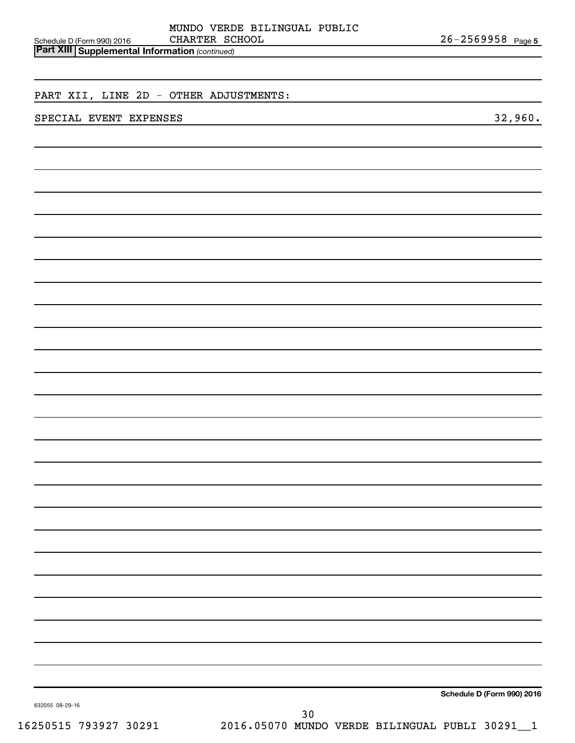## Part XIII Supplemental Information *(continued)*

PART XII, LINE 2D - OTHER ADJUSTMENTS:

| | |
|---|---|
| SPECIAL EVENT EXPENSES | 32,960. |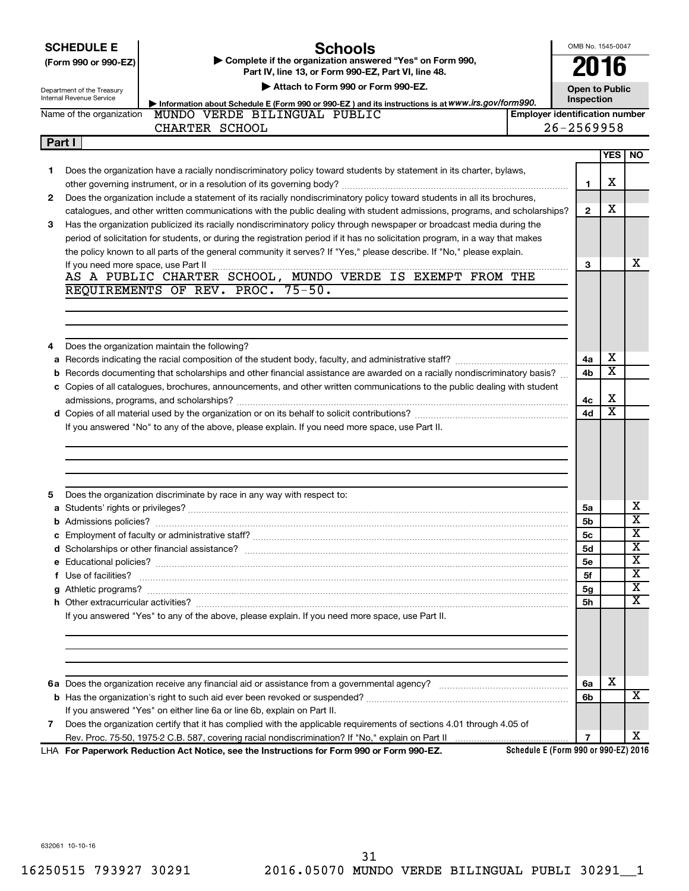**SCHEDULE E (Form 990 or 990-EZ)**

Department of the Treasury
Internal Revenue Service

# Schools

▶ Complete if the organization answered "Yes" on Form 990, Part IV, line 13, or Form 990-EZ, Part VI, line 48.

▶ Attach to Form 990 or Form 990-EZ.

▶ Information about Schedule E (Form 990 or 990-EZ) and its instructions is at *www.irs.gov/form990.*

OMB No. 1545-0047

**2016**

**Open to Public Inspection**

Name of the organization: MUNDO VERDE BILINGUAL PUBLIC CHARTER SCHOOL

Employer identification number: 26-2569958

## Part I

| | | Line | YES | NO |
|---|---|---|---|---|
| 1 | Does the organization have a racially nondiscriminatory policy toward students by statement in its charter, bylaws, other governing instrument, or in a resolution of its governing body? | 1 | X | |
| 2 | Does the organization include a statement of its racially nondiscriminatory policy toward students in all its brochures, catalogues, and other written communications with the public dealing with student admissions, programs, and scholarships? | 2 | X | |
| 3 | Has the organization publicized its racially nondiscriminatory policy through newspaper or broadcast media during the period of solicitation for students, or during the registration period if it has no solicitation program, in a way that makes the policy known to all parts of the general community it serves? If "Yes," please describe. If "No," please explain. If you need more space, use Part II | 3 | | X |

AS A PUBLIC CHARTER SCHOOL, MUNDO VERDE IS EXEMPT FROM THE REQUIREMENTS OF REV. PROC. 75-50.

| | | Line | YES | NO |
|---|---|---|---|---|
| 4 | Does the organization maintain the following? | | | |
| a | Records indicating the racial composition of the student body, faculty, and administrative staff? | 4a | X | |
| b | Records documenting that scholarships and other financial assistance are awarded on a racially nondiscriminatory basis? | 4b | X | |
| c | Copies of all catalogues, brochures, announcements, and other written communications to the public dealing with student admissions, programs, and scholarships? | 4c | X | |
| d | Copies of all material used by the organization or on its behalf to solicit contributions? | 4d | X | |

If you answered "No" to any of the above, please explain. If you need more space, use Part II.

| | | Line | YES | NO |
|---|---|---|---|---|
| 5 | Does the organization discriminate by race in any way with respect to: | | | |
| a | Students' rights or privileges? | 5a | | X |
| b | Admissions policies? | 5b | | X |
| c | Employment of faculty or administrative staff? | 5c | | X |
| d | Scholarships or other financial assistance? | 5d | | X |
| e | Educational policies? | 5e | | X |
| f | Use of facilities? | 5f | | X |
| g | Athletic programs? | 5g | | X |
| h | Other extracurricular activities? | 5h | | X |

If you answered "Yes" to any of the above, please explain. If you need more space, use Part II.

| | | Line | YES | NO |
|---|---|---|---|---|
| 6a | Does the organization receive any financial aid or assistance from a governmental agency? | 6a | X | |
| b | Has the organization's right to such aid ever been revoked or suspended? | 6b | | X |
| | If you answered "Yes" on either line 6a or line 6b, explain on Part II. | | | |
| 7 | Does the organization certify that it has complied with the applicable requirements of sections 4.01 through 4.05 of Rev. Proc. 75-50, 1975-2 C.B. 587, covering racial nondiscrimination? If "No," explain on Part II | 7 | | X |

LHA **For Paperwork Reduction Act Notice, see the Instructions for Form 990 or Form 990-EZ.** **Schedule E (Form 990 or 990-EZ) 2016**

632061 10-10-16

16250515 793927 30291 2016.05070 MUNDO VERDE BILINGUAL PUBLI 30291__1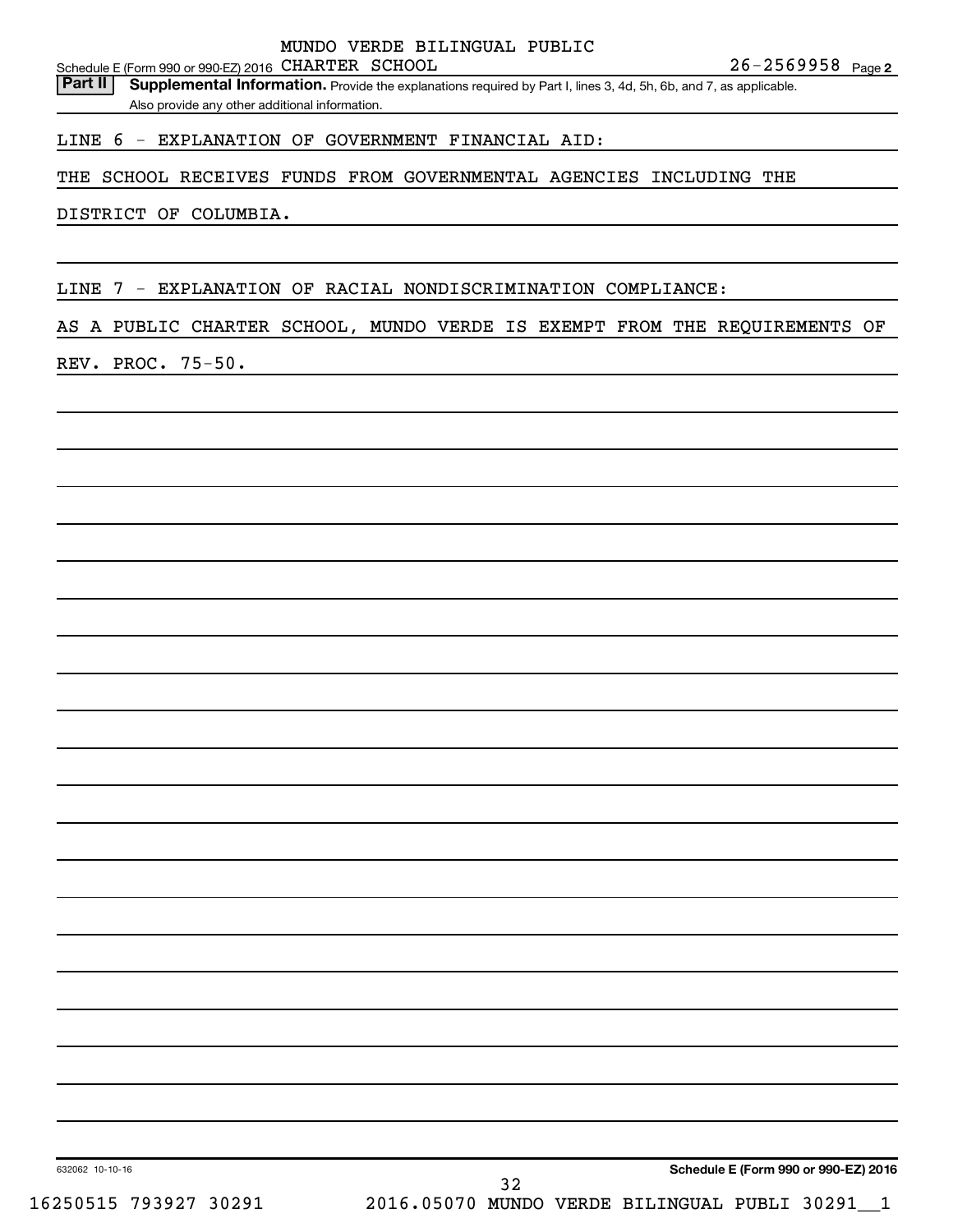MUNDO VERDE BILINGUAL PUBLIC

Schedule E (Form 990 or 990-EZ) 2016 CHARTER SCHOOL 26-2569958 Page 2

**Part II** **Supplemental Information.** Provide the explanations required by Part I, lines 3, 4d, 5h, 6b, and 7, as applicable. Also provide any other additional information.

LINE 6 - EXPLANATION OF GOVERNMENT FINANCIAL AID:

THE SCHOOL RECEIVES FUNDS FROM GOVERNMENTAL AGENCIES INCLUDING THE DISTRICT OF COLUMBIA.

LINE 7 - EXPLANATION OF RACIAL NONDISCRIMINATION COMPLIANCE:

AS A PUBLIC CHARTER SCHOOL, MUNDO VERDE IS EXEMPT FROM THE REQUIREMENTS OF REV. PROC. 75-50.

632062 10-10-16 **Schedule E (Form 990 or 990-EZ) 2016**

16250515 793927 30291 2016.05070 MUNDO VERDE BILINGUAL PUBLI 30291__1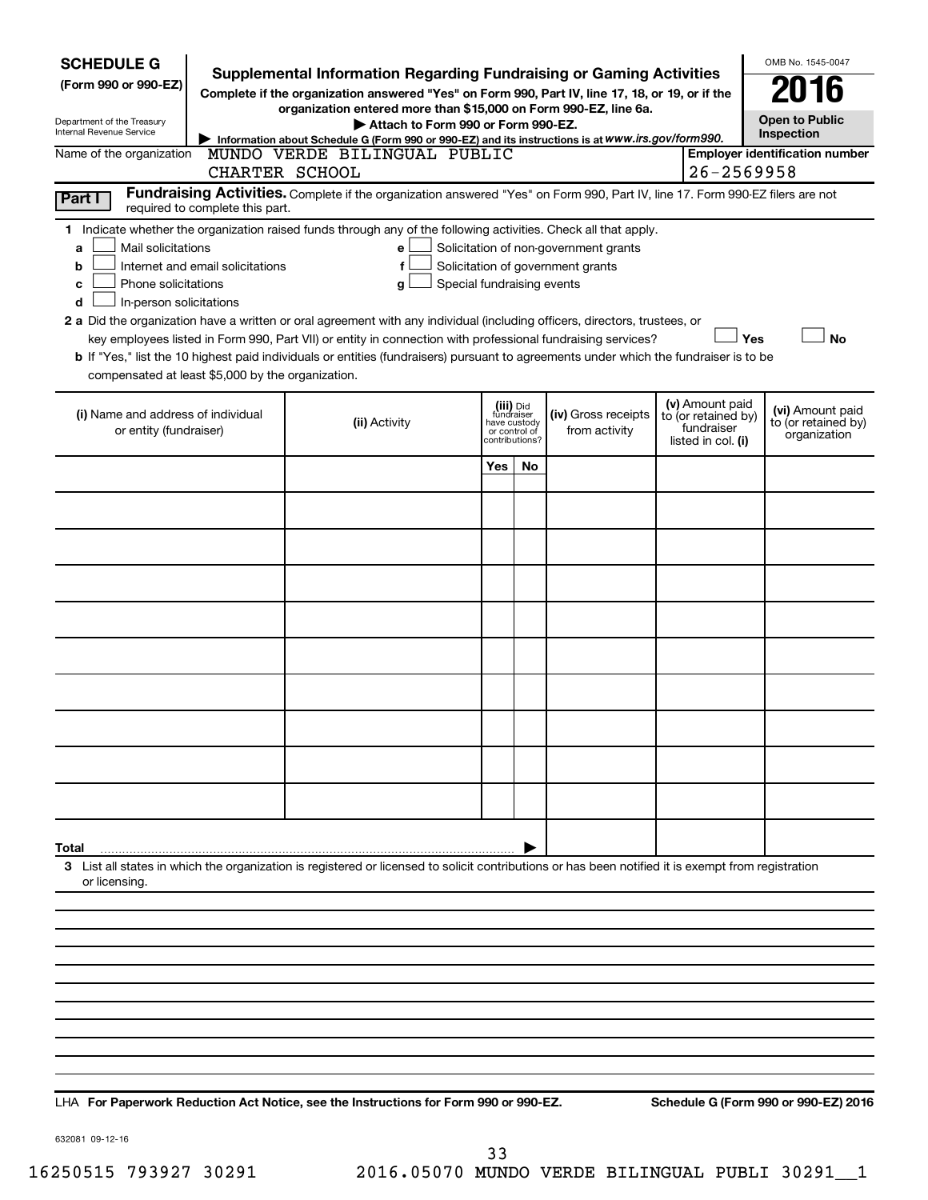**SCHEDULE G**
**(Form 990 or 990-EZ)**

Department of the Treasury
Internal Revenue Service

# Supplemental Information Regarding Fundraising or Gaming Activities

**Complete if the organization answered "Yes" on Form 990, Part IV, line 17, 18, or 19, or if the organization entered more than $15,000 on Form 990-EZ, line 6a.**

**▶ Attach to Form 990 or Form 990-EZ.**

**▶ Information about Schedule G (Form 990 or 990-EZ) and its instructions is at www.irs.gov/form990.**

OMB No. 1545-0047

**2016**

**Open to Public Inspection**

Name of the organization: MUNDO VERDE BILINGUAL PUBLIC CHARTER SCHOOL

**Employer identification number**: 26-2569958

**Part I** **Fundraising Activities.** Complete if the organization answered "Yes" on Form 990, Part IV, line 17. Form 990-EZ filers are not required to complete this part.

**1** Indicate whether the organization raised funds through any of the following activities. Check all that apply.

- **a** ☐ Mail solicitations
- **b** ☐ Internet and email solicitations
- **c** ☐ Phone solicitations
- **d** ☐ In-person solicitations
- **e** ☐ Solicitation of non-government grants
- **f** ☐ Solicitation of government grants
- **g** ☐ Special fundraising events

**2 a** Did the organization have a written or oral agreement with any individual (including officers, directors, trustees, or key employees listed in Form 990, Part VII) or entity in connection with professional fundraising services? ☐ **Yes** ☐ **No**

**b** If "Yes," list the 10 highest paid individuals or entities (fundraisers) pursuant to agreements under which the fundraiser is to be compensated at least $5,000 by the organization.

| (i) Name and address of individual or entity (fundraiser) | (ii) Activity | (iii) Did fundraiser have custody or control of contributions? | | (iv) Gross receipts from activity | (v) Amount paid to (or retained by) fundraiser listed in col. (i) | (vi) Amount paid to (or retained by) organization |
|---|---|---|---|---|---|---|
| | | Yes | No | | | |
| | | | | | | |
| | | | | | | |
| | | | | | | |
| | | | | | | |
| | | | | | | |
| | | | | | | |
| | | | | | | |
| | | | | | | |
| | | | | | | |
| **Total** ▶ | | | | | | |

**3** List all states in which the organization is registered or licensed to solicit contributions or has been notified it is exempt from registration or licensing.

LHA **For Paperwork Reduction Act Notice, see the Instructions for Form 990 or 990-EZ.** **Schedule G (Form 990 or 990-EZ) 2016**

632081 09-12-16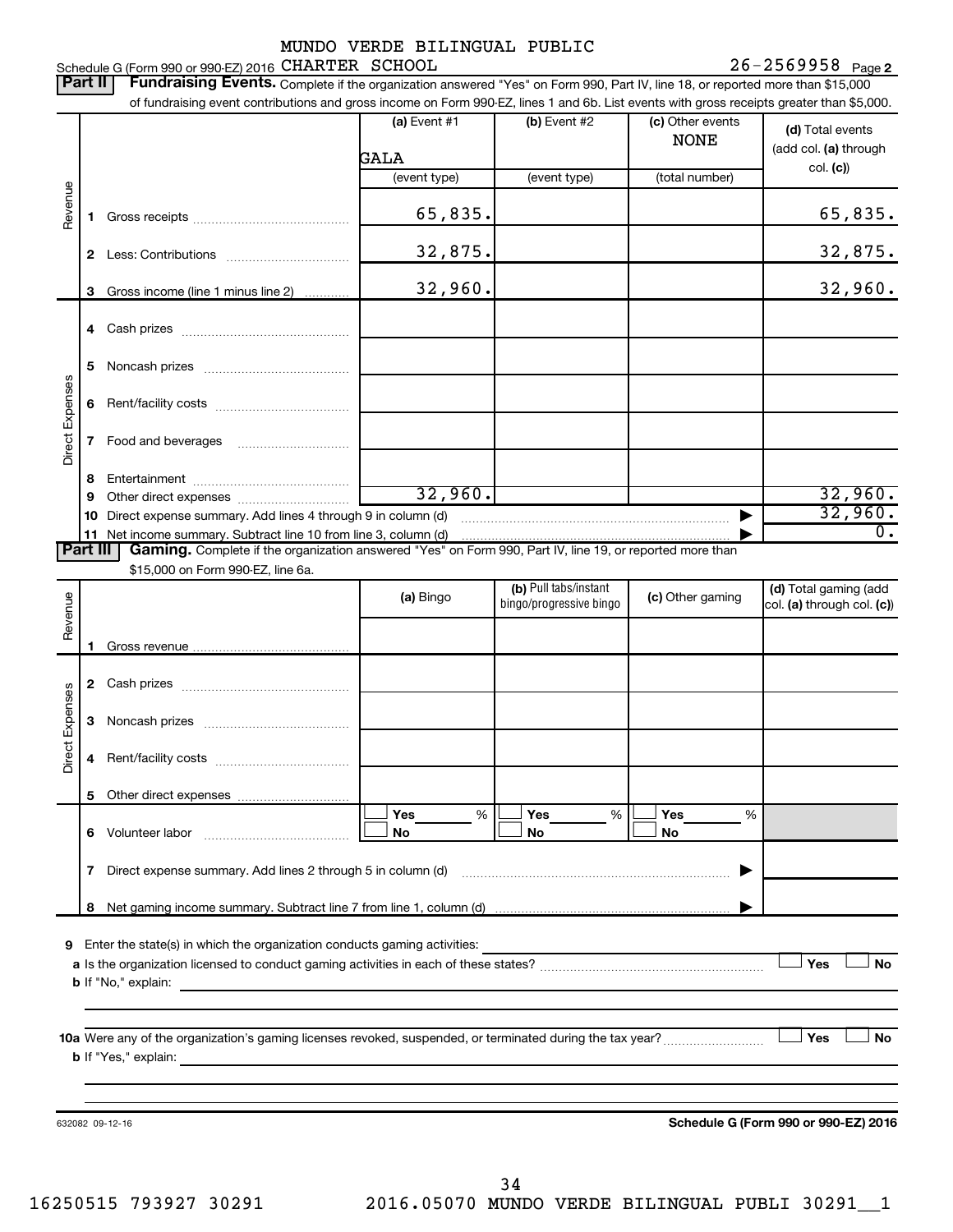Schedule G (Form 990 or 990-EZ) 2016 MUNDO VERDE BILINGUAL PUBLIC CHARTER SCHOOL 26-2569958 Page 2

**Part II | Fundraising Events.** Complete if the organization answered "Yes" on Form 990, Part IV, line 18, or reported more than $15,000 of fundraising event contributions and gross income on Form 990-EZ, lines 1 and 6b. List events with gross receipts greater than $5,000.

| | | (a) Event #1 | (b) Event #2 | (c) Other events | (d) Total events (add col. (a) through col. (c)) |
|---|---|---|---|---|---|
| | | GALA | | NONE | |
| | | (event type) | (event type) | (total number) | |
| Revenue | 1 Gross receipts | 65,835. | | | 65,835. |
| | 2 Less: Contributions | 32,875. | | | 32,875. |
| | 3 Gross income (line 1 minus line 2) | 32,960. | | | 32,960. |
| Direct Expenses | 4 Cash prizes | | | | |
| | 5 Noncash prizes | | | | |
| | 6 Rent/facility costs | | | | |
| | 7 Food and beverages | | | | |
| | 8 Entertainment | | | | |
| | 9 Other direct expenses | 32,960. | | | 32,960. |
| | 10 Direct expense summary. Add lines 4 through 9 in column (d) | | | ▶ | 32,960. |
| | 11 Net income summary. Subtract line 10 from line 3, column (d) | | | ▶ | 0. |

**Part III | Gaming.** Complete if the organization answered "Yes" on Form 990, Part IV, line 19, or reported more than $15,000 on Form 990-EZ, line 6a.

| | | (a) Bingo | (b) Pull tabs/instant bingo/progressive bingo | (c) Other gaming | (d) Total gaming (add col. (a) through col. (c)) |
|---|---|---|---|---|---|
| Revenue | 1 Gross revenue | | | | |
| Direct Expenses | 2 Cash prizes | | | | |
| | 3 Noncash prizes | | | | |
| | 4 Rent/facility costs | | | | |
| | 5 Other direct expenses | | | | |
| | 6 Volunteer labor | ☐ Yes ___ % ☐ No | ☐ Yes ___ % ☐ No | ☐ Yes ___ % ☐ No | |
| | 7 Direct expense summary. Add lines 2 through 5 in column (d) | | | ▶ | |
| | 8 Net gaming income summary. Subtract line 7 from line 1, column (d) | | | ▶ | |

9 Enter the state(s) in which the organization conducts gaming activities: ____________

a Is the organization licensed to conduct gaming activities in each of these states? ☐ Yes ☐ No

b If "No," explain: ____________

10a Were any of the organization's gaming licenses revoked, suspended, or terminated during the tax year? ☐ Yes ☐ No

b If "Yes," explain: ____________

632082 09-12-16 **Schedule G (Form 990 or 990-EZ) 2016**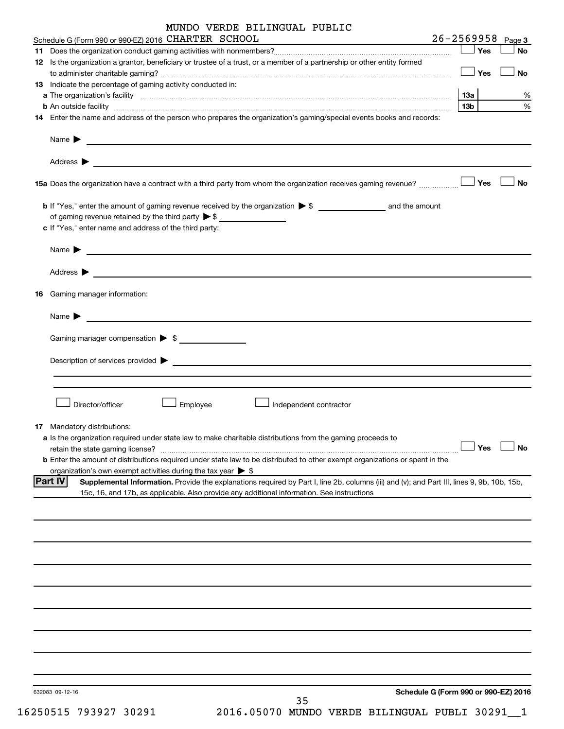MUNDO VERDE BILINGUAL PUBLIC

Schedule G (Form 990 or 990-EZ) 2016 CHARTER SCHOOL 26-2569958 Page **3**

**11** Does the organization conduct gaming activities with nonmembers? ☐ Yes ☐ No

**12** Is the organization a grantor, beneficiary or trustee of a trust, or a member of a partnership or other entity formed to administer charitable gaming? ☐ Yes ☐ No

**13** Indicate the percentage of gaming activity conducted in:

**a** The organization's facility **13a** %

**b** An outside facility **13b** %

**14** Enter the name and address of the person who prepares the organization's gaming/special events books and records:

Name ▶

Address ▶

**15a** Does the organization have a contract with a third party from whom the organization receives gaming revenue? ☐ Yes ☐ No

**b** If "Yes," enter the amount of gaming revenue received by the organization ▶ $ ________ and the amount of gaming revenue retained by the third party ▶ $ ________

**c** If "Yes," enter name and address of the third party:

Name ▶

Address ▶

**16** Gaming manager information:

Name ▶

Gaming manager compensation ▶ $

Description of services provided ▶

☐ Director/officer ☐ Employee ☐ Independent contractor

**17** Mandatory distributions:

**a** Is the organization required under state law to make charitable distributions from the gaming proceeds to retain the state gaming license? ☐ Yes ☐ No

**b** Enter the amount of distributions required under state law to be distributed to other exempt organizations or spent in the organization's own exempt activities during the tax year ▶ $

**Part IV** **Supplemental Information.** Provide the explanations required by Part I, line 2b, columns (iii) and (v); and Part III, lines 9, 9b, 10b, 15b, 15c, 16, and 17b, as applicable. Also provide any additional information. See instructions

632083 09-12-16 **Schedule G (Form 990 or 990-EZ) 2016**

16250515 793927 30291 2016.05070 MUNDO VERDE BILINGUAL PUBLI 30291__1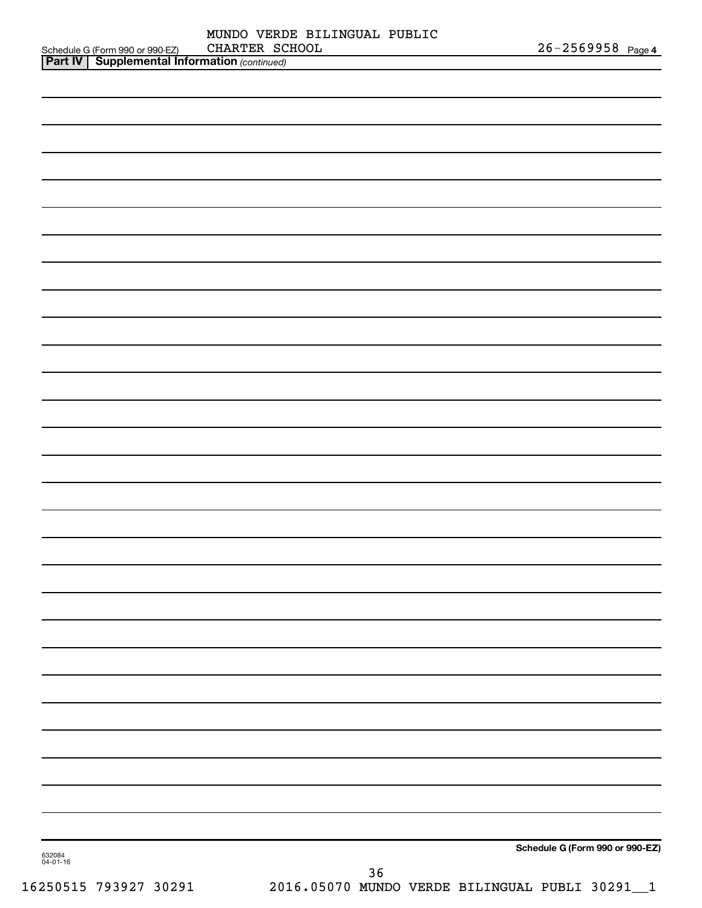Schedule G (Form 990 or 990-EZ) MUNDO VERDE BILINGUAL PUBLIC CHARTER SCHOOL 26-2569958 Page 4

**Part IV | Supplemental Information** *(continued)*

632084 04-01-16

**Schedule G (Form 990 or 990-EZ)**

16250515 793927 30291 2016.05070 MUNDO VERDE BILINGUAL PUBLI 30291__1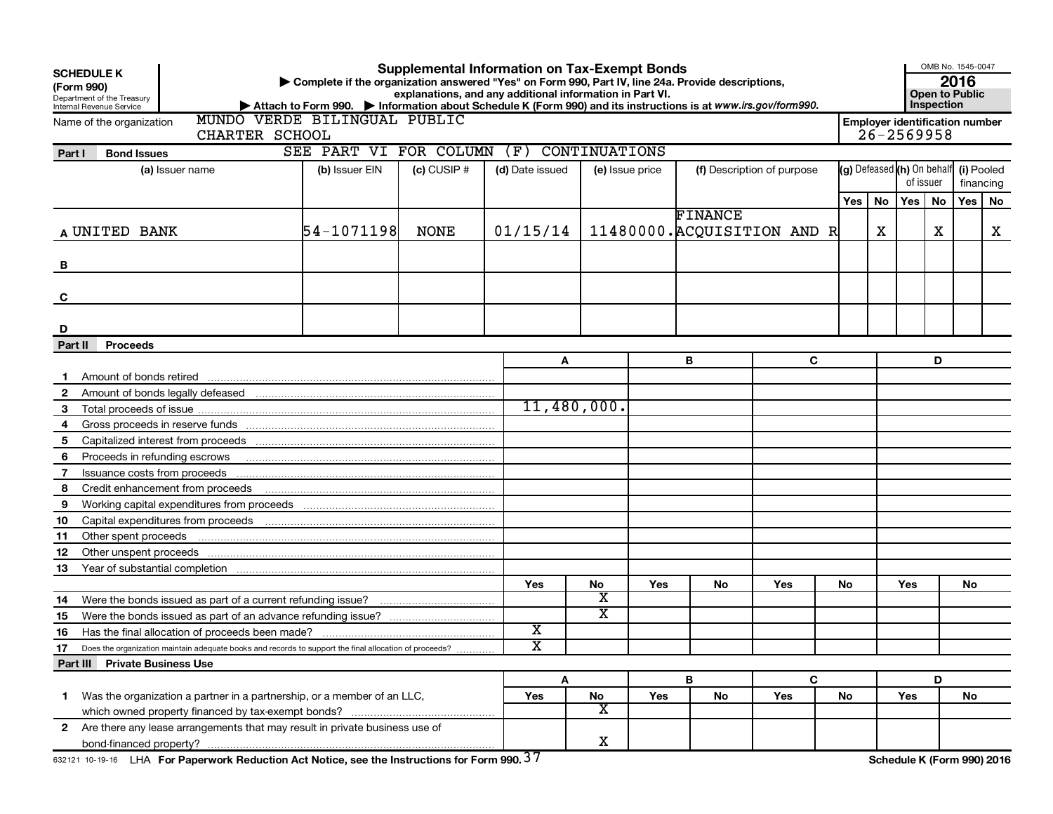**SCHEDULE K**
**(Form 990)**
Department of the Treasury
Internal Revenue Service

# Supplemental Information on Tax-Exempt Bonds

▶ Complete if the organization answered "Yes" on Form 990, Part IV, line 24a. Provide descriptions, explanations, and any additional information in Part VI.
▶ Attach to Form 990. ▶ Information about Schedule K (Form 990) and its instructions is at www.irs.gov/form990.

OMB No. 1545-0047
**2016**
**Open to Public Inspection**

Name of the organization: MUNDO VERDE BILINGUAL PUBLIC CHARTER SCHOOL

Employer identification number: 26-2569958

## Part I Bond Issues

SEE PART VI FOR COLUMN (F) CONTINUATIONS

| | (a) Issuer name | (b) Issuer EIN | (c) CUSIP # | (d) Date issued | (e) Issue price | (f) Description of purpose | (g) Defeased Yes | (g) Defeased No | (h) On behalf of issuer Yes | (h) On behalf of issuer No | (i) Pooled financing Yes | (i) Pooled financing No |
|---|---|---|---|---|---|---|---|---|---|---|---|---|
| A | UNITED BANK | 54-1071198 | NONE | 01/15/14 | 11480000. | FINANCE ACQUISITION AND R | | X | | X | | X |
| B | | | | | | | | | | | | |
| C | | | | | | | | | | | | |
| D | | | | | | | | | | | | |

## Part II Proceeds

| | | A | B | C | D |
|---|---|---|---|---|---|
| 1 | Amount of bonds retired | | | | |
| 2 | Amount of bonds legally defeased | | | | |
| 3 | Total proceeds of issue | 11,480,000. | | | |
| 4 | Gross proceeds in reserve funds | | | | |
| 5 | Capitalized interest from proceeds | | | | |
| 6 | Proceeds in refunding escrows | | | | |
| 7 | Issuance costs from proceeds | | | | |
| 8 | Credit enhancement from proceeds | | | | |
| 9 | Working capital expenditures from proceeds | | | | |
| 10 | Capital expenditures from proceeds | | | | |
| 11 | Other spent proceeds | | | | |
| 12 | Other unspent proceeds | | | | |
| 13 | Year of substantial completion | | | | |

| | | A Yes | A No | B Yes | B No | C Yes | C No | D Yes | D No |
|---|---|---|---|---|---|---|---|---|---|
| 14 | Were the bonds issued as part of a current refunding issue? | | X | | | | | | |
| 15 | Were the bonds issued as part of an advance refunding issue? | | X | | | | | | |
| 16 | Has the final allocation of proceeds been made? | X | | | | | | | |
| 17 | Does the organization maintain adequate books and records to support the final allocation of proceeds? | X | | | | | | | |

## Part III Private Business Use

| | | A Yes | A No | B Yes | B No | C Yes | C No | D Yes | D No |
|---|---|---|---|---|---|---|---|---|---|
| 1 | Was the organization a partner in a partnership, or a member of an LLC, which owned property financed by tax-exempt bonds? | | X | | | | | | |
| 2 | Are there any lease arrangements that may result in private business use of bond-financed property? | | X | | | | | | |

632121 10-19-16 LHA **For Paperwork Reduction Act Notice, see the Instructions for Form 990.** **Schedule K (Form 990) 2016**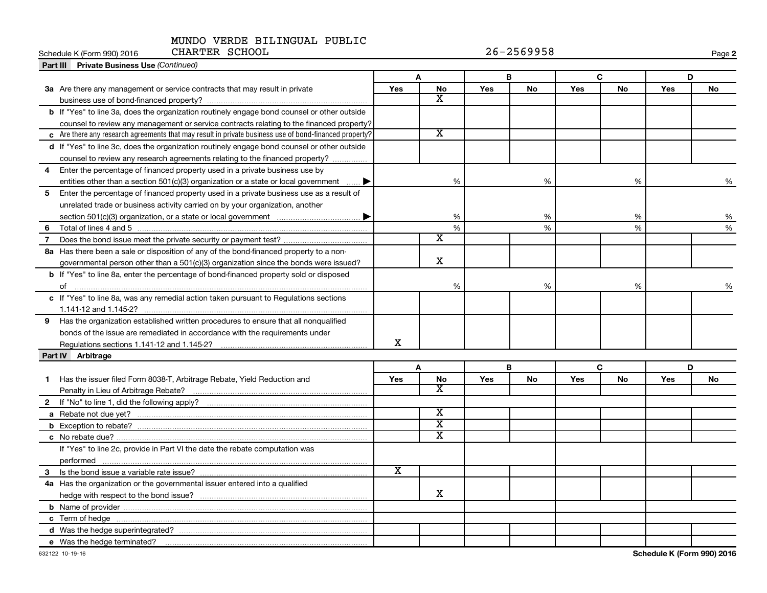MUNDO VERDE BILINGUAL PUBLIC CHARTER SCHOOL

Schedule K (Form 990) 2016 — 26-2569958

**Part III Private Business Use** *(Continued)*

| | A | | B | | C | | D | |
|---|---|---|---|---|---|---|---|---|
| | Yes | No | Yes | No | Yes | No | Yes | No |
| **3a** Are there any management or service contracts that may result in private business use of bond-financed property? | | X | | | | | | |
| **b** If "Yes" to line 3a, does the organization routinely engage bond counsel or other outside counsel to review any management or service contracts relating to the financed property? | | | | | | | | |
| **c** Are there any research agreements that may result in private business use of bond-financed property? | | X | | | | | | |
| **d** If "Yes" to line 3c, does the organization routinely engage bond counsel or other outside counsel to review any research agreements relating to the financed property? | | | | | | | | |
| **4** Enter the percentage of financed property used in a private business use by entities other than a section 501(c)(3) organization or a state or local government ▶ | | % | | % | | % | | % |
| **5** Enter the percentage of financed property used in a private business use as a result of unrelated trade or business activity carried on by your organization, another section 501(c)(3) organization, or a state or local government ▶ | | % | | % | | % | | % |
| **6** Total of lines 4 and 5 | | % | | % | | % | | % |
| **7** Does the bond issue meet the private security or payment test? | | X | | | | | | |
| **8a** Has there been a sale or disposition of any of the bond-financed property to a nongovernmental person other than a 501(c)(3) organization since the bonds were issued? | | X | | | | | | |
| **b** If "Yes" to line 8a, enter the percentage of bond-financed property sold or disposed of | | % | | % | | % | | % |
| **c** If "Yes" to line 8a, was any remedial action taken pursuant to Regulations sections 1.141-12 and 1.145-2? | | | | | | | | |
| **9** Has the organization established written procedures to ensure that all nonqualified bonds of the issue are remediated in accordance with the requirements under Regulations sections 1.141-12 and 1.145-2? | X | | | | | | | |

**Part IV Arbitrage**

| | A | | B | | C | | D | |
|---|---|---|---|---|---|---|---|---|
| | Yes | No | Yes | No | Yes | No | Yes | No |
| **1** Has the issuer filed Form 8038-T, Arbitrage Rebate, Yield Reduction and Penalty in Lieu of Arbitrage Rebate? | | X | | | | | | |
| **2** If "No" to line 1, did the following apply? | | | | | | | | |
| **a** Rebate not due yet? | | X | | | | | | |
| **b** Exception to rebate? | | X | | | | | | |
| **c** No rebate due? | | X | | | | | | |
| If "Yes" to line 2c, provide in Part VI the date the rebate computation was performed | | | | | | | | |
| **3** Is the bond issue a variable rate issue? | X | | | | | | | |
| **4a** Has the organization or the governmental issuer entered into a qualified hedge with respect to the bond issue? | | X | | | | | | |
| **b** Name of provider | | | | | | | | |
| **c** Term of hedge | | | | | | | | |
| **d** Was the hedge superintegrated? | | | | | | | | |
| **e** Was the hedge terminated? | | | | | | | | |

632122 10-19-16

Schedule K (Form 990) 2016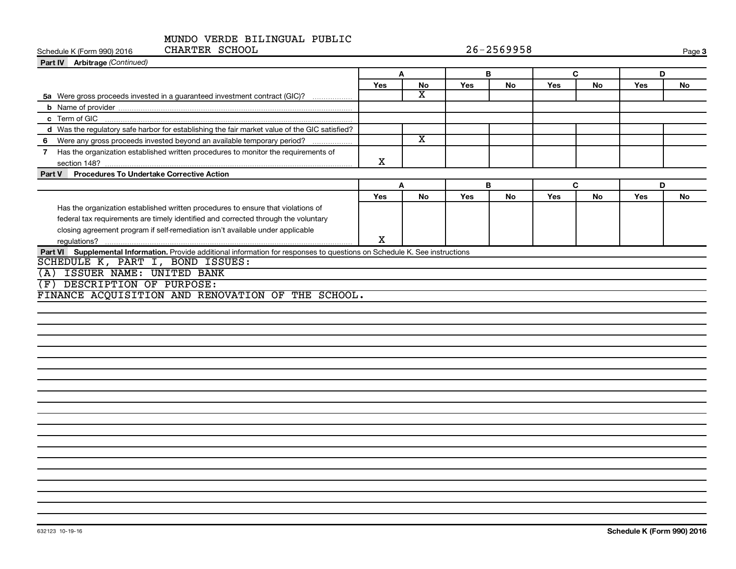MUNDO VERDE BILINGUAL PUBLIC CHARTER SCHOOL 26-2569958

**Part IV Arbitrage** *(Continued)*

| | A | | B | | C | | D | |
|---|---|---|---|---|---|---|---|---|
| | Yes | No | Yes | No | Yes | No | Yes | No |
| **5a** Were gross proceeds invested in a guaranteed investment contract (GIC)? | | X | | | | | | |
| **b** Name of provider | | | | | | | | |
| **c** Term of GIC | | | | | | | | |
| **d** Was the regulatory safe harbor for establishing the fair market value of the GIC satisfied? | | | | | | | | |
| **6** Were any gross proceeds invested beyond an available temporary period? | | X | | | | | | |
| **7** Has the organization established written procedures to monitor the requirements of section 148? | X | | | | | | | |

**Part V Procedures To Undertake Corrective Action**

| | A | | B | | C | | D | |
|---|---|---|---|---|---|---|---|---|
| | Yes | No | Yes | No | Yes | No | Yes | No |
| Has the organization established written procedures to ensure that violations of federal tax requirements are timely identified and corrected through the voluntary closing agreement program if self-remediation isn't available under applicable regulations? | X | | | | | | | |

**Part VI Supplemental Information.** Provide additional information for responses to questions on Schedule K. See instructions

SCHEDULE K, PART I, BOND ISSUES:

(A) ISSUER NAME: UNITED BANK

(F) DESCRIPTION OF PURPOSE:

FINANCE ACQUISITION AND RENOVATION OF THE SCHOOL.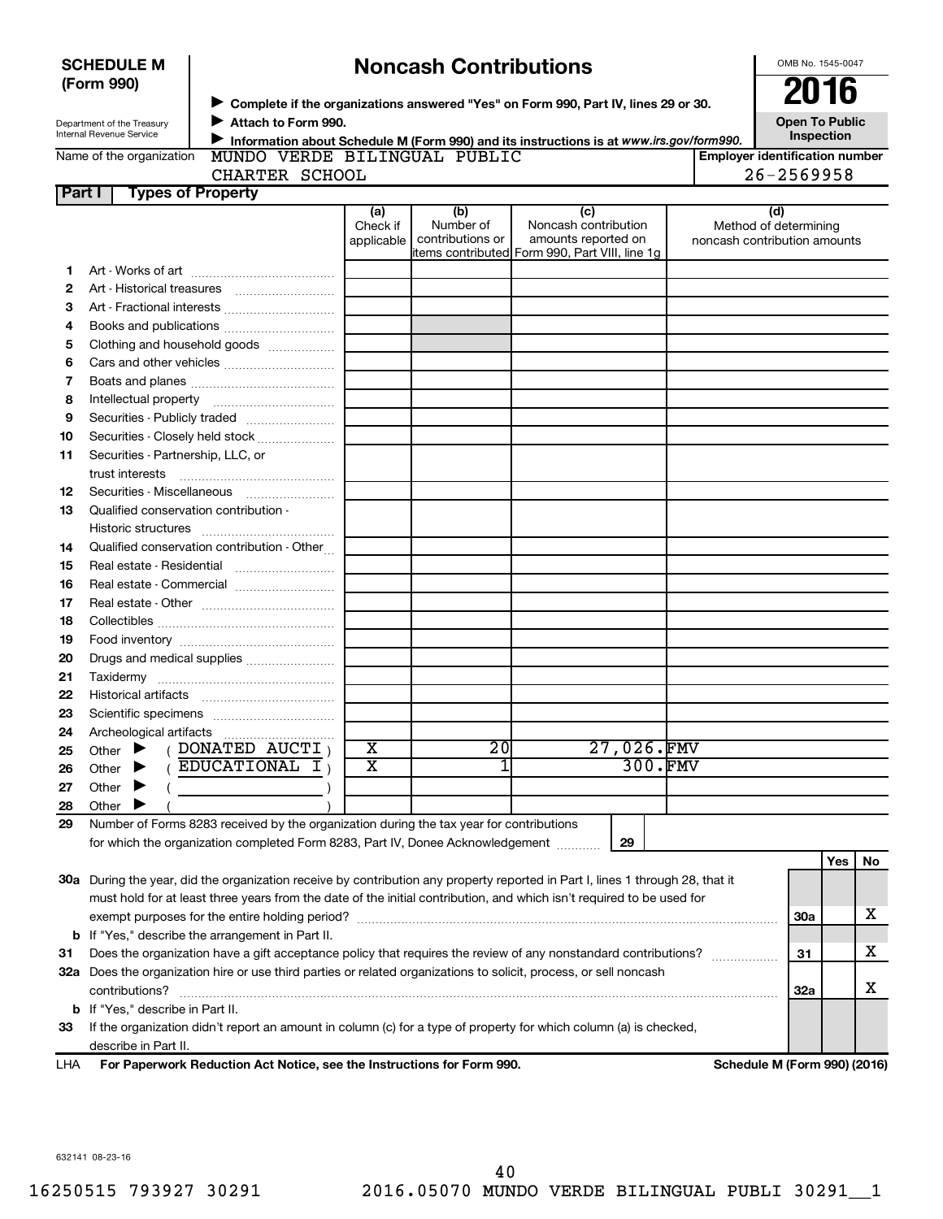**SCHEDULE M (Form 990)**

Department of the Treasury
Internal Revenue Service

# Noncash Contributions

▶ Complete if the organizations answered "Yes" on Form 990, Part IV, lines 29 or 30.
▶ Attach to Form 990.
▶ Information about Schedule M (Form 990) and its instructions is at *www.irs.gov/form990.*

OMB No. 1545-0047

**2016**

**Open To Public Inspection**

Name of the organization: MUNDO VERDE BILINGUAL PUBLIC CHARTER SCHOOL

Employer identification number: 26-2569958

**Part I — Types of Property**

| | | (a) Check if applicable | (b) Number of contributions or items contributed | (c) Noncash contribution amounts reported on Form 990, Part VIII, line 1g | (d) Method of determining noncash contribution amounts |
|---|---|---|---|---|---|
| 1 | Art - Works of art | | | | |
| 2 | Art - Historical treasures | | | | |
| 3 | Art - Fractional interests | | | | |
| 4 | Books and publications | | | | |
| 5 | Clothing and household goods | | | | |
| 6 | Cars and other vehicles | | | | |
| 7 | Boats and planes | | | | |
| 8 | Intellectual property | | | | |
| 9 | Securities - Publicly traded | | | | |
| 10 | Securities - Closely held stock | | | | |
| 11 | Securities - Partnership, LLC, or trust interests | | | | |
| 12 | Securities - Miscellaneous | | | | |
| 13 | Qualified conservation contribution - Historic structures | | | | |
| 14 | Qualified conservation contribution - Other | | | | |
| 15 | Real estate - Residential | | | | |
| 16 | Real estate - Commercial | | | | |
| 17 | Real estate - Other | | | | |
| 18 | Collectibles | | | | |
| 19 | Food inventory | | | | |
| 20 | Drugs and medical supplies | | | | |
| 21 | Taxidermy | | | | |
| 22 | Historical artifacts | | | | |
| 23 | Scientific specimens | | | | |
| 24 | Archeological artifacts | | | | |
| 25 | Other ▶ ( DONATED AUCTI ) | X | 20 | 27,026. | FMV |
| 26 | Other ▶ ( EDUCATIONAL I ) | X | 1 | 300. | FMV |
| 27 | Other ▶ ( ) | | | | |
| 28 | Other ▶ ( ) | | | | |

29 Number of Forms 8283 received by the organization during the tax year for contributions for which the organization completed Form 8283, Part IV, Donee Acknowledgement ..... **29**

| | | | Yes | No |
|---|---|---|---|---|
| 30a | During the year, did the organization receive by contribution any property reported in Part I, lines 1 through 28, that it must hold for at least three years from the date of the initial contribution, and which isn't required to be used for exempt purposes for the entire holding period? | 30a | | X |
| b | If "Yes," describe the arrangement in Part II. | | | |
| 31 | Does the organization have a gift acceptance policy that requires the review of any nonstandard contributions? | 31 | | X |
| 32a | Does the organization hire or use third parties or related organizations to solicit, process, or sell noncash contributions? | 32a | | X |
| b | If "Yes," describe in Part II. | | | |
| 33 | If the organization didn't report an amount in column (c) for a type of property for which column (a) is checked, describe in Part II. | | | |

LHA **For Paperwork Reduction Act Notice, see the Instructions for Form 990.** **Schedule M (Form 990) (2016)**

632141 08-23-16

16250515 793927 30291 2016.05070 MUNDO VERDE BILINGUAL PUBLI 30291__1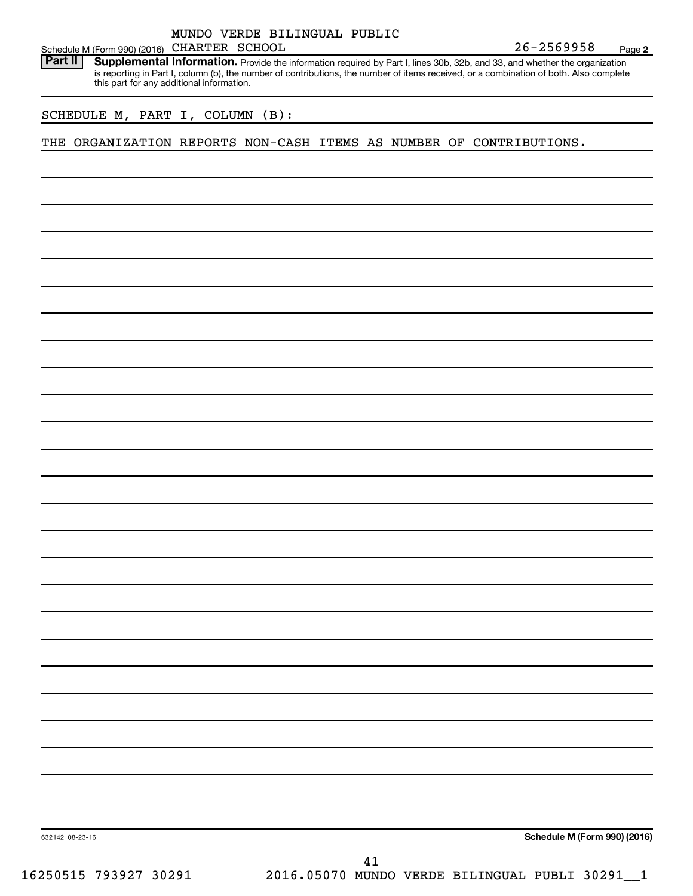MUNDO VERDE BILINGUAL PUBLIC CHARTER SCHOOL — 26-2569958

Schedule M (Form 990) (2016) Page 2

**Part II** **Supplemental Information.** Provide the information required by Part I, lines 30b, 32b, and 33, and whether the organization is reporting in Part I, column (b), the number of contributions, the number of items received, or a combination of both. Also complete this part for any additional information.

SCHEDULE M, PART I, COLUMN (B):

THE ORGANIZATION REPORTS NON-CASH ITEMS AS NUMBER OF CONTRIBUTIONS.

632142 08-23-16 **Schedule M (Form 990) (2016)**

16250515 793927 30291 2016.05070 MUNDO VERDE BILINGUAL PUBLI 30291__1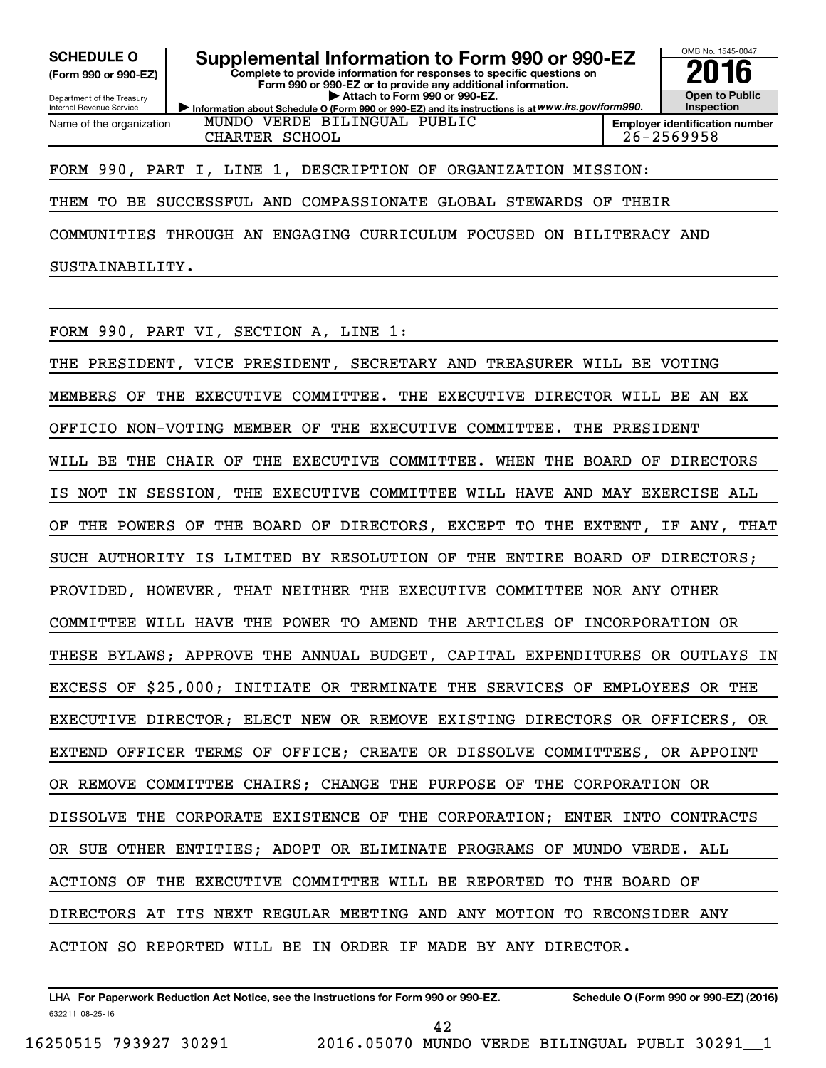**SCHEDULE O**
**(Form 990 or 990-EZ)**

Department of the Treasury
Internal Revenue Service

# Supplemental Information to Form 990 or 990-EZ

**Complete to provide information for responses to specific questions on Form 990 or 990-EZ or to provide any additional information.**
**▶ Attach to Form 990 or 990-EZ.**
**▶ Information about Schedule O (Form 990 or 990-EZ) and its instructions is at** ***www.irs.gov/form990.***

OMB No. 1545-0047
**2016**
**Open to Public Inspection**

| Name of the organization | Employer identification number |
|---|---|
| MUNDO VERDE BILINGUAL PUBLIC CHARTER SCHOOL | 26-2569958 |

FORM 990, PART I, LINE 1, DESCRIPTION OF ORGANIZATION MISSION:

THEM TO BE SUCCESSFUL AND COMPASSIONATE GLOBAL STEWARDS OF THEIR COMMUNITIES THROUGH AN ENGAGING CURRICULUM FOCUSED ON BILITERACY AND SUSTAINABILITY.

FORM 990, PART VI, SECTION A, LINE 1:

THE PRESIDENT, VICE PRESIDENT, SECRETARY AND TREASURER WILL BE VOTING MEMBERS OF THE EXECUTIVE COMMITTEE. THE EXECUTIVE DIRECTOR WILL BE AN EX OFFICIO NON-VOTING MEMBER OF THE EXECUTIVE COMMITTEE. THE PRESIDENT WILL BE THE CHAIR OF THE EXECUTIVE COMMITTEE. WHEN THE BOARD OF DIRECTORS IS NOT IN SESSION, THE EXECUTIVE COMMITTEE WILL HAVE AND MAY EXERCISE ALL OF THE POWERS OF THE BOARD OF DIRECTORS, EXCEPT TO THE EXTENT, IF ANY, THAT SUCH AUTHORITY IS LIMITED BY RESOLUTION OF THE ENTIRE BOARD OF DIRECTORS; PROVIDED, HOWEVER, THAT NEITHER THE EXECUTIVE COMMITTEE NOR ANY OTHER COMMITTEE WILL HAVE THE POWER TO AMEND THE ARTICLES OF INCORPORATION OR THESE BYLAWS; APPROVE THE ANNUAL BUDGET, CAPITAL EXPENDITURES OR OUTLAYS IN EXCESS OF $25,000; INITIATE OR TERMINATE THE SERVICES OF EMPLOYEES OR THE EXECUTIVE DIRECTOR; ELECT NEW OR REMOVE EXISTING DIRECTORS OR OFFICERS, OR EXTEND OFFICER TERMS OF OFFICE; CREATE OR DISSOLVE COMMITTEES, OR APPOINT OR REMOVE COMMITTEE CHAIRS; CHANGE THE PURPOSE OF THE CORPORATION OR DISSOLVE THE CORPORATE EXISTENCE OF THE CORPORATION; ENTER INTO CONTRACTS OR SUE OTHER ENTITIES; ADOPT OR ELIMINATE PROGRAMS OF MUNDO VERDE. ALL ACTIONS OF THE EXECUTIVE COMMITTEE WILL BE REPORTED TO THE BOARD OF DIRECTORS AT ITS NEXT REGULAR MEETING AND ANY MOTION TO RECONSIDER ANY ACTION SO REPORTED WILL BE IN ORDER IF MADE BY ANY DIRECTOR.

LHA **For Paperwork Reduction Act Notice, see the Instructions for Form 990 or 990-EZ.** **Schedule O (Form 990 or 990-EZ) (2016)**

632211 08-25-16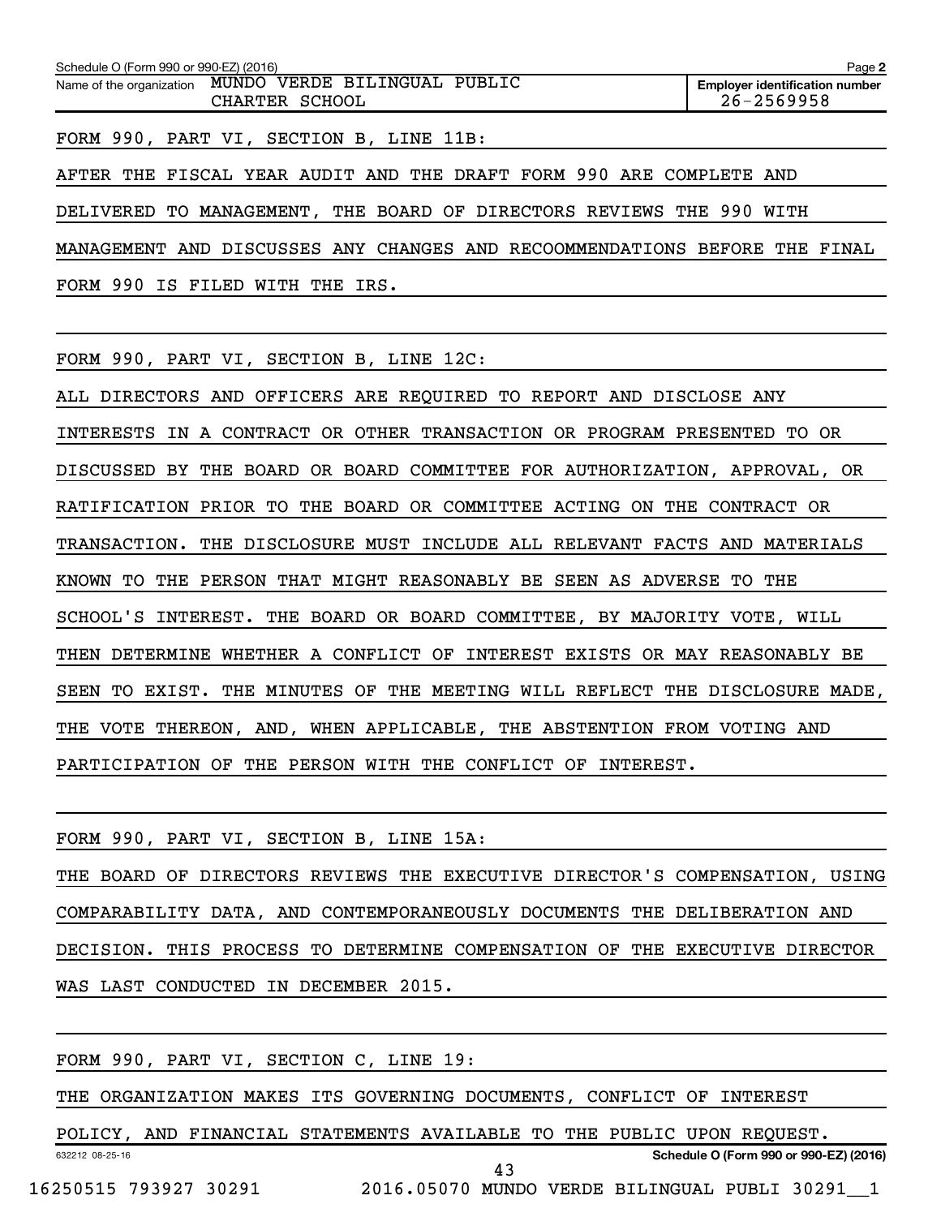Schedule O (Form 990 or 990-EZ) (2016)

Name of the organization: MUNDO VERDE BILINGUAL PUBLIC CHARTER SCHOOL

Employer identification number: 26-2569958

FORM 990, PART VI, SECTION B, LINE 11B:

AFTER THE FISCAL YEAR AUDIT AND THE DRAFT FORM 990 ARE COMPLETE AND DELIVERED TO MANAGEMENT, THE BOARD OF DIRECTORS REVIEWS THE 990 WITH MANAGEMENT AND DISCUSSES ANY CHANGES AND RECOOMMENDATIONS BEFORE THE FINAL FORM 990 IS FILED WITH THE IRS.

FORM 990, PART VI, SECTION B, LINE 12C:

ALL DIRECTORS AND OFFICERS ARE REQUIRED TO REPORT AND DISCLOSE ANY INTERESTS IN A CONTRACT OR OTHER TRANSACTION OR PROGRAM PRESENTED TO OR DISCUSSED BY THE BOARD OR BOARD COMMITTEE FOR AUTHORIZATION, APPROVAL, OR RATIFICATION PRIOR TO THE BOARD OR COMMITTEE ACTING ON THE CONTRACT OR TRANSACTION. THE DISCLOSURE MUST INCLUDE ALL RELEVANT FACTS AND MATERIALS KNOWN TO THE PERSON THAT MIGHT REASONABLY BE SEEN AS ADVERSE TO THE SCHOOL'S INTEREST. THE BOARD OR BOARD COMMITTEE, BY MAJORITY VOTE, WILL THEN DETERMINE WHETHER A CONFLICT OF INTEREST EXISTS OR MAY REASONABLY BE SEEN TO EXIST. THE MINUTES OF THE MEETING WILL REFLECT THE DISCLOSURE MADE, THE VOTE THEREON, AND, WHEN APPLICABLE, THE ABSTENTION FROM VOTING AND PARTICIPATION OF THE PERSON WITH THE CONFLICT OF INTEREST.

FORM 990, PART VI, SECTION B, LINE 15A:

THE BOARD OF DIRECTORS REVIEWS THE EXECUTIVE DIRECTOR'S COMPENSATION, USING COMPARABILITY DATA, AND CONTEMPORANEOUSLY DOCUMENTS THE DELIBERATION AND DECISION. THIS PROCESS TO DETERMINE COMPENSATION OF THE EXECUTIVE DIRECTOR WAS LAST CONDUCTED IN DECEMBER 2015.

FORM 990, PART VI, SECTION C, LINE 19:

THE ORGANIZATION MAKES ITS GOVERNING DOCUMENTS, CONFLICT OF INTEREST POLICY, AND FINANCIAL STATEMENTS AVAILABLE TO THE PUBLIC UPON REQUEST.

632212 08-25-16

Schedule O (Form 990 or 990-EZ) (2016)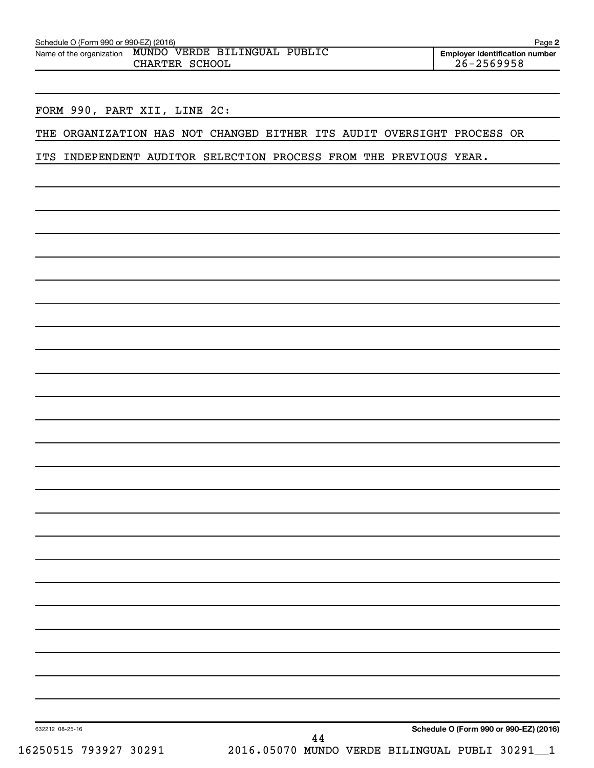Schedule O (Form 990 or 990-EZ) (2016) Page **2**

Name of the organization MUNDO VERDE BILINGUAL PUBLIC CHARTER SCHOOL

**Employer identification number** 26-2569958

FORM 990, PART XII, LINE 2C:

THE ORGANIZATION HAS NOT CHANGED EITHER ITS AUDIT OVERSIGHT PROCESS OR ITS INDEPENDENT AUDITOR SELECTION PROCESS FROM THE PREVIOUS YEAR.

632212 08-25-16

**Schedule O (Form 990 or 990-EZ) (2016)**

16250515 793927 30291 2016.05070 MUNDO VERDE BILINGUAL PUBLI 30291__1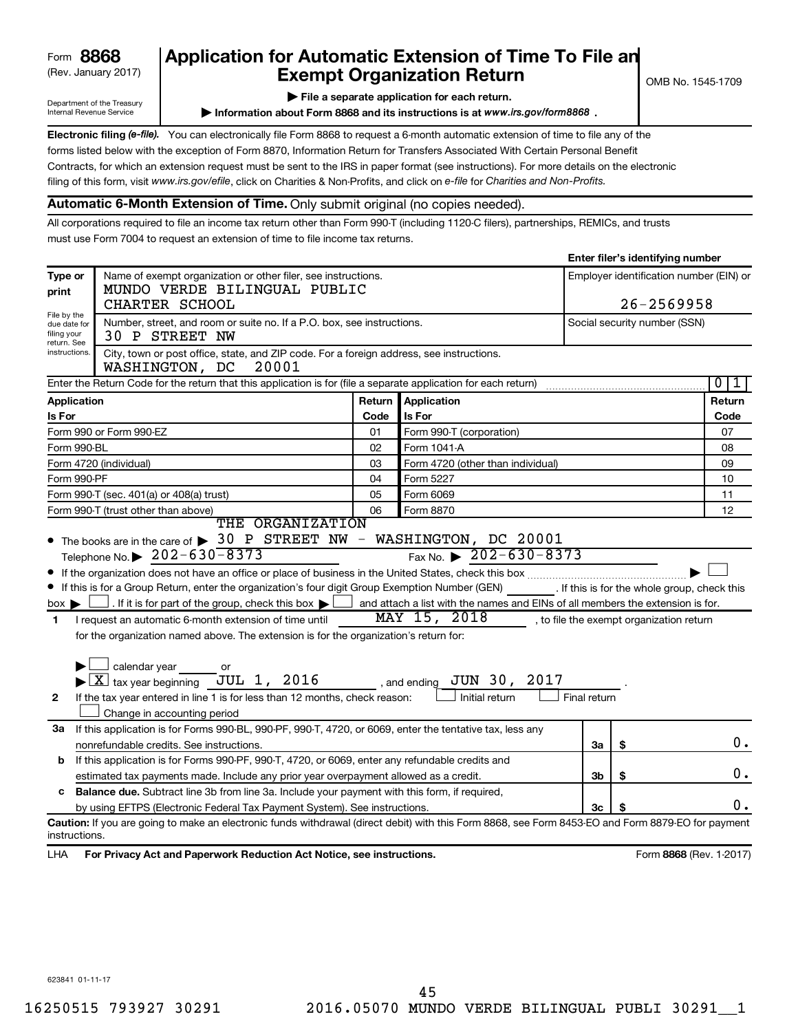Form **8868**
(Rev. January 2017)

Department of the Treasury
Internal Revenue Service

# Application for Automatic Extension of Time To File an Exempt Organization Return

OMB No. 1545-1709

▶ File a separate application for each return.

▶ Information about Form 8868 and its instructions is at *www.irs.gov/form8868* .

**Electronic filing *(e-file).*** You can electronically file Form 8868 to request a 6-month automatic extension of time to file any of the forms listed below with the exception of Form 8870, Information Return for Transfers Associated With Certain Personal Benefit Contracts, for which an extension request must be sent to the IRS in paper format (see instructions). For more details on the electronic filing of this form, visit *www.irs.gov/efile*, click on Charities & Non-Profits, and click on *e-file* for *Charities and Non-Profits.*

**Automatic 6-Month Extension of Time.** Only submit original (no copies needed).

All corporations required to file an income tax return other than Form 990-T (including 1120-C filers), partnerships, REMICs, and trusts must use Form 7004 to request an extension of time to file income tax returns.

**Enter filer's identifying number**

| | | |
|---|---|---|
| **Type or print** | Name of exempt organization or other filer, see instructions. MUNDO VERDE BILINGUAL PUBLIC CHARTER SCHOOL | Employer identification number (EIN) or 26-2569958 |
| File by the due date for filing your return. See instructions. | Number, street, and room or suite no. If a P.O. box, see instructions. 30 P STREET NW | Social security number (SSN) |
| | City, town or post office, state, and ZIP code. For a foreign address, see instructions. WASHINGTON, DC 20001 | |

Enter the Return Code for the return that this application is for (file a separate application for each return) ........ 0 1

| Application Is For | Return Code | Application Is For | Return Code |
|---|---|---|---|
| Form 990 or Form 990-EZ | 01 | Form 990-T (corporation) | 07 |
| Form 990-BL | 02 | Form 1041-A | 08 |
| Form 4720 (individual) | 03 | Form 4720 (other than individual) | 09 |
| Form 990-PF | 04 | Form 5227 | 10 |
| Form 990-T (sec. 401(a) or 408(a) trust) | 05 | Form 6069 | 11 |
| Form 990-T (trust other than above) | 06 | Form 8870 | 12 |

- The books are in the care of ▶ THE ORGANIZATION 30 P STREET NW - WASHINGTON, DC 20001
  Telephone No. ▶ 202-630-8373 Fax No. ▶ 202-630-8373
- If the organization does not have an office or place of business in the United States, check this box ........ ▶ ☐
- If this is for a Group Return, enter the organization's four digit Group Exemption Number (GEN) ______ . If this is for the whole group, check this box ▶ ☐ . If it is for part of the group, check this box ▶ ☐ and attach a list with the names and EINs of all members the extension is for.

**1** I request an automatic 6-month extension of time until MAY 15, 2018 , to file the exempt organization return for the organization named above. The extension is for the organization's return for:

▶ ☐ calendar year ______ or
▶ ☒ tax year beginning JUL 1, 2016 , and ending JUN 30, 2017 .

**2** If the tax year entered in line 1 is for less than 12 months, check reason: ☐ Initial return ☐ Final return
☐ Change in accounting period

| | | | |
|---|---|---|---|
| **3a** | If this application is for Forms 990-BL, 990-PF, 990-T, 4720, or 6069, enter the tentative tax, less any nonrefundable credits. See instructions. | 3a | $ 0. |
| **b** | If this application is for Forms 990-PF, 990-T, 4720, or 6069, enter any refundable credits and estimated tax payments made. Include any prior year overpayment allowed as a credit. | 3b | $ 0. |
| **c** | **Balance due.** Subtract line 3b from line 3a. Include your payment with this form, if required, by using EFTPS (Electronic Federal Tax Payment System). See instructions. | 3c | $ 0. |

**Caution:** If you are going to make an electronic funds withdrawal (direct debit) with this Form 8868, see Form 8453-EO and Form 8879-EO for payment instructions.

LHA **For Privacy Act and Paperwork Reduction Act Notice, see instructions.** Form **8868** (Rev. 1-2017)

623841 01-11-17

16250515 793927 30291 2016.05070 MUNDO VERDE BILINGUAL PUBLI 30291__1